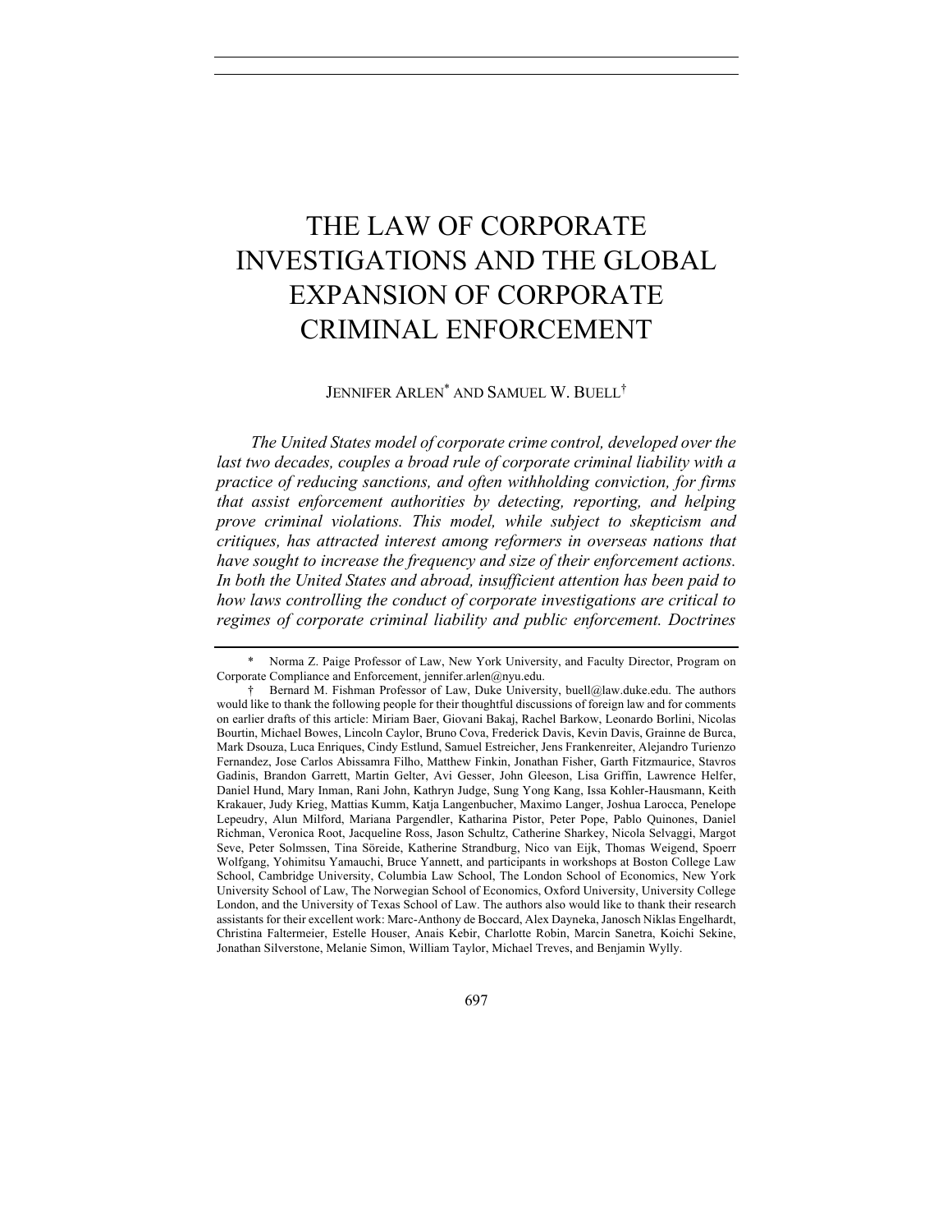# THE LAW OF CORPORATE INVESTIGATIONS AND THE GLOBAL EXPANSION OF CORPORATE CRIMINAL ENFORCEMENT

JENNIFER ARLEN[*] AND SAMUEL W. BUELL[†]

*The United States model of corporate crime control, developed over the last two decades, couples a broad rule of corporate criminal liability with a practice of reducing sanctions, and often withholding conviction, for firms that assist enforcement authorities by detecting, reporting, and helping prove criminal violations. This model, while subject to skepticism and critiques, has attracted interest among reformers in overseas nations that have sought to increase the frequency and size of their enforcement actions. In both the United States and abroad, insufficient attention has been paid to how laws controlling the conduct of corporate investigations are critical to regimes of corporate criminal liability and public enforcement. Doctrines*

---

\* Norma Z. Paige Professor of Law, New York University, and Faculty Director, Program on Corporate Compliance and Enforcement, jennifer.arlen@nyu.edu.

† Bernard M. Fishman Professor of Law, Duke University, buell@law.duke.edu. The authors would like to thank the following people for their thoughtful discussions of foreign law and for comments on earlier drafts of this article: Miriam Baer, Giovani Bakaj, Rachel Barkow, Leonardo Borlini, Nicolas Bourtin, Michael Bowes, Lincoln Caylor, Bruno Cova, Frederick Davis, Kevin Davis, Grainne de Burca, Mark Dsouza, Luca Enriques, Cindy Estlund, Samuel Estreicher, Jens Frankenreiter, Alejandro Turienzo Fernandez, Jose Carlos Abissamra Filho, Matthew Finkin, Jonathan Fisher, Garth Fitzmaurice, Stavros Gadinis, Brandon Garrett, Martin Gelter, Avi Gesser, John Gleeson, Lisa Griffin, Lawrence Helfer, Daniel Hund, Mary Inman, Rani John, Kathryn Judge, Sung Yong Kang, Issa Kohler-Hausmann, Keith Krakauer, Judy Krieg, Mattias Kumm, Katja Langenbucher, Maximo Langer, Joshua Larocca, Penelope Lepeudry, Alun Milford, Mariana Pargendler, Katharina Pistor, Peter Pope, Pablo Quinones, Daniel Richman, Veronica Root, Jacqueline Ross, Jason Schultz, Catherine Sharkey, Nicola Selvaggi, Margot Seve, Peter Solmssen, Tina Söreide, Katherine Strandburg, Nico van Eijk, Thomas Weigend, Spoerr Wolfgang, Yohimitsu Yamauchi, Bruce Yannett, and participants in workshops at Boston College Law School, Cambridge University, Columbia Law School, The London School of Economics, New York University School of Law, The Norwegian School of Economics, Oxford University, University College London, and the University of Texas School of Law. The authors also would like to thank their research assistants for their excellent work: Marc-Anthony de Boccard, Alex Dayneka, Janosch Niklas Engelhardt, Christina Faltermeier, Estelle Houser, Anais Kebir, Charlotte Robin, Marcin Sanetra, Koichi Sekine, Jonathan Silverstone, Melanie Simon, William Taylor, Michael Treves, and Benjamin Wylly.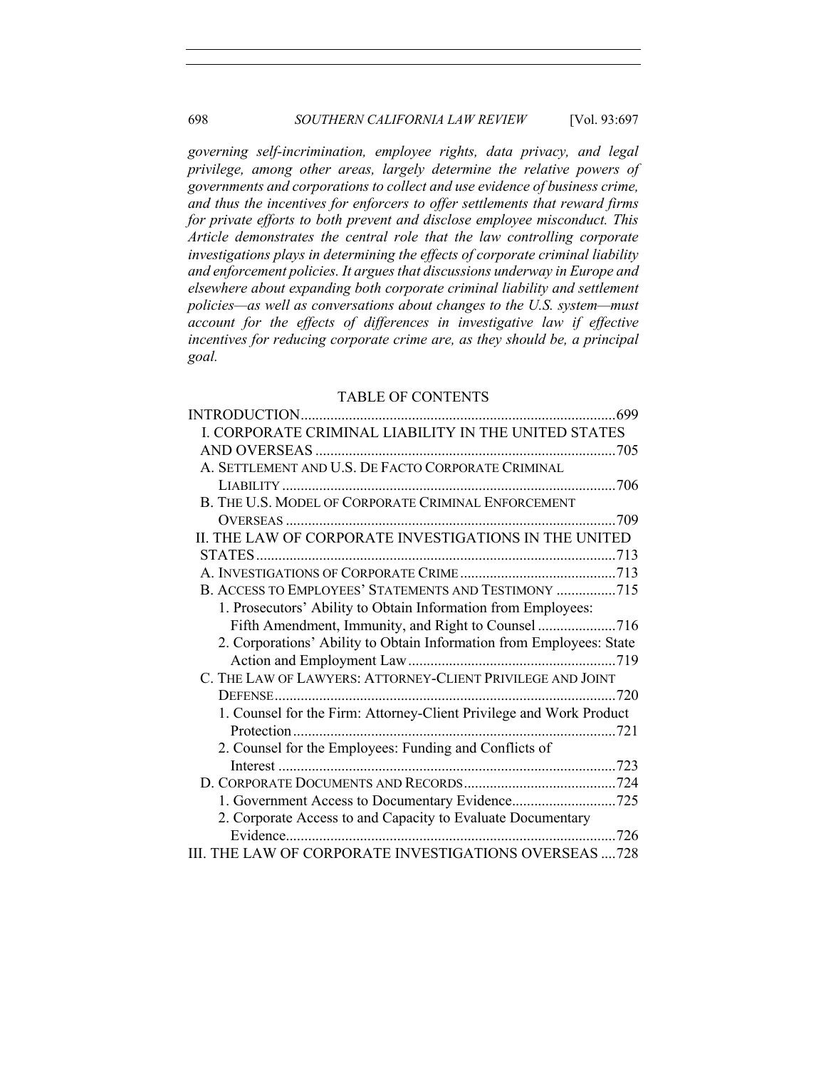*governing self-incrimination, employee rights, data privacy, and legal privilege, among other areas, largely determine the relative powers of governments and corporations to collect and use evidence of business crime, and thus the incentives for enforcers to offer settlements that reward firms for private efforts to both prevent and disclose employee misconduct. This Article demonstrates the central role that the law controlling corporate investigations plays in determining the effects of corporate criminal liability and enforcement policies. It argues that discussions underway in Europe and elsewhere about expanding both corporate criminal liability and settlement policies—as well as conversations about changes to the U.S. system—must account for the effects of differences in investigative law if effective incentives for reducing corporate crime are, as they should be, a principal goal.*

TABLE OF CONTENTS

INTRODUCTION....................................................................................699

I. CORPORATE CRIMINAL LIABILITY IN THE UNITED STATES AND OVERSEAS ...............................................................................705

- A. SETTLEMENT AND U.S. DE FACTO CORPORATE CRIMINAL LIABILITY ..........................................................................................706
- B. THE U.S. MODEL OF CORPORATE CRIMINAL ENFORCEMENT OVERSEAS ........................................................................................709

II. THE LAW OF CORPORATE INVESTIGATIONS IN THE UNITED STATES ................................................................................................713

- A. INVESTIGATIONS OF CORPORATE CRIME ..........................................713
- B. ACCESS TO EMPLOYEES' STATEMENTS AND TESTIMONY ................715
  - 1. Prosecutors' Ability to Obtain Information from Employees: Fifth Amendment, Immunity, and Right to Counsel .....................716
  - 2. Corporations' Ability to Obtain Information from Employees: State Action and Employment Law ........................................................719
- C. THE LAW OF LAWYERS: ATTORNEY-CLIENT PRIVILEGE AND JOINT DEFENSE ...........................................................................................720
  - 1. Counsel for the Firm: Attorney-Client Privilege and Work Product Protection .......................................................................................721
  - 2. Counsel for the Employees: Funding and Conflicts of Interest ...........................................................................................723
- D. CORPORATE DOCUMENTS AND RECORDS .........................................724
  - 1. Government Access to Documentary Evidence............................725
  - 2. Corporate Access to and Capacity to Evaluate Documentary Evidence.........................................................................................726

III. THE LAW OF CORPORATE INVESTIGATIONS OVERSEAS ....728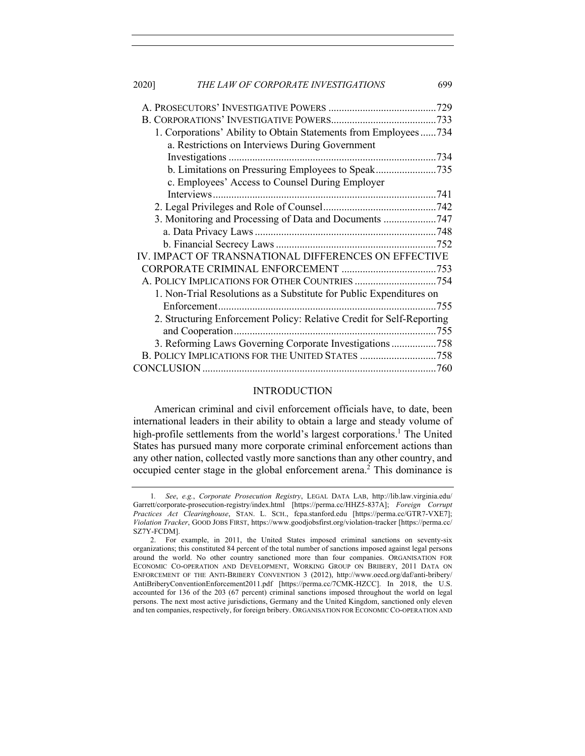A. PROSECUTORS' INVESTIGATIVE POWERS .........................................729
B. CORPORATIONS' INVESTIGATIVE POWERS........................................733
1. Corporations' Ability to Obtain Statements from Employees......734
a. Restrictions on Interviews During Government Investigations ..............................................................................734
b. Limitations on Pressuring Employees to Speak.......................735
c. Employees' Access to Counsel During Employer Interviews....................................................................................741
2. Legal Privileges and Role of Counsel...........................................742
3. Monitoring and Processing of Data and Documents ....................747
a. Data Privacy Laws .....................................................................748
b. Financial Secrecy Laws .............................................................752
IV. IMPACT OF TRANSNATIONAL DIFFERENCES ON EFFECTIVE CORPORATE CRIMINAL ENFORCEMENT ....................................753
A. POLICY IMPLICATIONS FOR OTHER COUNTRIES ...............................754
1. Non-Trial Resolutions as a Substitute for Public Expenditures on Enforcement..................................................................................755
2. Structuring Enforcement Policy: Relative Credit for Self-Reporting and Cooperation............................................................................755
3. Reforming Laws Governing Corporate Investigations .................758
B. POLICY IMPLICATIONS FOR THE UNITED STATES .............................758
CONCLUSION ........................................................................................760

## INTRODUCTION

American criminal and civil enforcement officials have, to date, been international leaders in their ability to obtain a large and steady volume of high-profile settlements from the world's largest corporations.[1] The United States has pursued many more corporate criminal enforcement actions than any other nation, collected vastly more sanctions than any other country, and occupied center stage in the global enforcement arena.[2] This dominance is

---

1. *See*, *e.g.*, *Corporate Prosecution Registry*, LEGAL DATA LAB, http://lib.law.virginia.edu/Garrett/corporate-prosecution-registry/index.html [https://perma.cc/HHZ5-837A]; *Foreign Corrupt Practices Act Clearinghouse*, STAN. L. SCH., fcpa.stanford.edu [https://perma.cc/GTR7-VXE7]; *Violation Tracker*, GOOD JOBS FIRST, https://www.goodjobsfirst.org/violation-tracker [https://perma.cc/SZ7Y-FCDM].

2. For example, in 2011, the United States imposed criminal sanctions on seventy-six organizations; this constituted 84 percent of the total number of sanctions imposed against legal persons around the world. No other country sanctioned more than four companies. ORGANISATION FOR ECONOMIC CO-OPERATION AND DEVELOPMENT, WORKING GROUP ON BRIBERY, 2011 DATA ON ENFORCEMENT OF THE ANTI-BRIBERY CONVENTION 3 (2012), http://www.oecd.org/daf/anti-bribery/AntiBriberyConventionEnforcement2011.pdf [https://perma.cc/7CMK-HZCC]. In 2018, the U.S. accounted for 136 of the 203 (67 percent) criminal sanctions imposed throughout the world on legal persons. The next most active jurisdictions, Germany and the United Kingdom, sanctioned only eleven and ten companies, respectively, for foreign bribery. ORGANISATION FOR ECONOMIC CO-OPERATION AND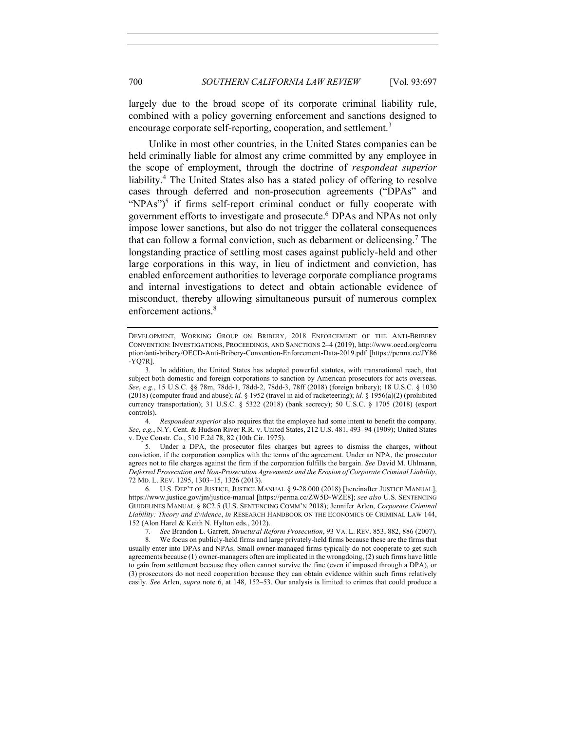largely due to the broad scope of its corporate criminal liability rule, combined with a policy governing enforcement and sanctions designed to encourage corporate self-reporting, cooperation, and settlement.[3]

Unlike in most other countries, in the United States companies can be held criminally liable for almost any crime committed by any employee in the scope of employment, through the doctrine of *respondeat superior* liability.[4] The United States also has a stated policy of offering to resolve cases through deferred and non-prosecution agreements ("DPAs" and "NPAs")[5] if firms self-report criminal conduct or fully cooperate with government efforts to investigate and prosecute.[6] DPAs and NPAs not only impose lower sanctions, but also do not trigger the collateral consequences that can follow a formal conviction, such as debarment or delicensing.[7] The longstanding practice of settling most cases against publicly-held and other large corporations in this way, in lieu of indictment and conviction, has enabled enforcement authorities to leverage corporate compliance programs and internal investigations to detect and obtain actionable evidence of misconduct, thereby allowing simultaneous pursuit of numerous complex enforcement actions.[8]

---

DEVELOPMENT, WORKING GROUP ON BRIBERY, 2018 ENFORCEMENT OF THE ANTI-BRIBERY CONVENTION: INVESTIGATIONS, PROCEEDINGS, AND SANCTIONS 2–4 (2019), http://www.oecd.org/corruption/anti-bribery/OECD-Anti-Bribery-Convention-Enforcement-Data-2019.pdf [https://perma.cc/JY86-YQ7R].

3. In addition, the United States has adopted powerful statutes, with transnational reach, that subject both domestic and foreign corporations to sanction by American prosecutors for acts overseas. *See*, *e.g.*, 15 U.S.C. §§ 78m, 78dd-1, 78dd-2, 78dd-3, 78ff (2018) (foreign bribery); 18 U.S.C. § 1030 (2018) (computer fraud and abuse); *id.* § 1952 (travel in aid of racketeering); *id.* § 1956(a)(2) (prohibited currency transportation); 31 U.S.C. § 5322 (2018) (bank secrecy); 50 U.S.C. § 1705 (2018) (export controls).

4. *Respondeat superior* also requires that the employee had some intent to benefit the company. *See*, *e.g.*, N.Y. Cent. & Hudson River R.R. v. United States, 212 U.S. 481, 493–94 (1909); United States v. Dye Constr. Co., 510 F.2d 78, 82 (10th Cir. 1975).

5. Under a DPA, the prosecutor files charges but agrees to dismiss the charges, without conviction, if the corporation complies with the terms of the agreement. Under an NPA, the prosecutor agrees not to file charges against the firm if the corporation fulfills the bargain. *See* David M. Uhlmann, *Deferred Prosecution and Non-Prosecution Agreements and the Erosion of Corporate Criminal Liability*, 72 MD. L. REV. 1295, 1303–15, 1326 (2013).

6. U.S. DEP'T OF JUSTICE, JUSTICE MANUAL § 9-28.000 (2018) [hereinafter JUSTICE MANUAL], https://www.justice.gov/jm/justice-manual [https://perma.cc/ZW5D-WZE8]; *see also* U.S. SENTENCING GUIDELINES MANUAL § 8C2.5 (U.S. SENTENCING COMM'N 2018); Jennifer Arlen, *Corporate Criminal Liability: Theory and Evidence*, *in* RESEARCH HANDBOOK ON THE ECONOMICS OF CRIMINAL LAW 144, 152 (Alon Harel & Keith N. Hylton eds., 2012).

7. *See* Brandon L. Garrett, *Structural Reform Prosecution*, 93 VA. L. REV. 853, 882, 886 (2007).

8. We focus on publicly-held firms and large privately-held firms because these are the firms that usually enter into DPAs and NPAs. Small owner-managed firms typically do not cooperate to get such agreements because (1) owner-managers often are implicated in the wrongdoing, (2) such firms have little to gain from settlement because they often cannot survive the fine (even if imposed through a DPA), or (3) prosecutors do not need cooperation because they can obtain evidence within such firms relatively easily. *See* Arlen, *supra* note 6, at 148, 152–53. Our analysis is limited to crimes that could produce a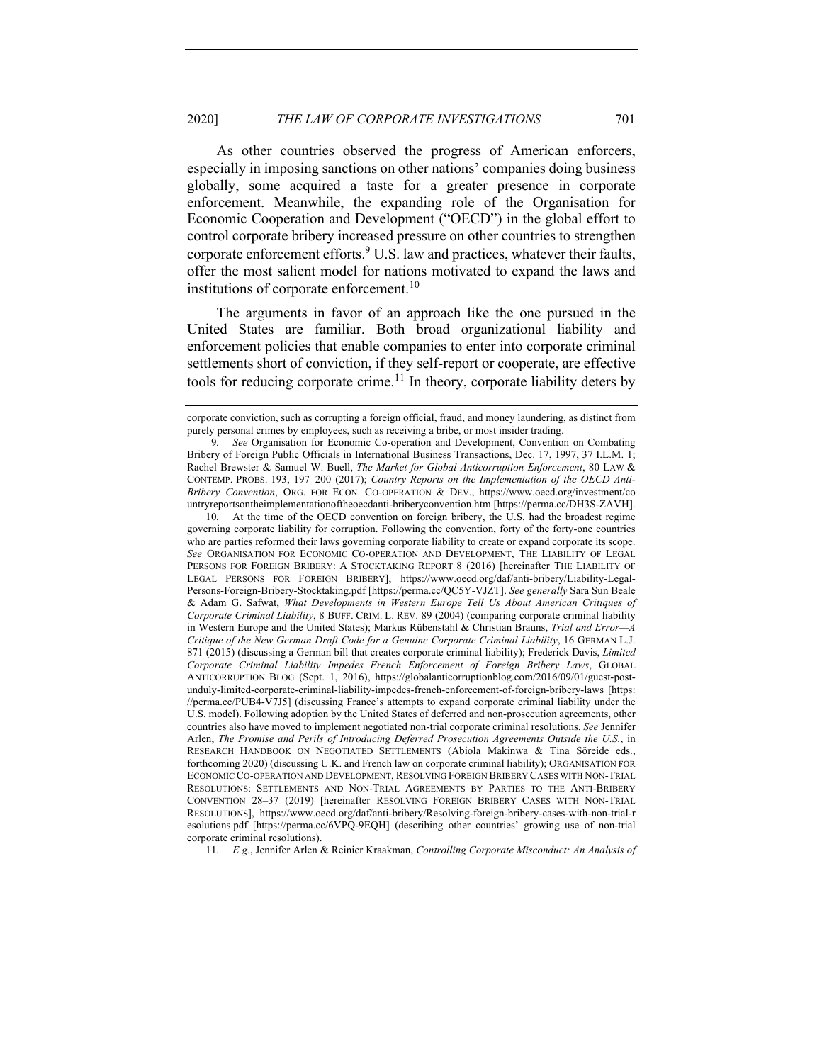As other countries observed the progress of American enforcers, especially in imposing sanctions on other nations' companies doing business globally, some acquired a taste for a greater presence in corporate enforcement. Meanwhile, the expanding role of the Organisation for Economic Cooperation and Development ("OECD") in the global effort to control corporate bribery increased pressure on other countries to strengthen corporate enforcement efforts.[9] U.S. law and practices, whatever their faults, offer the most salient model for nations motivated to expand the laws and institutions of corporate enforcement.[10]

The arguments in favor of an approach like the one pursued in the United States are familiar. Both broad organizational liability and enforcement policies that enable companies to enter into corporate criminal settlements short of conviction, if they self-report or cooperate, are effective tools for reducing corporate crime.[11] In theory, corporate liability deters by

---

corporate conviction, such as corrupting a foreign official, fraud, and money laundering, as distinct from purely personal crimes by employees, such as receiving a bribe, or most insider trading.

9. *See* Organisation for Economic Co-operation and Development, Convention on Combating Bribery of Foreign Public Officials in International Business Transactions, Dec. 17, 1997, 37 I.L.M. 1; Rachel Brewster & Samuel W. Buell, *The Market for Global Anticorruption Enforcement*, 80 LAW & CONTEMP. PROBS. 193, 197–200 (2017); *Country Reports on the Implementation of the OECD Anti-Bribery Convention*, ORG. FOR ECON. CO-OPERATION & DEV., https://www.oecd.org/investment/countryreportsontheimplementationoftheoecdanti-briberyconvention.htm [https://perma.cc/DH3S-ZAVH].

10. At the time of the OECD convention on foreign bribery, the U.S. had the broadest regime governing corporate liability for corruption. Following the convention, forty of the forty-one countries who are parties reformed their laws governing corporate liability to create or expand corporate its scope. *See* ORGANISATION FOR ECONOMIC CO-OPERATION AND DEVELOPMENT, THE LIABILITY OF LEGAL PERSONS FOR FOREIGN BRIBERY: A STOCKTAKING REPORT 8 (2016) [hereinafter THE LIABILITY OF LEGAL PERSONS FOR FOREIGN BRIBERY], https://www.oecd.org/daf/anti-bribery/Liability-Legal-Persons-Foreign-Bribery-Stocktaking.pdf [https://perma.cc/QC5Y-VJZT]. *See generally* Sara Sun Beale & Adam G. Safwat, *What Developments in Western Europe Tell Us About American Critiques of Corporate Criminal Liability*, 8 BUFF. CRIM. L. REV. 89 (2004) (comparing corporate criminal liability in Western Europe and the United States); Markus Rübenstahl & Christian Brauns, *Trial and Error—A Critique of the New German Draft Code for a Genuine Corporate Criminal Liability*, 16 GERMAN L.J. 871 (2015) (discussing a German bill that creates corporate criminal liability); Frederick Davis, *Limited Corporate Criminal Liability Impedes French Enforcement of Foreign Bribery Laws*, GLOBAL ANTICORRUPTION BLOG (Sept. 1, 2016), https://globalanticorruptionblog.com/2016/09/01/guest-post-unduly-limited-corporate-criminal-liability-impedes-french-enforcement-of-foreign-bribery-laws [https://perma.cc/PUB4-V7J5] (discussing France's attempts to expand corporate criminal liability under the U.S. model). Following adoption by the United States of deferred and non-prosecution agreements, other countries also have moved to implement negotiated non-trial corporate criminal resolutions. *See* Jennifer Arlen, *The Promise and Perils of Introducing Deferred Prosecution Agreements Outside the U.S.*, in RESEARCH HANDBOOK ON NEGOTIATED SETTLEMENTS (Abiola Makinwa & Tina Söreide eds., forthcoming 2020) (discussing U.K. and French law on corporate criminal liability); ORGANISATION FOR ECONOMIC CO-OPERATION AND DEVELOPMENT, RESOLVING FOREIGN BRIBERY CASES WITH NON-TRIAL RESOLUTIONS: SETTLEMENTS AND NON-TRIAL AGREEMENTS BY PARTIES TO THE ANTI-BRIBERY CONVENTION 28–37 (2019) [hereinafter RESOLVING FOREIGN BRIBERY CASES WITH NON-TRIAL RESOLUTIONS], https://www.oecd.org/daf/anti-bribery/Resolving-foreign-bribery-cases-with-non-trial-resolutions.pdf [https://perma.cc/6VPQ-9EQH] (describing other countries' growing use of non-trial corporate criminal resolutions).

11. *E.g.*, Jennifer Arlen & Reinier Kraakman, *Controlling Corporate Misconduct: An Analysis of*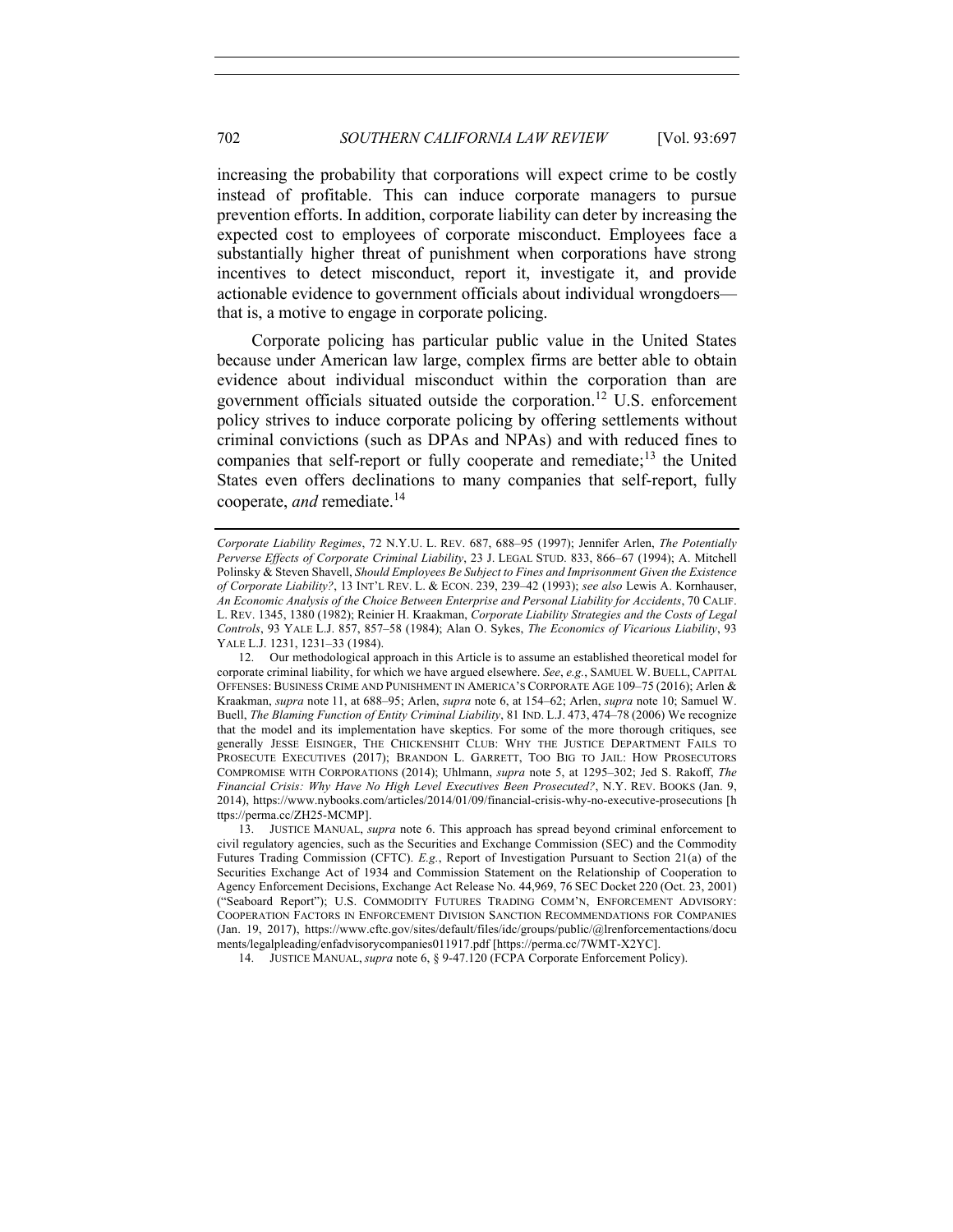increasing the probability that corporations will expect crime to be costly instead of profitable. This can induce corporate managers to pursue prevention efforts. In addition, corporate liability can deter by increasing the expected cost to employees of corporate misconduct. Employees face a substantially higher threat of punishment when corporations have strong incentives to detect misconduct, report it, investigate it, and provide actionable evidence to government officials about individual wrongdoers—that is, a motive to engage in corporate policing.

Corporate policing has particular public value in the United States because under American law large, complex firms are better able to obtain evidence about individual misconduct within the corporation than are government officials situated outside the corporation.[12] U.S. enforcement policy strives to induce corporate policing by offering settlements without criminal convictions (such as DPAs and NPAs) and with reduced fines to companies that self-report or fully cooperate and remediate;[13] the United States even offers declinations to many companies that self-report, fully cooperate, *and* remediate.[14]

---

*Corporate Liability Regimes*, 72 N.Y.U. L. REV. 687, 688–95 (1997); Jennifer Arlen, *The Potentially Perverse Effects of Corporate Criminal Liability*, 23 J. LEGAL STUD. 833, 866–67 (1994); A. Mitchell Polinsky & Steven Shavell, *Should Employees Be Subject to Fines and Imprisonment Given the Existence of Corporate Liability?*, 13 INT'L REV. L. & ECON. 239, 239–42 (1993); *see also* Lewis A. Kornhauser, *An Economic Analysis of the Choice Between Enterprise and Personal Liability for Accidents*, 70 CALIF. L. REV. 1345, 1380 (1982); Reinier H. Kraakman, *Corporate Liability Strategies and the Costs of Legal Controls*, 93 YALE L.J. 857, 857–58 (1984); Alan O. Sykes, *The Economics of Vicarious Liability*, 93 YALE L.J. 1231, 1231–33 (1984).

12. Our methodological approach in this Article is to assume an established theoretical model for corporate criminal liability, for which we have argued elsewhere. *See*, *e.g.*, SAMUEL W. BUELL, CAPITAL OFFENSES: BUSINESS CRIME AND PUNISHMENT IN AMERICA'S CORPORATE AGE 109–75 (2016); Arlen & Kraakman, *supra* note 11, at 688–95; Arlen, *supra* note 6, at 154–62; Arlen, *supra* note 10; Samuel W. Buell, *The Blaming Function of Entity Criminal Liability*, 81 IND. L.J. 473, 474–78 (2006) We recognize that the model and its implementation have skeptics. For some of the more thorough critiques, see generally JESSE EISINGER, THE CHICKENSHIT CLUB: WHY THE JUSTICE DEPARTMENT FAILS TO PROSECUTE EXECUTIVES (2017); BRANDON L. GARRETT, TOO BIG TO JAIL: HOW PROSECUTORS COMPROMISE WITH CORPORATIONS (2014); Uhlmann, *supra* note 5, at 1295–302; Jed S. Rakoff, *The Financial Crisis: Why Have No High Level Executives Been Prosecuted?*, N.Y. REV. BOOKS (Jan. 9, 2014), https://www.nybooks.com/articles/2014/01/09/financial-crisis-why-no-executive-prosecutions [https://perma.cc/ZH25-MCMP].

13. JUSTICE MANUAL, *supra* note 6. This approach has spread beyond criminal enforcement to civil regulatory agencies, such as the Securities and Exchange Commission (SEC) and the Commodity Futures Trading Commission (CFTC). *E.g.*, Report of Investigation Pursuant to Section 21(a) of the Securities Exchange Act of 1934 and Commission Statement on the Relationship of Cooperation to Agency Enforcement Decisions, Exchange Act Release No. 44,969, 76 SEC Docket 220 (Oct. 23, 2001) ("Seaboard Report"); U.S. COMMODITY FUTURES TRADING COMM'N, ENFORCEMENT ADVISORY: COOPERATION FACTORS IN ENFORCEMENT DIVISION SANCTION RECOMMENDATIONS FOR COMPANIES (Jan. 19, 2017), https://www.cftc.gov/sites/default/files/idc/groups/public/@lrenforcementactions/documents/legalpleading/enfadvisorycompanies011917.pdf [https://perma.cc/7WMT-X2YC].

14. JUSTICE MANUAL, *supra* note 6, § 9-47.120 (FCPA Corporate Enforcement Policy).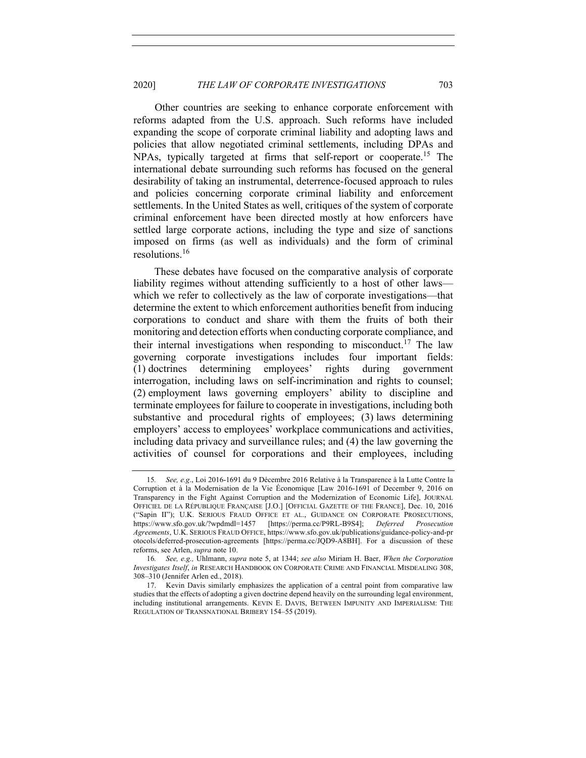Other countries are seeking to enhance corporate enforcement with reforms adapted from the U.S. approach. Such reforms have included expanding the scope of corporate criminal liability and adopting laws and policies that allow negotiated criminal settlements, including DPAs and NPAs, typically targeted at firms that self-report or cooperate.[15] The international debate surrounding such reforms has focused on the general desirability of taking an instrumental, deterrence-focused approach to rules and policies concerning corporate criminal liability and enforcement settlements. In the United States as well, critiques of the system of corporate criminal enforcement have been directed mostly at how enforcers have settled large corporate actions, including the type and size of sanctions imposed on firms (as well as individuals) and the form of criminal resolutions.[16]

These debates have focused on the comparative analysis of corporate liability regimes without attending sufficiently to a host of other laws—which we refer to collectively as the law of corporate investigations—that determine the extent to which enforcement authorities benefit from inducing corporations to conduct and share with them the fruits of both their monitoring and detection efforts when conducting corporate compliance, and their internal investigations when responding to misconduct.[17] The law governing corporate investigations includes four important fields: (1) doctrines determining employees' rights during government interrogation, including laws on self-incrimination and rights to counsel; (2) employment laws governing employers' ability to discipline and terminate employees for failure to cooperate in investigations, including both substantive and procedural rights of employees; (3) laws determining employers' access to employees' workplace communications and activities, including data privacy and surveillance rules; and (4) the law governing the activities of counsel for corporations and their employees, including

---

15. *See, e.g.*, Loi 2016-1691 du 9 Décembre 2016 Relative à la Transparence à la Lutte Contre la Corruption et à la Modernisation de la Vie Économique [Law 2016-1691 of December 9, 2016 on Transparency in the Fight Against Corruption and the Modernization of Economic Life], JOURNAL OFFICIEL DE LA RÉPUBLIQUE FRANÇAISE [J.O.] [OFFICIAL GAZETTE OF THE FRANCE], Dec. 10, 2016 ("Sapin II"); U.K. SERIOUS FRAUD OFFICE ET AL., GUIDANCE ON CORPORATE PROSECUTIONS, https://www.sfo.gov.uk/?wpdmdl=1457 [https://perma.cc/P9RL-B9S4]; *Deferred Prosecution Agreements*, U.K. SERIOUS FRAUD OFFICE, https://www.sfo.gov.uk/publications/guidance-policy-and-protocols/deferred-prosecution-agreements [https://perma.cc/JQD9-A8BH]. For a discussion of these reforms, see Arlen, *supra* note 10.

16. *See, e.g.,* Uhlmann, *supra* note 5, at 1344; *see also* Miriam H. Baer, *When the Corporation Investigates Itself*, *in* RESEARCH HANDBOOK ON CORPORATE CRIME AND FINANCIAL MISDEALING 308, 308–310 (Jennifer Arlen ed., 2018).

17. Kevin Davis similarly emphasizes the application of a central point from comparative law studies that the effects of adopting a given doctrine depend heavily on the surrounding legal environment, including institutional arrangements. KEVIN E. DAVIS, BETWEEN IMPUNITY AND IMPERIALISM: THE REGULATION OF TRANSNATIONAL BRIBERY 154–55 (2019).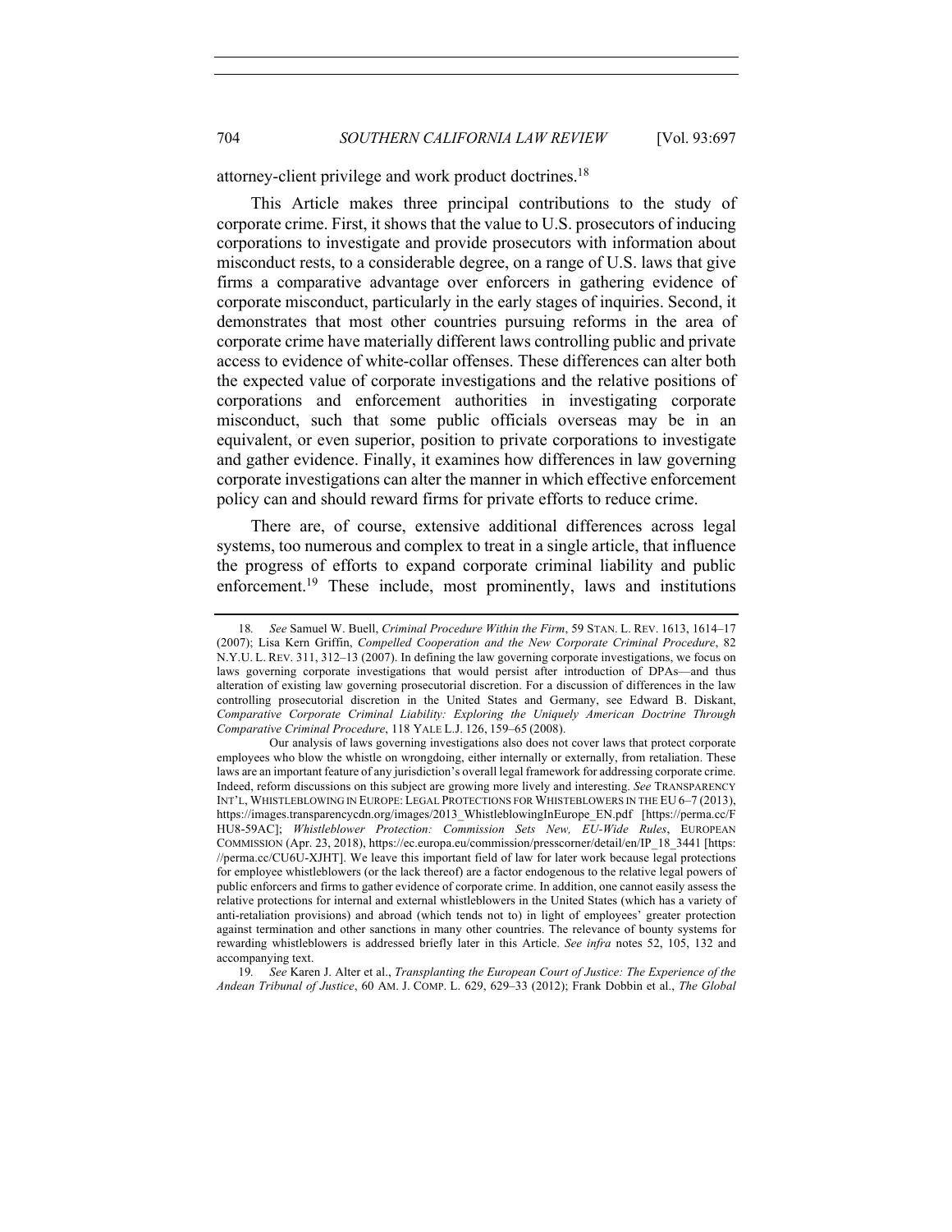attorney-client privilege and work product doctrines.[18]

This Article makes three principal contributions to the study of corporate crime. First, it shows that the value to U.S. prosecutors of inducing corporations to investigate and provide prosecutors with information about misconduct rests, to a considerable degree, on a range of U.S. laws that give firms a comparative advantage over enforcers in gathering evidence of corporate misconduct, particularly in the early stages of inquiries. Second, it demonstrates that most other countries pursuing reforms in the area of corporate crime have materially different laws controlling public and private access to evidence of white-collar offenses. These differences can alter both the expected value of corporate investigations and the relative positions of corporations and enforcement authorities in investigating corporate misconduct, such that some public officials overseas may be in an equivalent, or even superior, position to private corporations to investigate and gather evidence. Finally, it examines how differences in law governing corporate investigations can alter the manner in which effective enforcement policy can and should reward firms for private efforts to reduce crime.

There are, of course, extensive additional differences across legal systems, too numerous and complex to treat in a single article, that influence the progress of efforts to expand corporate criminal liability and public enforcement.[19] These include, most prominently, laws and institutions

---

18. *See* Samuel W. Buell, *Criminal Procedure Within the Firm*, 59 STAN. L. REV. 1613, 1614–17 (2007); Lisa Kern Griffin, *Compelled Cooperation and the New Corporate Criminal Procedure*, 82 N.Y.U. L. REV. 311, 312–13 (2007). In defining the law governing corporate investigations, we focus on laws governing corporate investigations that would persist after introduction of DPAs—and thus alteration of existing law governing prosecutorial discretion. For a discussion of differences in the law controlling prosecutorial discretion in the United States and Germany, see Edward B. Diskant, *Comparative Corporate Criminal Liability: Exploring the Uniquely American Doctrine Through Comparative Criminal Procedure*, 118 YALE L.J. 126, 159–65 (2008).

Our analysis of laws governing investigations also does not cover laws that protect corporate employees who blow the whistle on wrongdoing, either internally or externally, from retaliation. These laws are an important feature of any jurisdiction's overall legal framework for addressing corporate crime. Indeed, reform discussions on this subject are growing more lively and interesting. *See* TRANSPARENCY INT'L, WHISTLEBLOWING IN EUROPE: LEGAL PROTECTIONS FOR WHISTEBLOWERS IN THE EU 6–7 (2013), https://images.transparencycdn.org/images/2013_WhistleblowingInEurope_EN.pdf [https://perma.cc/FHU8-59AC]; *Whistleblower Protection: Commission Sets New, EU-Wide Rules*, EUROPEAN COMMISSION (Apr. 23, 2018), https://ec.europa.eu/commission/presscorner/detail/en/IP_18_3441 [https://perma.cc/CU6U-XJHT]. We leave this important field of law for later work because legal protections for employee whistleblowers (or the lack thereof) are a factor endogenous to the relative legal powers of public enforcers and firms to gather evidence of corporate crime. In addition, one cannot easily assess the relative protections for internal and external whistleblowers in the United States (which has a variety of anti-retaliation provisions) and abroad (which tends not to) in light of employees' greater protection against termination and other sanctions in many other countries. The relevance of bounty systems for rewarding whistleblowers is addressed briefly later in this Article. *See infra* notes 52, 105, 132 and accompanying text.

19. *See* Karen J. Alter et al., *Transplanting the European Court of Justice: The Experience of the Andean Tribunal of Justice*, 60 AM. J. COMP. L. 629, 629–33 (2012); Frank Dobbin et al., *The Global*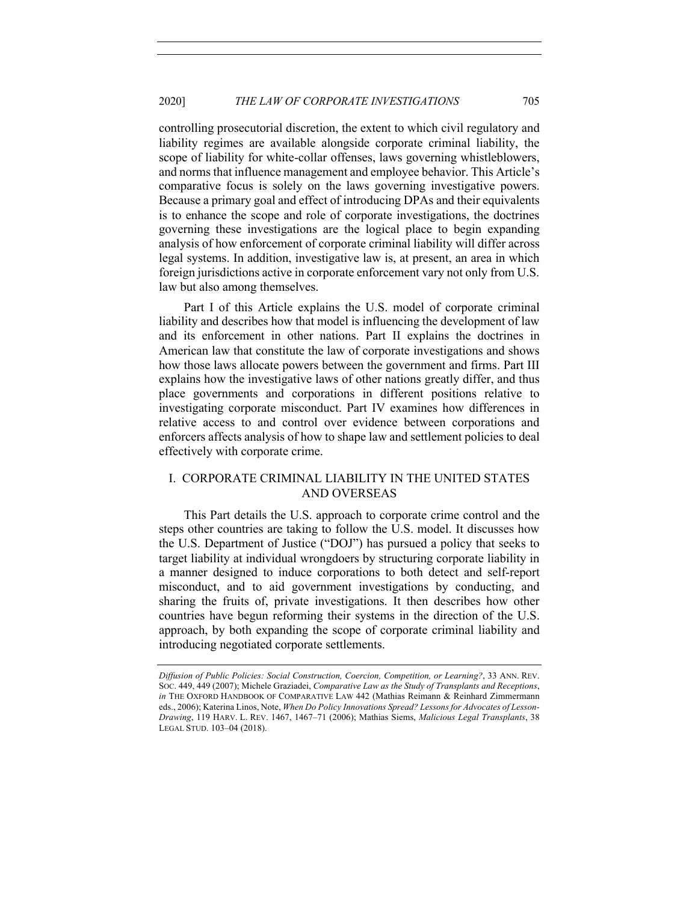controlling prosecutorial discretion, the extent to which civil regulatory and liability regimes are available alongside corporate criminal liability, the scope of liability for white-collar offenses, laws governing whistleblowers, and norms that influence management and employee behavior. This Article's comparative focus is solely on the laws governing investigative powers. Because a primary goal and effect of introducing DPAs and their equivalents is to enhance the scope and role of corporate investigations, the doctrines governing these investigations are the logical place to begin expanding analysis of how enforcement of corporate criminal liability will differ across legal systems. In addition, investigative law is, at present, an area in which foreign jurisdictions active in corporate enforcement vary not only from U.S. law but also among themselves.

Part I of this Article explains the U.S. model of corporate criminal liability and describes how that model is influencing the development of law and its enforcement in other nations. Part II explains the doctrines in American law that constitute the law of corporate investigations and shows how those laws allocate powers between the government and firms. Part III explains how the investigative laws of other nations greatly differ, and thus place governments and corporations in different positions relative to investigating corporate misconduct. Part IV examines how differences in relative access to and control over evidence between corporations and enforcers affects analysis of how to shape law and settlement policies to deal effectively with corporate crime.

## I. CORPORATE CRIMINAL LIABILITY IN THE UNITED STATES AND OVERSEAS

This Part details the U.S. approach to corporate crime control and the steps other countries are taking to follow the U.S. model. It discusses how the U.S. Department of Justice ("DOJ") has pursued a policy that seeks to target liability at individual wrongdoers by structuring corporate liability in a manner designed to induce corporations to both detect and self-report misconduct, and to aid government investigations by conducting, and sharing the fruits of, private investigations. It then describes how other countries have begun reforming their systems in the direction of the U.S. approach, by both expanding the scope of corporate criminal liability and introducing negotiated corporate settlements.

---

*Diffusion of Public Policies: Social Construction, Coercion, Competition, or Learning?*, 33 ANN. REV. SOC. 449, 449 (2007); Michele Graziadei, *Comparative Law as the Study of Transplants and Receptions*, *in* THE OXFORD HANDBOOK OF COMPARATIVE LAW 442 (Mathias Reimann & Reinhard Zimmermann eds., 2006); Katerina Linos, Note, *When Do Policy Innovations Spread? Lessons for Advocates of Lesson-Drawing*, 119 HARV. L. REV. 1467, 1467–71 (2006); Mathias Siems, *Malicious Legal Transplants*, 38 LEGAL STUD. 103–04 (2018).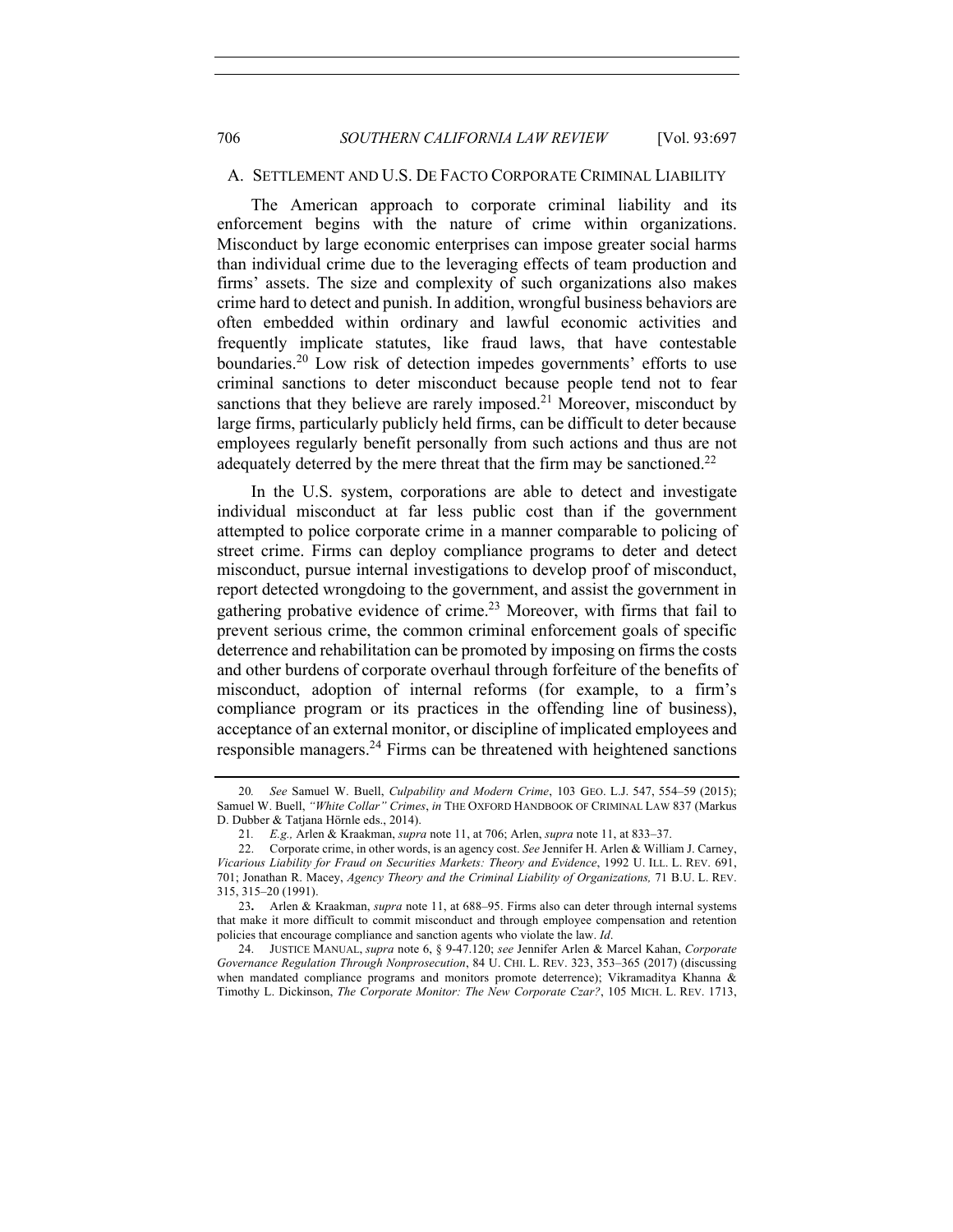### A. SETTLEMENT AND U.S. DE FACTO CORPORATE CRIMINAL LIABILITY

The American approach to corporate criminal liability and its enforcement begins with the nature of crime within organizations. Misconduct by large economic enterprises can impose greater social harms than individual crime due to the leveraging effects of team production and firms' assets. The size and complexity of such organizations also makes crime hard to detect and punish. In addition, wrongful business behaviors are often embedded within ordinary and lawful economic activities and frequently implicate statutes, like fraud laws, that have contestable boundaries.[20] Low risk of detection impedes governments' efforts to use criminal sanctions to deter misconduct because people tend not to fear sanctions that they believe are rarely imposed.[21] Moreover, misconduct by large firms, particularly publicly held firms, can be difficult to deter because employees regularly benefit personally from such actions and thus are not adequately deterred by the mere threat that the firm may be sanctioned.[22]

In the U.S. system, corporations are able to detect and investigate individual misconduct at far less public cost than if the government attempted to police corporate crime in a manner comparable to policing of street crime. Firms can deploy compliance programs to deter and detect misconduct, pursue internal investigations to develop proof of misconduct, report detected wrongdoing to the government, and assist the government in gathering probative evidence of crime.[23] Moreover, with firms that fail to prevent serious crime, the common criminal enforcement goals of specific deterrence and rehabilitation can be promoted by imposing on firms the costs and other burdens of corporate overhaul through forfeiture of the benefits of misconduct, adoption of internal reforms (for example, to a firm's compliance program or its practices in the offending line of business), acceptance of an external monitor, or discipline of implicated employees and responsible managers.[24] Firms can be threatened with heightened sanctions

---

20. *See* Samuel W. Buell, *Culpability and Modern Crime*, 103 GEO. L.J. 547, 554–59 (2015); Samuel W. Buell, *"White Collar" Crimes*, *in* THE OXFORD HANDBOOK OF CRIMINAL LAW 837 (Markus D. Dubber & Tatjana Hörnle eds., 2014).

21. *E.g.,* Arlen & Kraakman, *supra* note 11, at 706; Arlen, *supra* note 11, at 833–37.

22. Corporate crime, in other words, is an agency cost. *See* Jennifer H. Arlen & William J. Carney, *Vicarious Liability for Fraud on Securities Markets: Theory and Evidence*, 1992 U. ILL. L. REV. 691, 701; Jonathan R. Macey, *Agency Theory and the Criminal Liability of Organizations,* 71 B.U. L. REV. 315, 315–20 (1991).

23. Arlen & Kraakman, *supra* note 11, at 688–95. Firms also can deter through internal systems that make it more difficult to commit misconduct and through employee compensation and retention policies that encourage compliance and sanction agents who violate the law. *Id*.

24. JUSTICE MANUAL, *supra* note 6, § 9-47.120; *see* Jennifer Arlen & Marcel Kahan, *Corporate Governance Regulation Through Nonprosecution*, 84 U. CHI. L. REV. 323, 353–365 (2017) (discussing when mandated compliance programs and monitors promote deterrence); Vikramaditya Khanna & Timothy L. Dickinson, *The Corporate Monitor: The New Corporate Czar?*, 105 MICH. L. REV. 1713,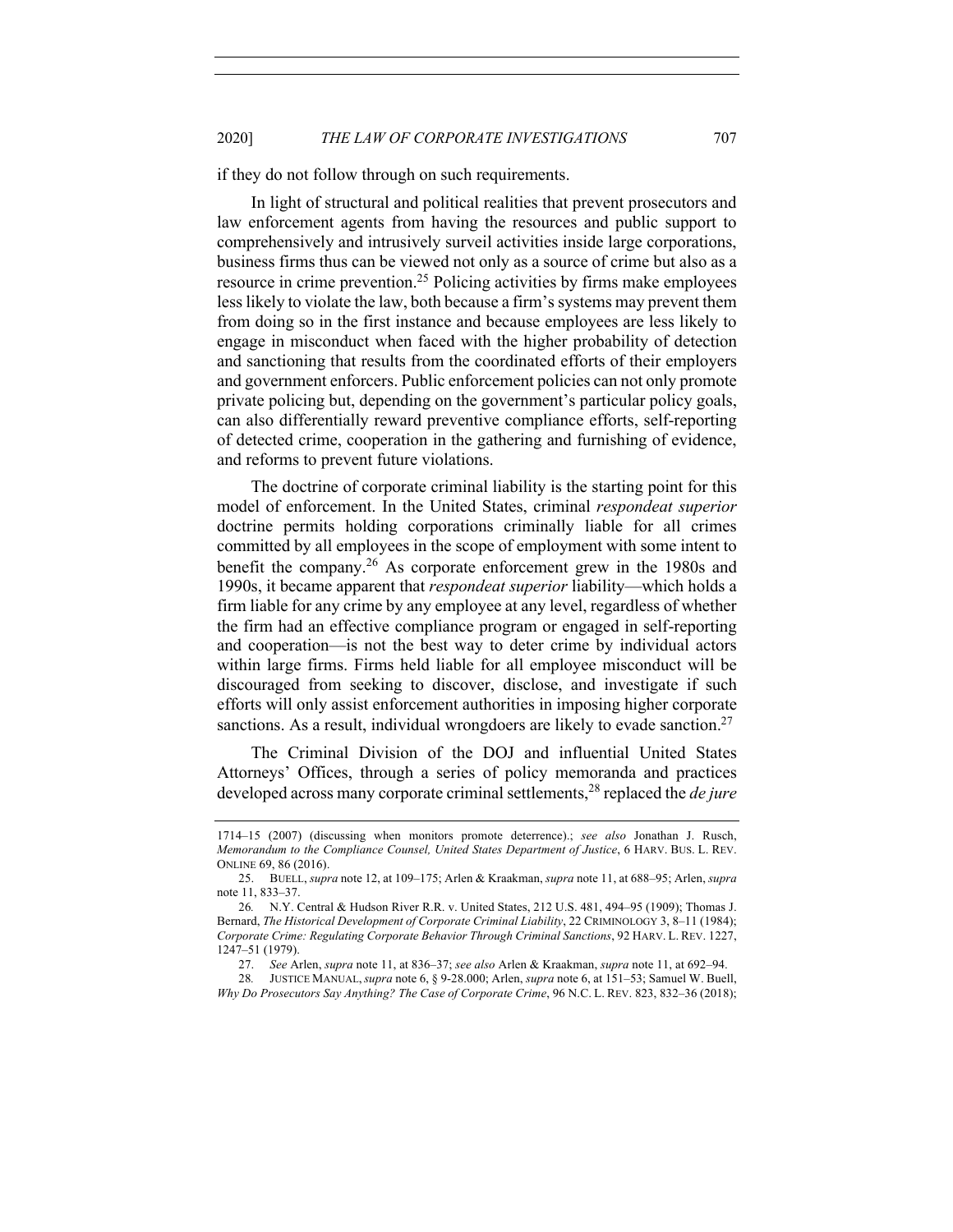if they do not follow through on such requirements.

In light of structural and political realities that prevent prosecutors and law enforcement agents from having the resources and public support to comprehensively and intrusively surveil activities inside large corporations, business firms thus can be viewed not only as a source of crime but also as a resource in crime prevention.[25] Policing activities by firms make employees less likely to violate the law, both because a firm's systems may prevent them from doing so in the first instance and because employees are less likely to engage in misconduct when faced with the higher probability of detection and sanctioning that results from the coordinated efforts of their employers and government enforcers. Public enforcement policies can not only promote private policing but, depending on the government's particular policy goals, can also differentially reward preventive compliance efforts, self-reporting of detected crime, cooperation in the gathering and furnishing of evidence, and reforms to prevent future violations.

The doctrine of corporate criminal liability is the starting point for this model of enforcement. In the United States, criminal *respondeat superior* doctrine permits holding corporations criminally liable for all crimes committed by all employees in the scope of employment with some intent to benefit the company.[26] As corporate enforcement grew in the 1980s and 1990s, it became apparent that *respondeat superior* liability—which holds a firm liable for any crime by any employee at any level, regardless of whether the firm had an effective compliance program or engaged in self-reporting and cooperation—is not the best way to deter crime by individual actors within large firms. Firms held liable for all employee misconduct will be discouraged from seeking to discover, disclose, and investigate if such efforts will only assist enforcement authorities in imposing higher corporate sanctions. As a result, individual wrongdoers are likely to evade sanction.[27]

The Criminal Division of the DOJ and influential United States Attorneys' Offices, through a series of policy memoranda and practices developed across many corporate criminal settlements,[28] replaced the *de jure*

---

1714–15 (2007) (discussing when monitors promote deterrence).; *see also* Jonathan J. Rusch, *Memorandum to the Compliance Counsel, United States Department of Justice*, 6 HARV. BUS. L. REV. ONLINE 69, 86 (2016).

25. BUELL, *supra* note 12, at 109–175; Arlen & Kraakman, *supra* note 11, at 688–95; Arlen, *supra* note 11, 833–37.

26. N.Y. Central & Hudson River R.R. v. United States, 212 U.S. 481, 494–95 (1909); Thomas J. Bernard, *The Historical Development of Corporate Criminal Liability*, 22 CRIMINOLOGY 3, 8–11 (1984); *Corporate Crime: Regulating Corporate Behavior Through Criminal Sanctions*, 92 HARV. L. REV. 1227, 1247–51 (1979).

27. *See* Arlen, *supra* note 11, at 836–37; *see also* Arlen & Kraakman, *supra* note 11, at 692–94.

28. JUSTICE MANUAL, *supra* note 6, § 9-28.000; Arlen, *supra* note 6, at 151–53; Samuel W. Buell, *Why Do Prosecutors Say Anything? The Case of Corporate Crime*, 96 N.C. L. REV. 823, 832–36 (2018);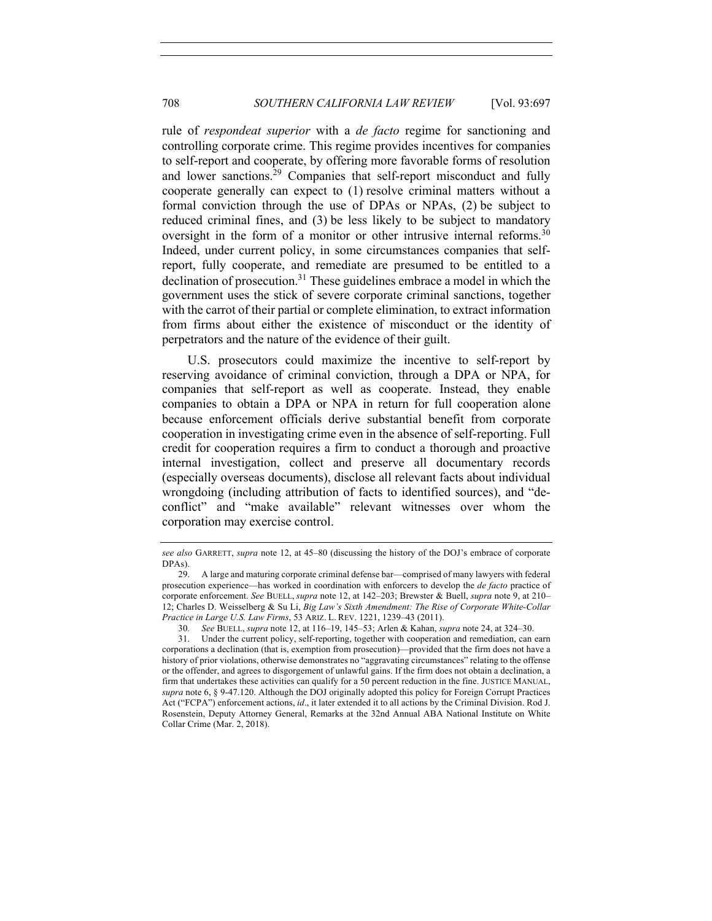rule of *respondeat superior* with a *de facto* regime for sanctioning and controlling corporate crime. This regime provides incentives for companies to self-report and cooperate, by offering more favorable forms of resolution and lower sanctions.[29] Companies that self-report misconduct and fully cooperate generally can expect to (1) resolve criminal matters without a formal conviction through the use of DPAs or NPAs, (2) be subject to reduced criminal fines, and (3) be less likely to be subject to mandatory oversight in the form of a monitor or other intrusive internal reforms.[30] Indeed, under current policy, in some circumstances companies that self-report, fully cooperate, and remediate are presumed to be entitled to a declination of prosecution.[31] These guidelines embrace a model in which the government uses the stick of severe corporate criminal sanctions, together with the carrot of their partial or complete elimination, to extract information from firms about either the existence of misconduct or the identity of perpetrators and the nature of the evidence of their guilt.

U.S. prosecutors could maximize the incentive to self-report by reserving avoidance of criminal conviction, through a DPA or NPA, for companies that self-report as well as cooperate. Instead, they enable companies to obtain a DPA or NPA in return for full cooperation alone because enforcement officials derive substantial benefit from corporate cooperation in investigating crime even in the absence of self-reporting. Full credit for cooperation requires a firm to conduct a thorough and proactive internal investigation, collect and preserve all documentary records (especially overseas documents), disclose all relevant facts about individual wrongdoing (including attribution of facts to identified sources), and "de-conflict" and "make available" relevant witnesses over whom the corporation may exercise control.

---

*see also* GARRETT, *supra* note 12, at 45–80 (discussing the history of the DOJ's embrace of corporate DPAs).

29. A large and maturing corporate criminal defense bar—comprised of many lawyers with federal prosecution experience—has worked in coordination with enforcers to develop the *de facto* practice of corporate enforcement. *See* BUELL, *supra* note 12, at 142–203; Brewster & Buell, *supra* note 9, at 210–12; Charles D. Weisselberg & Su Li, *Big Law's Sixth Amendment: The Rise of Corporate White-Collar Practice in Large U.S. Law Firms*, 53 ARIZ. L. REV. 1221, 1239–43 (2011).

30. *See* BUELL, *supra* note 12, at 116–19, 145–53; Arlen & Kahan, *supra* note 24, at 324–30.

31. Under the current policy, self-reporting, together with cooperation and remediation, can earn corporations a declination (that is, exemption from prosecution)—provided that the firm does not have a history of prior violations, otherwise demonstrates no "aggravating circumstances" relating to the offense or the offender, and agrees to disgorgement of unlawful gains. If the firm does not obtain a declination, a firm that undertakes these activities can qualify for a 50 percent reduction in the fine. JUSTICE MANUAL, *supra* note 6, § 9-47.120. Although the DOJ originally adopted this policy for Foreign Corrupt Practices Act ("FCPA") enforcement actions, *id*., it later extended it to all actions by the Criminal Division. Rod J. Rosenstein, Deputy Attorney General, Remarks at the 32nd Annual ABA National Institute on White Collar Crime (Mar. 2, 2018).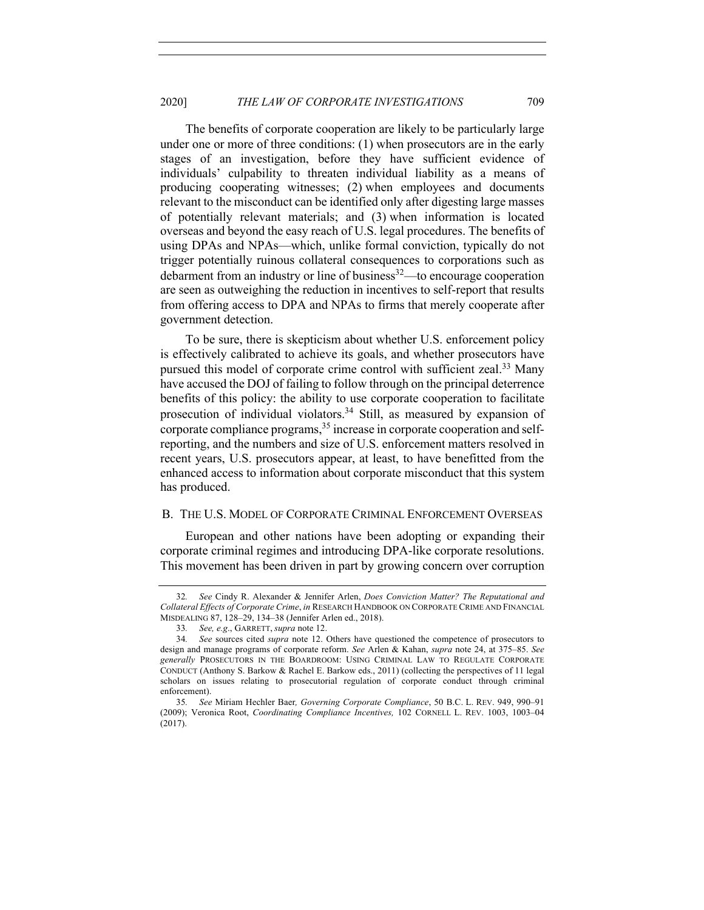The benefits of corporate cooperation are likely to be particularly large under one or more of three conditions: (1) when prosecutors are in the early stages of an investigation, before they have sufficient evidence of individuals' culpability to threaten individual liability as a means of producing cooperating witnesses; (2) when employees and documents relevant to the misconduct can be identified only after digesting large masses of potentially relevant materials; and (3) when information is located overseas and beyond the easy reach of U.S. legal procedures. The benefits of using DPAs and NPAs—which, unlike formal conviction, typically do not trigger potentially ruinous collateral consequences to corporations such as debarment from an industry or line of business[32]—to encourage cooperation are seen as outweighing the reduction in incentives to self-report that results from offering access to DPA and NPAs to firms that merely cooperate after government detection.

To be sure, there is skepticism about whether U.S. enforcement policy is effectively calibrated to achieve its goals, and whether prosecutors have pursued this model of corporate crime control with sufficient zeal.[33] Many have accused the DOJ of failing to follow through on the principal deterrence benefits of this policy: the ability to use corporate cooperation to facilitate prosecution of individual violators.[34] Still, as measured by expansion of corporate compliance programs,[35] increase in corporate cooperation and self-reporting, and the numbers and size of U.S. enforcement matters resolved in recent years, U.S. prosecutors appear, at least, to have benefitted from the enhanced access to information about corporate misconduct that this system has produced.

## B. The U.S. Model of Corporate Criminal Enforcement Overseas

European and other nations have been adopting or expanding their corporate criminal regimes and introducing DPA-like corporate resolutions. This movement has been driven in part by growing concern over corruption

---

32. *See* Cindy R. Alexander & Jennifer Arlen, *Does Conviction Matter? The Reputational and Collateral Effects of Corporate Crime*, *in* RESEARCH HANDBOOK ON CORPORATE CRIME AND FINANCIAL MISDEALING 87, 128–29, 134–38 (Jennifer Arlen ed., 2018).

33. *See, e.g.*, GARRETT, *supra* note 12.

34. *See* sources cited *supra* note 12. Others have questioned the competence of prosecutors to design and manage programs of corporate reform. *See* Arlen & Kahan, *supra* note 24, at 375–85. *See generally* PROSECUTORS IN THE BOARDROOM: USING CRIMINAL LAW TO REGULATE CORPORATE CONDUCT (Anthony S. Barkow & Rachel E. Barkow eds., 2011) (collecting the perspectives of 11 legal scholars on issues relating to prosecutorial regulation of corporate conduct through criminal enforcement).

35. *See* Miriam Hechler Baer*, Governing Corporate Compliance*, 50 B.C. L. REV. 949, 990–91 (2009); Veronica Root, *Coordinating Compliance Incentives,* 102 CORNELL L. REV. 1003, 1003–04 (2017).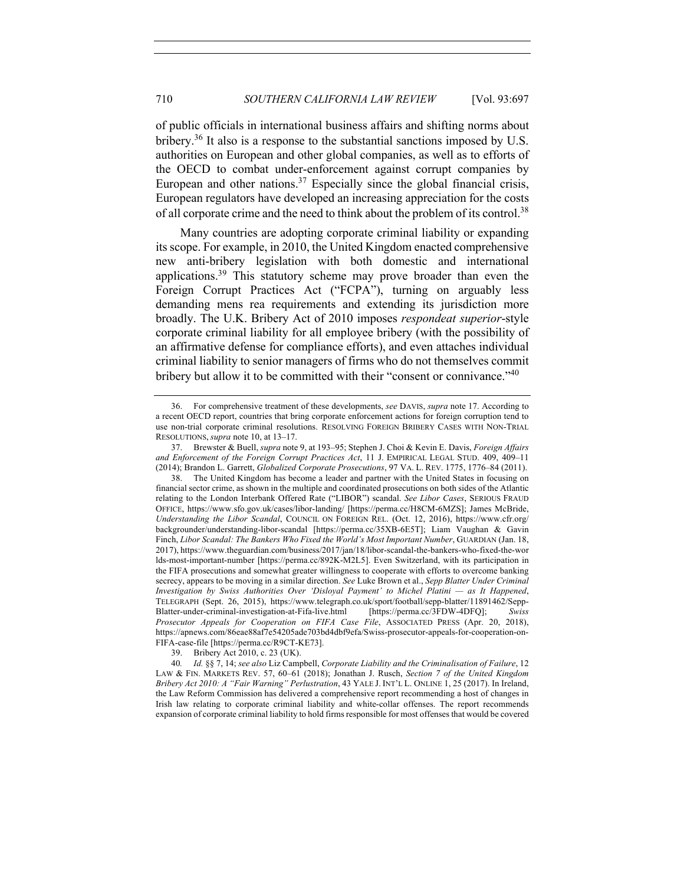of public officials in international business affairs and shifting norms about bribery.[36] It also is a response to the substantial sanctions imposed by U.S. authorities on European and other global companies, as well as to efforts of the OECD to combat under-enforcement against corrupt companies by European and other nations.[37] Especially since the global financial crisis, European regulators have developed an increasing appreciation for the costs of all corporate crime and the need to think about the problem of its control.[38]

Many countries are adopting corporate criminal liability or expanding its scope. For example, in 2010, the United Kingdom enacted comprehensive new anti-bribery legislation with both domestic and international applications.[39] This statutory scheme may prove broader than even the Foreign Corrupt Practices Act ("FCPA"), turning on arguably less demanding mens rea requirements and extending its jurisdiction more broadly. The U.K. Bribery Act of 2010 imposes *respondeat superior*-style corporate criminal liability for all employee bribery (with the possibility of an affirmative defense for compliance efforts), and even attaches individual criminal liability to senior managers of firms who do not themselves commit bribery but allow it to be committed with their "consent or connivance."[40]

---

36. For comprehensive treatment of these developments, *see* DAVIS, *supra* note 17. According to a recent OECD report, countries that bring corporate enforcement actions for foreign corruption tend to use non-trial corporate criminal resolutions. RESOLVING FOREIGN BRIBERY CASES WITH NON-TRIAL RESOLUTIONS, *supra* note 10, at 13–17.

37. Brewster & Buell, *supra* note 9, at 193–95; Stephen J. Choi & Kevin E. Davis, *Foreign Affairs and Enforcement of the Foreign Corrupt Practices Act*, 11 J. EMPIRICAL LEGAL STUD. 409, 409–11 (2014); Brandon L. Garrett, *Globalized Corporate Prosecutions*, 97 VA. L. REV. 1775, 1776–84 (2011).

38. The United Kingdom has become a leader and partner with the United States in focusing on financial sector crime, as shown in the multiple and coordinated prosecutions on both sides of the Atlantic relating to the London Interbank Offered Rate ("LIBOR") scandal. *See Libor Cases*, SERIOUS FRAUD OFFICE, https://www.sfo.gov.uk/cases/libor-landing/ [https://perma.cc/H8CM-6MZS]; James McBride, *Understanding the Libor Scandal*, COUNCIL ON FOREIGN REL. (Oct. 12, 2016), https://www.cfr.org/backgrounder/understanding-libor-scandal [https://perma.cc/35XB-6E5T]; Liam Vaughan & Gavin Finch, *Libor Scandal: The Bankers Who Fixed the World's Most Important Number*, GUARDIAN (Jan. 18, 2017), https://www.theguardian.com/business/2017/jan/18/libor-scandal-the-bankers-who-fixed-the-worlds-most-important-number [https://perma.cc/892K-M2L5]. Even Switzerland, with its participation in the FIFA prosecutions and somewhat greater willingness to cooperate with efforts to overcome banking secrecy, appears to be moving in a similar direction. *See* Luke Brown et al., *Sepp Blatter Under Criminal Investigation by Swiss Authorities Over 'Disloyal Payment' to Michel Platini — as It Happened*, TELEGRAPH (Sept. 26, 2015), https://www.telegraph.co.uk/sport/football/sepp-blatter/11891462/Sepp-Blatter-under-criminal-investigation-at-Fifa-live.html [https://perma.cc/3FDW-4DFQ]; *Swiss Prosecutor Appeals for Cooperation on FIFA Case File*, ASSOCIATED PRESS (Apr. 20, 2018), https://apnews.com/86eae88af7e54205ade703bd4dbf9efa/Swiss-prosecutor-appeals-for-cooperation-on-FIFA-case-file [https://perma.cc/R9CT-KE73].

39. Bribery Act 2010, c. 23 (UK).

40. *Id.* §§ 7, 14; *see also* Liz Campbell, *Corporate Liability and the Criminalisation of Failure*, 12 LAW & FIN. MARKETS REV. 57, 60–61 (2018); Jonathan J. Rusch, *Section 7 of the United Kingdom Bribery Act 2010: A "Fair Warning" Perlustration*, 43 YALE J. INT'L L. ONLINE 1, 25 (2017). In Ireland, the Law Reform Commission has delivered a comprehensive report recommending a host of changes in Irish law relating to corporate criminal liability and white-collar offenses. The report recommends expansion of corporate criminal liability to hold firms responsible for most offenses that would be covered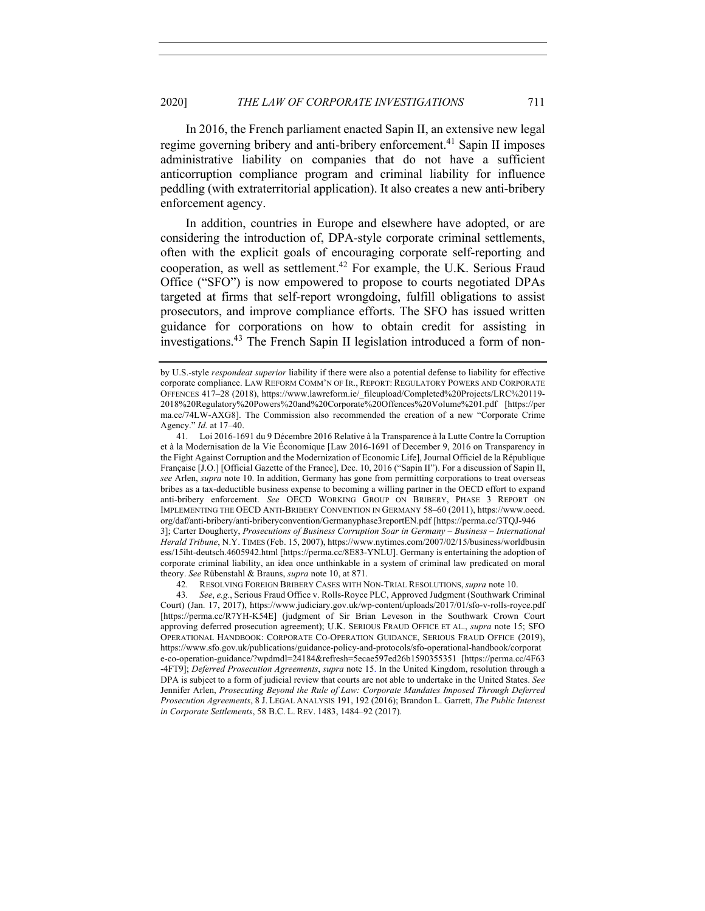In 2016, the French parliament enacted Sapin II, an extensive new legal regime governing bribery and anti-bribery enforcement.[41] Sapin II imposes administrative liability on companies that do not have a sufficient anticorruption compliance program and criminal liability for influence peddling (with extraterritorial application). It also creates a new anti-bribery enforcement agency.

In addition, countries in Europe and elsewhere have adopted, or are considering the introduction of, DPA-style corporate criminal settlements, often with the explicit goals of encouraging corporate self-reporting and cooperation, as well as settlement.[42] For example, the U.K. Serious Fraud Office ("SFO") is now empowered to propose to courts negotiated DPAs targeted at firms that self-report wrongdoing, fulfill obligations to assist prosecutors, and improve compliance efforts. The SFO has issued written guidance for corporations on how to obtain credit for assisting in investigations.[43] The French Sapin II legislation introduced a form of non-

---

by U.S.-style *respondeat superior* liability if there were also a potential defense to liability for effective corporate compliance. LAW REFORM COMM'N OF IR., REPORT: REGULATORY POWERS AND CORPORATE OFFENCES 417–28 (2018), https://www.lawreform.ie/_fileupload/Completed%20Projects/LRC%20119-2018%20Regulatory%20Powers%20and%20Corporate%20Offences%20Volume%201.pdf [https://perma.cc/74LW-AXG8]. The Commission also recommended the creation of a new "Corporate Crime Agency." *Id.* at 17–40.

41. Loi 2016-1691 du 9 Décembre 2016 Relative à la Transparence à la Lutte Contre la Corruption et à la Modernisation de la Vie Économique [Law 2016-1691 of December 9, 2016 on Transparency in the Fight Against Corruption and the Modernization of Economic Life], Journal Officiel de la République Française [J.O.] [Official Gazette of the France], Dec. 10, 2016 ("Sapin II"). For a discussion of Sapin II, *see* Arlen, *supra* note 10. In addition, Germany has gone from permitting corporations to treat overseas bribes as a tax-deductible business expense to becoming a willing partner in the OECD effort to expand anti-bribery enforcement. *See* OECD WORKING GROUP ON BRIBERY, PHASE 3 REPORT ON IMPLEMENTING THE OECD ANTI-BRIBERY CONVENTION IN GERMANY 58–60 (2011), https://www.oecd.org/daf/anti-bribery/anti-briberyconvention/Germanyphase3reportEN.pdf [https://perma.cc/3TQJ-9463]; Carter Dougherty, *Prosecutions of Business Corruption Soar in Germany – Business – International Herald Tribune*, N.Y. TIMES (Feb. 15, 2007), https://www.nytimes.com/2007/02/15/business/worldbusiness/15iht-deutsch.4605942.html [https://perma.cc/8E83-YNLU]. Germany is entertaining the adoption of corporate criminal liability, an idea once unthinkable in a system of criminal law predicated on moral theory. *See* Rübenstahl & Brauns, *supra* note 10, at 871.

42. RESOLVING FOREIGN BRIBERY CASES WITH NON-TRIAL RESOLUTIONS, *supra* note 10.

43. *See*, *e.g.*, Serious Fraud Office v. Rolls-Royce PLC, Approved Judgment (Southwark Criminal Court) (Jan. 17, 2017), https://www.judiciary.gov.uk/wp-content/uploads/2017/01/sfo-v-rolls-royce.pdf [https://perma.cc/R7YH-K54E] (judgment of Sir Brian Leveson in the Southwark Crown Court approving deferred prosecution agreement); U.K. SERIOUS FRAUD OFFICE ET AL., *supra* note 15; SFO OPERATIONAL HANDBOOK: CORPORATE CO-OPERATION GUIDANCE, SERIOUS FRAUD OFFICE (2019), https://www.sfo.gov.uk/publications/guidance-policy-and-protocols/sfo-operational-handbook/corporate-co-operation-guidance/?wpdmdl=24184&refresh=5ecae597ed26b1590355351 [https://perma.cc/4F63-4FT9]; *Deferred Prosecution Agreements*, *supra* note 15. In the United Kingdom, resolution through a DPA is subject to a form of judicial review that courts are not able to undertake in the United States. *See* Jennifer Arlen, *Prosecuting Beyond the Rule of Law: Corporate Mandates Imposed Through Deferred Prosecution Agreements*, 8 J. LEGAL ANALYSIS 191, 192 (2016); Brandon L. Garrett, *The Public Interest in Corporate Settlements*, 58 B.C. L. REV. 1483, 1484–92 (2017).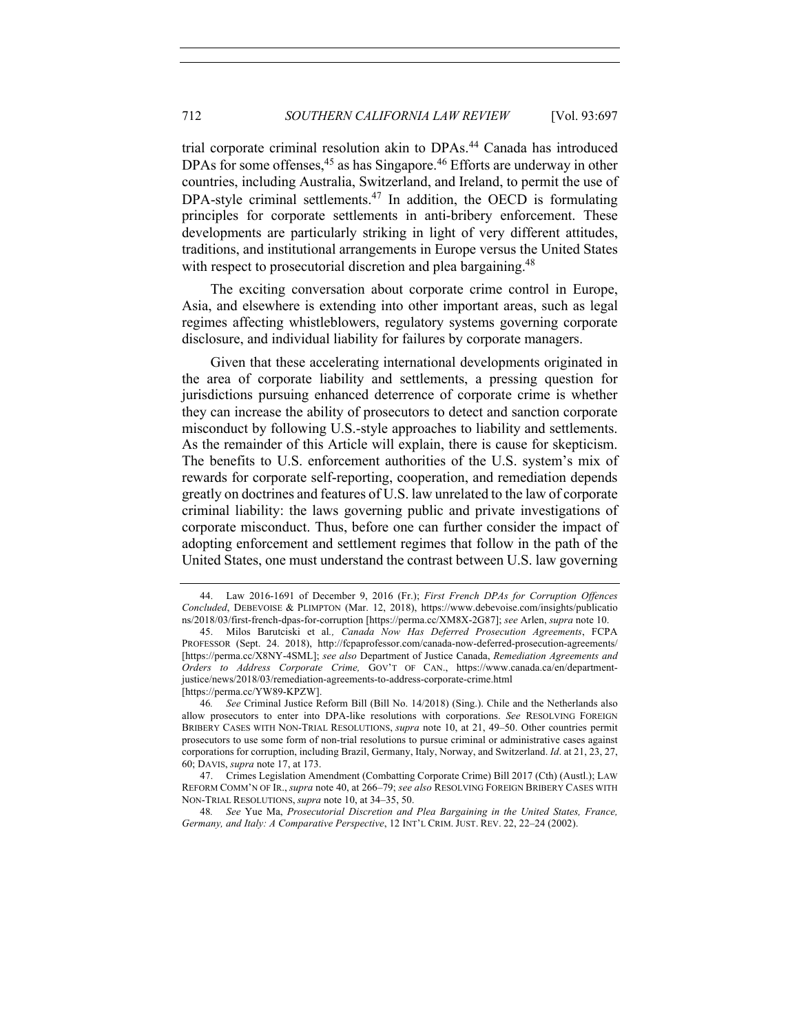trial corporate criminal resolution akin to DPAs.[44] Canada has introduced DPAs for some offenses,[45] as has Singapore.[46] Efforts are underway in other countries, including Australia, Switzerland, and Ireland, to permit the use of DPA-style criminal settlements.[47] In addition, the OECD is formulating principles for corporate settlements in anti-bribery enforcement. These developments are particularly striking in light of very different attitudes, traditions, and institutional arrangements in Europe versus the United States with respect to prosecutorial discretion and plea bargaining.[48]

The exciting conversation about corporate crime control in Europe, Asia, and elsewhere is extending into other important areas, such as legal regimes affecting whistleblowers, regulatory systems governing corporate disclosure, and individual liability for failures by corporate managers.

Given that these accelerating international developments originated in the area of corporate liability and settlements, a pressing question for jurisdictions pursuing enhanced deterrence of corporate crime is whether they can increase the ability of prosecutors to detect and sanction corporate misconduct by following U.S.-style approaches to liability and settlements. As the remainder of this Article will explain, there is cause for skepticism. The benefits to U.S. enforcement authorities of the U.S. system's mix of rewards for corporate self-reporting, cooperation, and remediation depends greatly on doctrines and features of U.S. law unrelated to the law of corporate criminal liability: the laws governing public and private investigations of corporate misconduct. Thus, before one can further consider the impact of adopting enforcement and settlement regimes that follow in the path of the United States, one must understand the contrast between U.S. law governing

---

44. Law 2016-1691 of December 9, 2016 (Fr.); *First French DPAs for Corruption Offences Concluded*, DEBEVOISE & PLIMPTON (Mar. 12, 2018), https://www.debevoise.com/insights/publications/2018/03/first-french-dpas-for-corruption [https://perma.cc/XM8X-2G87]; *see* Arlen, *supra* note 10.

45. Milos Barutciski et al., *Canada Now Has Deferred Prosecution Agreements*, FCPA PROFESSOR (Sept. 24. 2018), http://fcpaprofessor.com/canada-now-deferred-prosecution-agreements/ [https://perma.cc/X8NY-4SML]; *see also* Department of Justice Canada, *Remediation Agreements and Orders to Address Corporate Crime,* GOV'T OF CAN., https://www.canada.ca/en/department-justice/news/2018/03/remediation-agreements-to-address-corporate-crime.html [https://perma.cc/YW89-KPZW].

46. *See* Criminal Justice Reform Bill (Bill No. 14/2018) (Sing.). Chile and the Netherlands also allow prosecutors to enter into DPA-like resolutions with corporations. *See* RESOLVING FOREIGN BRIBERY CASES WITH NON-TRIAL RESOLUTIONS, *supra* note 10, at 21, 49–50. Other countries permit prosecutors to use some form of non-trial resolutions to pursue criminal or administrative cases against corporations for corruption, including Brazil, Germany, Italy, Norway, and Switzerland. *Id*. at 21, 23, 27, 60; DAVIS, *supra* note 17, at 173.

47. Crimes Legislation Amendment (Combatting Corporate Crime) Bill 2017 (Cth) (Austl.); LAW REFORM COMM'N OF IR., *supra* note 40, at 266–79; *see also* RESOLVING FOREIGN BRIBERY CASES WITH NON-TRIAL RESOLUTIONS, *supra* note 10, at 34–35, 50.

48. *See* Yue Ma, *Prosecutorial Discretion and Plea Bargaining in the United States, France, Germany, and Italy: A Comparative Perspective*, 12 INT'L CRIM. JUST. REV. 22, 22–24 (2002).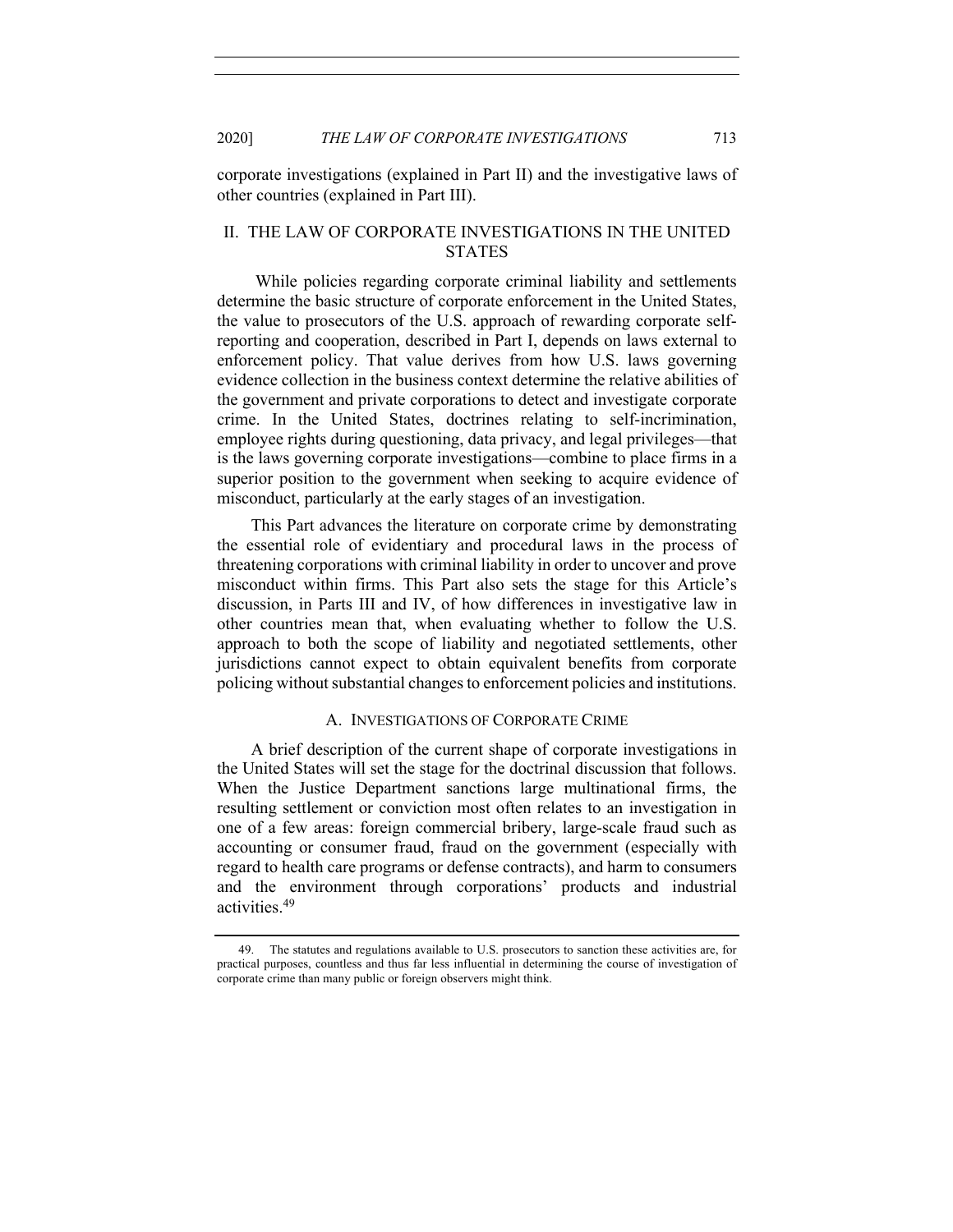corporate investigations (explained in Part II) and the investigative laws of other countries (explained in Part III).

## II. THE LAW OF CORPORATE INVESTIGATIONS IN THE UNITED STATES

While policies regarding corporate criminal liability and settlements determine the basic structure of corporate enforcement in the United States, the value to prosecutors of the U.S. approach of rewarding corporate self-reporting and cooperation, described in Part I, depends on laws external to enforcement policy. That value derives from how U.S. laws governing evidence collection in the business context determine the relative abilities of the government and private corporations to detect and investigate corporate crime. In the United States, doctrines relating to self-incrimination, employee rights during questioning, data privacy, and legal privileges—that is the laws governing corporate investigations—combine to place firms in a superior position to the government when seeking to acquire evidence of misconduct, particularly at the early stages of an investigation.

This Part advances the literature on corporate crime by demonstrating the essential role of evidentiary and procedural laws in the process of threatening corporations with criminal liability in order to uncover and prove misconduct within firms. This Part also sets the stage for this Article's discussion, in Parts III and IV, of how differences in investigative law in other countries mean that, when evaluating whether to follow the U.S. approach to both the scope of liability and negotiated settlements, other jurisdictions cannot expect to obtain equivalent benefits from corporate policing without substantial changes to enforcement policies and institutions.

### A. INVESTIGATIONS OF CORPORATE CRIME

A brief description of the current shape of corporate investigations in the United States will set the stage for the doctrinal discussion that follows. When the Justice Department sanctions large multinational firms, the resulting settlement or conviction most often relates to an investigation in one of a few areas: foreign commercial bribery, large-scale fraud such as accounting or consumer fraud, fraud on the government (especially with regard to health care programs or defense contracts), and harm to consumers and the environment through corporations' products and industrial activities.[49]

49. The statutes and regulations available to U.S. prosecutors to sanction these activities are, for practical purposes, countless and thus far less influential in determining the course of investigation of corporate crime than many public or foreign observers might think.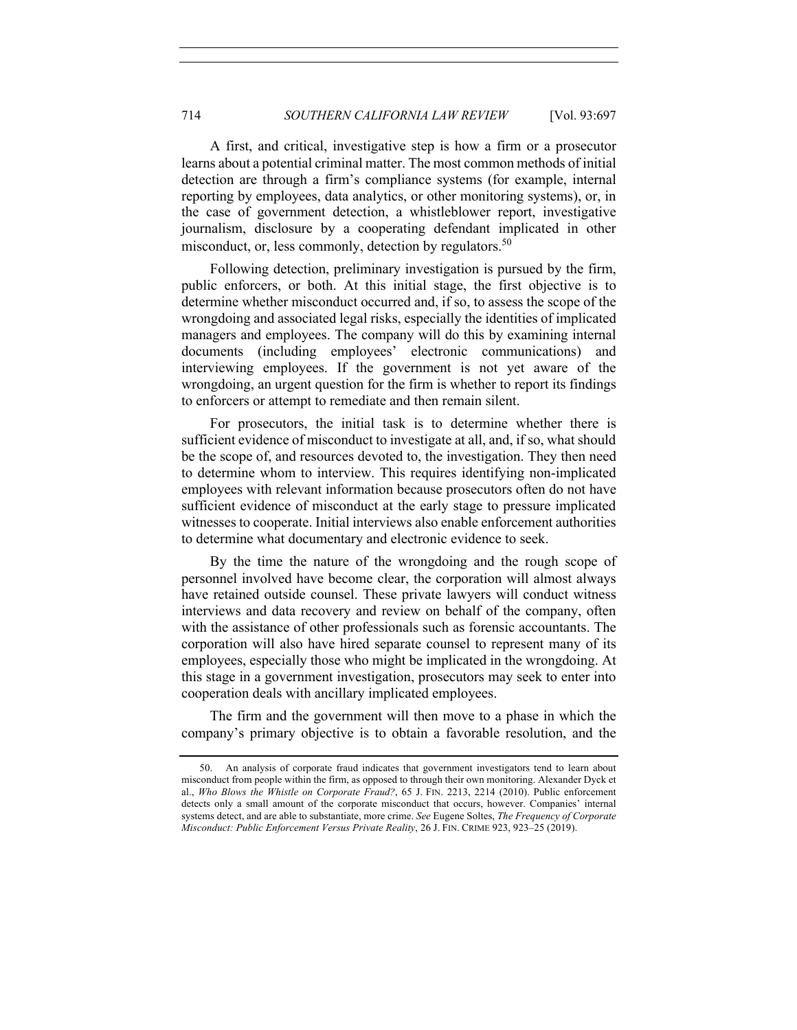A first, and critical, investigative step is how a firm or a prosecutor learns about a potential criminal matter. The most common methods of initial detection are through a firm's compliance systems (for example, internal reporting by employees, data analytics, or other monitoring systems), or, in the case of government detection, a whistleblower report, investigative journalism, disclosure by a cooperating defendant implicated in other misconduct, or, less commonly, detection by regulators.[50]

Following detection, preliminary investigation is pursued by the firm, public enforcers, or both. At this initial stage, the first objective is to determine whether misconduct occurred and, if so, to assess the scope of the wrongdoing and associated legal risks, especially the identities of implicated managers and employees. The company will do this by examining internal documents (including employees' electronic communications) and interviewing employees. If the government is not yet aware of the wrongdoing, an urgent question for the firm is whether to report its findings to enforcers or attempt to remediate and then remain silent.

For prosecutors, the initial task is to determine whether there is sufficient evidence of misconduct to investigate at all, and, if so, what should be the scope of, and resources devoted to, the investigation. They then need to determine whom to interview. This requires identifying non-implicated employees with relevant information because prosecutors often do not have sufficient evidence of misconduct at the early stage to pressure implicated witnesses to cooperate. Initial interviews also enable enforcement authorities to determine what documentary and electronic evidence to seek.

By the time the nature of the wrongdoing and the rough scope of personnel involved have become clear, the corporation will almost always have retained outside counsel. These private lawyers will conduct witness interviews and data recovery and review on behalf of the company, often with the assistance of other professionals such as forensic accountants. The corporation will also have hired separate counsel to represent many of its employees, especially those who might be implicated in the wrongdoing. At this stage in a government investigation, prosecutors may seek to enter into cooperation deals with ancillary implicated employees.

The firm and the government will then move to a phase in which the company's primary objective is to obtain a favorable resolution, and the

---

50. An analysis of corporate fraud indicates that government investigators tend to learn about misconduct from people within the firm, as opposed to through their own monitoring. Alexander Dyck et al., *Who Blows the Whistle on Corporate Fraud?*, 65 J. FIN. 2213, 2214 (2010). Public enforcement detects only a small amount of the corporate misconduct that occurs, however. Companies' internal systems detect, and are able to substantiate, more crime. *See* Eugene Soltes, *The Frequency of Corporate Misconduct: Public Enforcement Versus Private Reality*, 26 J. FIN. CRIME 923, 923–25 (2019).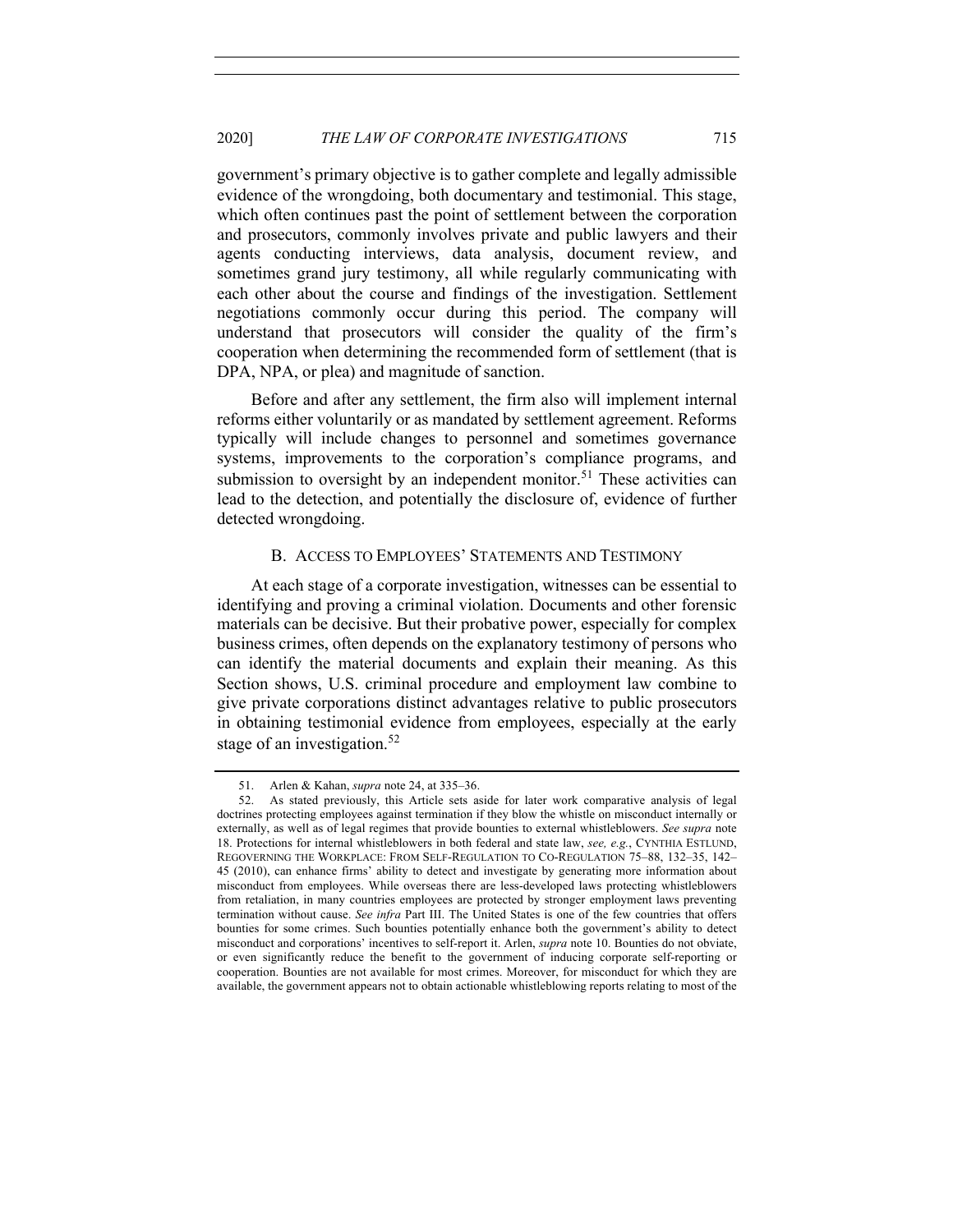government's primary objective is to gather complete and legally admissible evidence of the wrongdoing, both documentary and testimonial. This stage, which often continues past the point of settlement between the corporation and prosecutors, commonly involves private and public lawyers and their agents conducting interviews, data analysis, document review, and sometimes grand jury testimony, all while regularly communicating with each other about the course and findings of the investigation. Settlement negotiations commonly occur during this period. The company will understand that prosecutors will consider the quality of the firm's cooperation when determining the recommended form of settlement (that is DPA, NPA, or plea) and magnitude of sanction.

Before and after any settlement, the firm also will implement internal reforms either voluntarily or as mandated by settlement agreement. Reforms typically will include changes to personnel and sometimes governance systems, improvements to the corporation's compliance programs, and submission to oversight by an independent monitor.[51] These activities can lead to the detection, and potentially the disclosure of, evidence of further detected wrongdoing.

### B. ACCESS TO EMPLOYEES' STATEMENTS AND TESTIMONY

At each stage of a corporate investigation, witnesses can be essential to identifying and proving a criminal violation. Documents and other forensic materials can be decisive. But their probative power, especially for complex business crimes, often depends on the explanatory testimony of persons who can identify the material documents and explain their meaning. As this Section shows, U.S. criminal procedure and employment law combine to give private corporations distinct advantages relative to public prosecutors in obtaining testimonial evidence from employees, especially at the early stage of an investigation.[52]

---

51. Arlen & Kahan, *supra* note 24, at 335–36.

52. As stated previously, this Article sets aside for later work comparative analysis of legal doctrines protecting employees against termination if they blow the whistle on misconduct internally or externally, as well as of legal regimes that provide bounties to external whistleblowers. *See supra* note 18. Protections for internal whistleblowers in both federal and state law, *see, e.g.*, CYNTHIA ESTLUND, REGOVERNING THE WORKPLACE: FROM SELF-REGULATION TO CO-REGULATION 75–88, 132–35, 142–45 (2010), can enhance firms' ability to detect and investigate by generating more information about misconduct from employees. While overseas there are less-developed laws protecting whistleblowers from retaliation, in many countries employees are protected by stronger employment laws preventing termination without cause. *See infra* Part III. The United States is one of the few countries that offers bounties for some crimes. Such bounties potentially enhance both the government's ability to detect misconduct and corporations' incentives to self-report it. Arlen, *supra* note 10. Bounties do not obviate, or even significantly reduce the benefit to the government of inducing corporate self-reporting or cooperation. Bounties are not available for most crimes. Moreover, for misconduct for which they are available, the government appears not to obtain actionable whistleblowing reports relating to most of the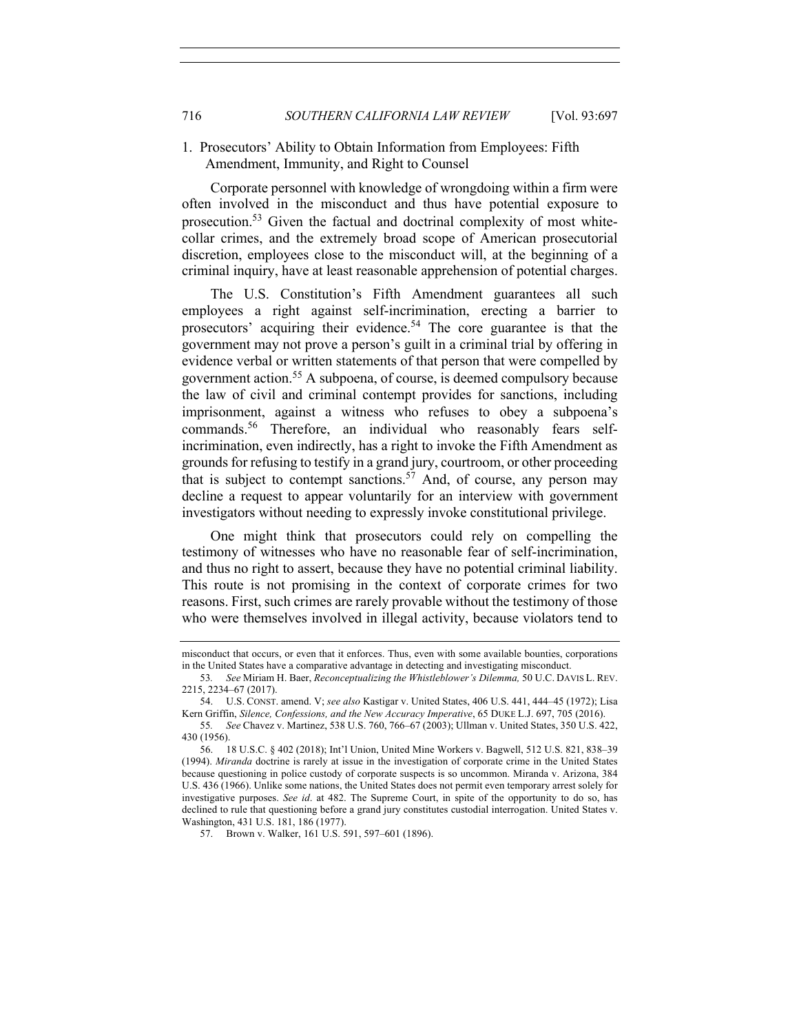### 1. Prosecutors' Ability to Obtain Information from Employees: Fifth Amendment, Immunity, and Right to Counsel

Corporate personnel with knowledge of wrongdoing within a firm were often involved in the misconduct and thus have potential exposure to prosecution.[53] Given the factual and doctrinal complexity of most white-collar crimes, and the extremely broad scope of American prosecutorial discretion, employees close to the misconduct will, at the beginning of a criminal inquiry, have at least reasonable apprehension of potential charges.

The U.S. Constitution's Fifth Amendment guarantees all such employees a right against self-incrimination, erecting a barrier to prosecutors' acquiring their evidence.[54] The core guarantee is that the government may not prove a person's guilt in a criminal trial by offering in evidence verbal or written statements of that person that were compelled by government action.[55] A subpoena, of course, is deemed compulsory because the law of civil and criminal contempt provides for sanctions, including imprisonment, against a witness who refuses to obey a subpoena's commands.[56] Therefore, an individual who reasonably fears self-incrimination, even indirectly, has a right to invoke the Fifth Amendment as grounds for refusing to testify in a grand jury, courtroom, or other proceeding that is subject to contempt sanctions.[57] And, of course, any person may decline a request to appear voluntarily for an interview with government investigators without needing to expressly invoke constitutional privilege.

One might think that prosecutors could rely on compelling the testimony of witnesses who have no reasonable fear of self-incrimination, and thus no right to assert, because they have no potential criminal liability. This route is not promising in the context of corporate crimes for two reasons. First, such crimes are rarely provable without the testimony of those who were themselves involved in illegal activity, because violators tend to

---

misconduct that occurs, or even that it enforces. Thus, even with some available bounties, corporations in the United States have a comparative advantage in detecting and investigating misconduct.

53. *See* Miriam H. Baer, *Reconceptualizing the Whistleblower's Dilemma,* 50 U.C. DAVIS L. REV. 2215, 2234–67 (2017).

54. U.S. CONST. amend. V; *see also* Kastigar v. United States, 406 U.S. 441, 444–45 (1972); Lisa Kern Griffin, *Silence, Confessions, and the New Accuracy Imperative*, 65 DUKE L.J. 697, 705 (2016).

55. *See* Chavez v. Martinez, 538 U.S. 760, 766–67 (2003); Ullman v. United States, 350 U.S. 422, 430 (1956).

56. 18 U.S.C. § 402 (2018); Int'l Union, United Mine Workers v. Bagwell, 512 U.S. 821, 838–39 (1994). *Miranda* doctrine is rarely at issue in the investigation of corporate crime in the United States because questioning in police custody of corporate suspects is so uncommon. Miranda v. Arizona, 384 U.S. 436 (1966). Unlike some nations, the United States does not permit even temporary arrest solely for investigative purposes. *See id*. at 482. The Supreme Court, in spite of the opportunity to do so, has declined to rule that questioning before a grand jury constitutes custodial interrogation. United States v. Washington, 431 U.S. 181, 186 (1977).

57. Brown v. Walker, 161 U.S. 591, 597–601 (1896).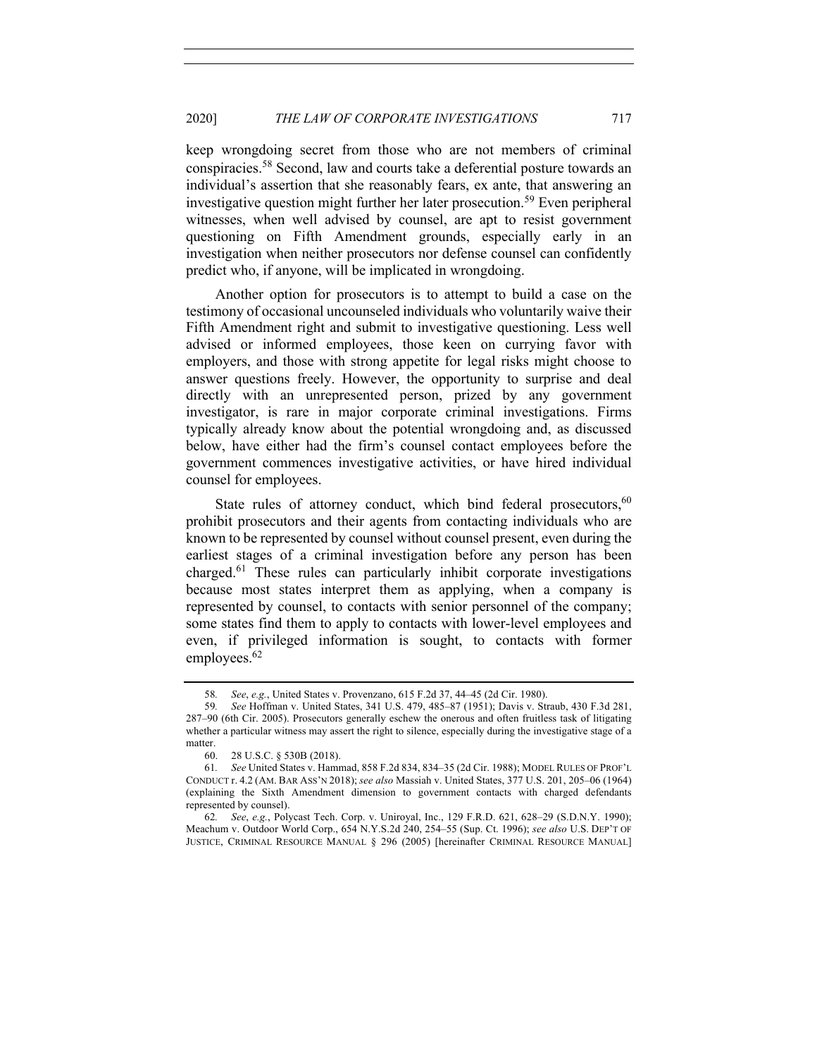keep wrongdoing secret from those who are not members of criminal conspiracies.[58] Second, law and courts take a deferential posture towards an individual's assertion that she reasonably fears, ex ante, that answering an investigative question might further her later prosecution.[59] Even peripheral witnesses, when well advised by counsel, are apt to resist government questioning on Fifth Amendment grounds, especially early in an investigation when neither prosecutors nor defense counsel can confidently predict who, if anyone, will be implicated in wrongdoing.

Another option for prosecutors is to attempt to build a case on the testimony of occasional uncounseled individuals who voluntarily waive their Fifth Amendment right and submit to investigative questioning. Less well advised or informed employees, those keen on currying favor with employers, and those with strong appetite for legal risks might choose to answer questions freely. However, the opportunity to surprise and deal directly with an unrepresented person, prized by any government investigator, is rare in major corporate criminal investigations. Firms typically already know about the potential wrongdoing and, as discussed below, have either had the firm's counsel contact employees before the government commences investigative activities, or have hired individual counsel for employees.

State rules of attorney conduct, which bind federal prosecutors,[60] prohibit prosecutors and their agents from contacting individuals who are known to be represented by counsel without counsel present, even during the earliest stages of a criminal investigation before any person has been charged.[61] These rules can particularly inhibit corporate investigations because most states interpret them as applying, when a company is represented by counsel, to contacts with senior personnel of the company; some states find them to apply to contacts with lower-level employees and even, if privileged information is sought, to contacts with former employees.[62]

---

58. *See, e.g.*, United States v. Provenzano, 615 F.2d 37, 44–45 (2d Cir. 1980).

59. *See* Hoffman v. United States, 341 U.S. 479, 485–87 (1951); Davis v. Straub, 430 F.3d 281, 287–90 (6th Cir. 2005). Prosecutors generally eschew the onerous and often fruitless task of litigating whether a particular witness may assert the right to silence, especially during the investigative stage of a matter.

60. 28 U.S.C. § 530B (2018).

61. *See* United States v. Hammad, 858 F.2d 834, 834–35 (2d Cir. 1988); MODEL RULES OF PROF'L CONDUCT r. 4.2 (AM. BAR ASS'N 2018); *see also* Massiah v. United States, 377 U.S. 201, 205–06 (1964) (explaining the Sixth Amendment dimension to government contacts with charged defendants represented by counsel).

62. *See, e.g.*, Polycast Tech. Corp. v. Uniroyal, Inc., 129 F.R.D. 621, 628–29 (S.D.N.Y. 1990); Meachum v. Outdoor World Corp., 654 N.Y.S.2d 240, 254–55 (Sup. Ct. 1996); *see also* U.S. DEP'T OF JUSTICE, CRIMINAL RESOURCE MANUAL § 296 (2005) [hereinafter CRIMINAL RESOURCE MANUAL]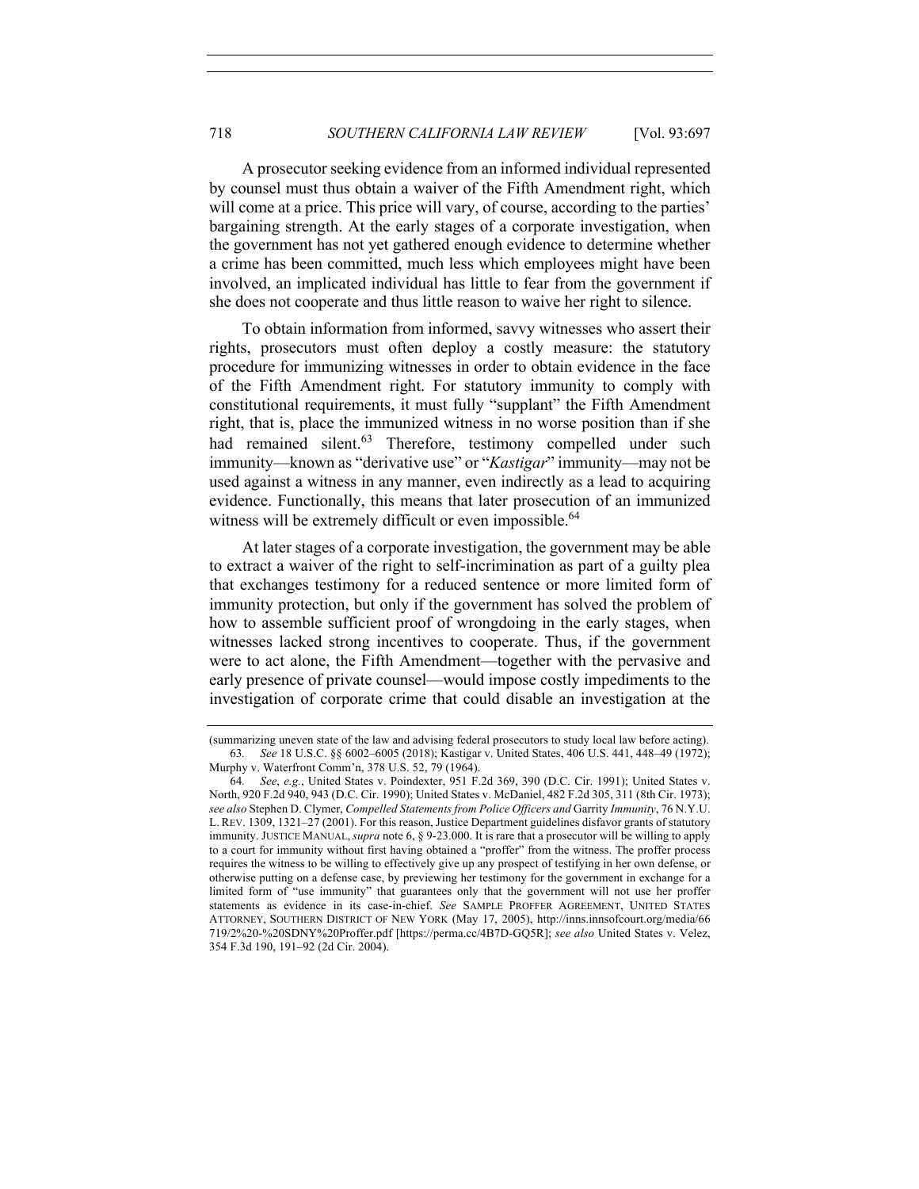A prosecutor seeking evidence from an informed individual represented by counsel must thus obtain a waiver of the Fifth Amendment right, which will come at a price. This price will vary, of course, according to the parties' bargaining strength. At the early stages of a corporate investigation, when the government has not yet gathered enough evidence to determine whether a crime has been committed, much less which employees might have been involved, an implicated individual has little to fear from the government if she does not cooperate and thus little reason to waive her right to silence.

To obtain information from informed, savvy witnesses who assert their rights, prosecutors must often deploy a costly measure: the statutory procedure for immunizing witnesses in order to obtain evidence in the face of the Fifth Amendment right. For statutory immunity to comply with constitutional requirements, it must fully "supplant" the Fifth Amendment right, that is, place the immunized witness in no worse position than if she had remained silent.[63] Therefore, testimony compelled under such immunity—known as "derivative use" or "*Kastigar*" immunity—may not be used against a witness in any manner, even indirectly as a lead to acquiring evidence. Functionally, this means that later prosecution of an immunized witness will be extremely difficult or even impossible.[64]

At later stages of a corporate investigation, the government may be able to extract a waiver of the right to self-incrimination as part of a guilty plea that exchanges testimony for a reduced sentence or more limited form of immunity protection, but only if the government has solved the problem of how to assemble sufficient proof of wrongdoing in the early stages, when witnesses lacked strong incentives to cooperate. Thus, if the government were to act alone, the Fifth Amendment—together with the pervasive and early presence of private counsel—would impose costly impediments to the investigation of corporate crime that could disable an investigation at the

(summarizing uneven state of the law and advising federal prosecutors to study local law before acting).

63. *See* 18 U.S.C. §§ 6002–6005 (2018); Kastigar v. United States, 406 U.S. 441, 448–49 (1972); Murphy v. Waterfront Comm'n, 378 U.S. 52, 79 (1964).

64. *See*, *e.g.*, United States v. Poindexter, 951 F.2d 369, 390 (D.C. Cir. 1991); United States v. North, 920 F.2d 940, 943 (D.C. Cir. 1990); United States v. McDaniel, 482 F.2d 305, 311 (8th Cir. 1973); *see also* Stephen D. Clymer, *Compelled Statements from Police Officers and* Garrity *Immunity*, 76 N.Y.U. L. REV. 1309, 1321–27 (2001). For this reason, Justice Department guidelines disfavor grants of statutory immunity. JUSTICE MANUAL, *supra* note 6, § 9-23.000. It is rare that a prosecutor will be willing to apply to a court for immunity without first having obtained a "proffer" from the witness. The proffer process requires the witness to be willing to effectively give up any prospect of testifying in her own defense, or otherwise putting on a defense case, by previewing her testimony for the government in exchange for a limited form of "use immunity" that guarantees only that the government will not use her proffer statements as evidence in its case-in-chief. *See* SAMPLE PROFFER AGREEMENT, UNITED STATES ATTORNEY, SOUTHERN DISTRICT OF NEW YORK (May 17, 2005), http://inns.innsofcourt.org/media/66719/2%20-%20SDNY%20Proffer.pdf [https://perma.cc/4B7D-GQ5R]; *see also* United States v. Velez, 354 F.3d 190, 191–92 (2d Cir. 2004).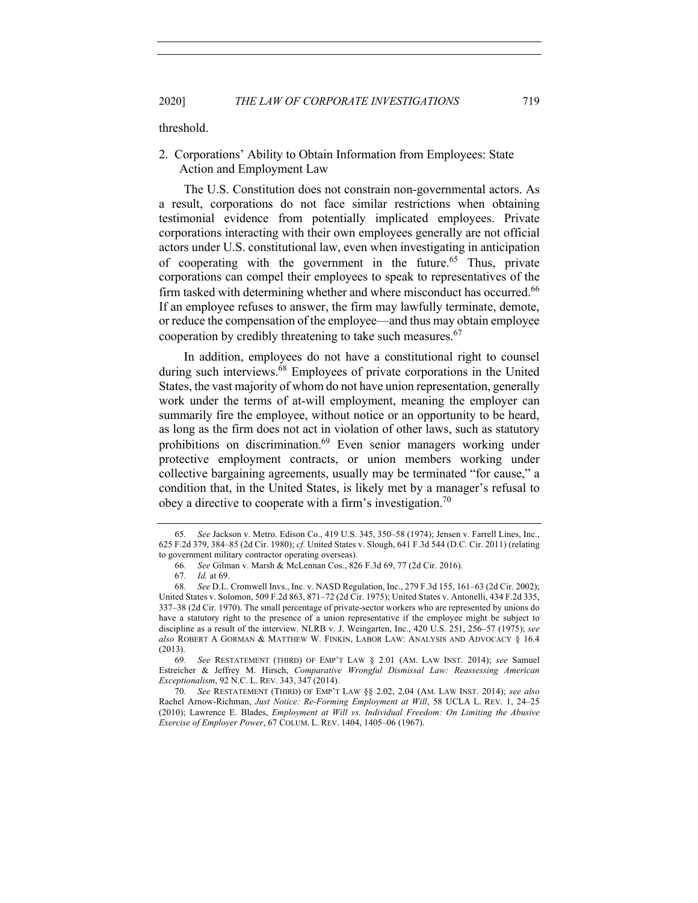threshold.

### 2. Corporations' Ability to Obtain Information from Employees: State Action and Employment Law

The U.S. Constitution does not constrain non-governmental actors. As a result, corporations do not face similar restrictions when obtaining testimonial evidence from potentially implicated employees. Private corporations interacting with their own employees generally are not official actors under U.S. constitutional law, even when investigating in anticipation of cooperating with the government in the future.[65] Thus, private corporations can compel their employees to speak to representatives of the firm tasked with determining whether and where misconduct has occurred.[66] If an employee refuses to answer, the firm may lawfully terminate, demote, or reduce the compensation of the employee—and thus may obtain employee cooperation by credibly threatening to take such measures.[67]

In addition, employees do not have a constitutional right to counsel during such interviews.[68] Employees of private corporations in the United States, the vast majority of whom do not have union representation, generally work under the terms of at-will employment, meaning the employer can summarily fire the employee, without notice or an opportunity to be heard, as long as the firm does not act in violation of other laws, such as statutory prohibitions on discrimination.[69] Even senior managers working under protective employment contracts, or union members working under collective bargaining agreements, usually may be terminated "for cause," a condition that, in the United States, is likely met by a manager's refusal to obey a directive to cooperate with a firm's investigation.[70]

---

65. *See* Jackson v. Metro. Edison Co., 419 U.S. 345, 350–58 (1974); Jensen v. Farrell Lines, Inc., 625 F.2d 379, 384–85 (2d Cir. 1980); *cf.* United States v. Slough, 641 F.3d 544 (D.C. Cir. 2011) (relating to government military contractor operating overseas).

66. *See* Gilman v. Marsh & McLennan Cos., 826 F.3d 69, 77 (2d Cir. 2016).

67. *Id.* at 69.

68. *See* D.L. Cromwell Invs., Inc. v. NASD Regulation, Inc., 279 F.3d 155, 161–63 (2d Cir. 2002); United States v. Solomon, 509 F.2d 863, 871–72 (2d Cir. 1975); United States v. Antonelli, 434 F.2d 335, 337–38 (2d Cir. 1970). The small percentage of private-sector workers who are represented by unions do have a statutory right to the presence of a union representative if the employee might be subject to discipline as a result of the interview. NLRB v. J. Weingarten, Inc., 420 U.S. 251, 256–57 (1975); *see also* ROBERT A GORMAN & MATTHEW W. FINKIN, LABOR LAW: ANALYSIS AND ADVOCACY § 16.4 (2013).

69. *See* RESTATEMENT (THIRD) OF EMP'T LAW § 2.01 (AM. LAW INST. 2014); *see* Samuel Estreicher & Jeffrey M. Hirsch, *Comparative Wrongful Dismissal Law: Reassessing American Exceptionalism*, 92 N.C. L. REV. 343, 347 (2014).

70. *See* RESTATEMENT (THIRD) OF EMP'T LAW §§ 2.02, 2.04 (AM. LAW INST. 2014); *see also* Rachel Arnow-Richman, *Just Notice: Re-Forming Employment at Will*, 58 UCLA L. REV. 1, 24–25 (2010); Lawrence E. Blades, *Employment at Will vs. Individual Freedom: On Limiting the Abusive Exercise of Employer Power*, 67 COLUM. L. REV. 1404, 1405–06 (1967).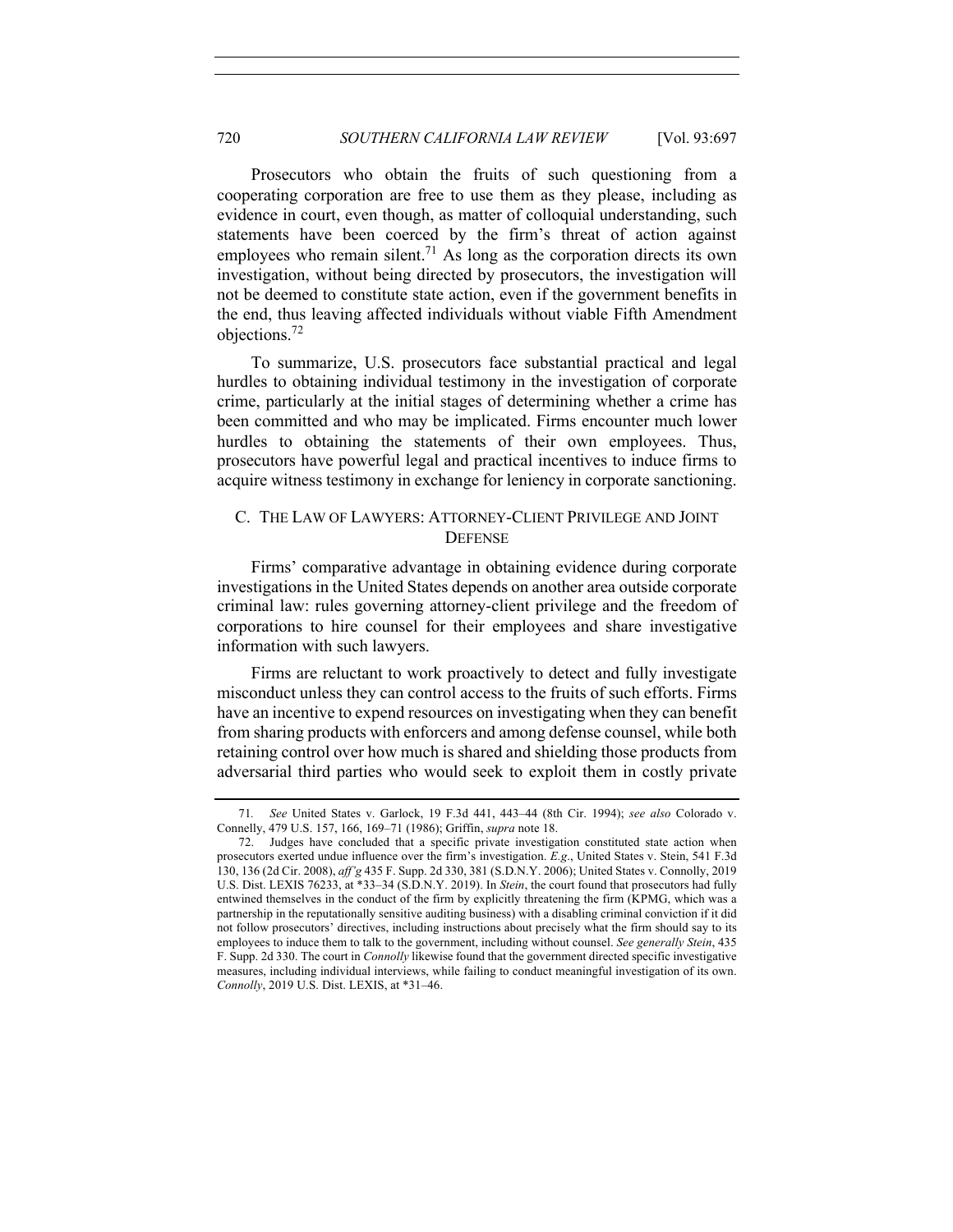Prosecutors who obtain the fruits of such questioning from a cooperating corporation are free to use them as they please, including as evidence in court, even though, as matter of colloquial understanding, such statements have been coerced by the firm's threat of action against employees who remain silent.[71] As long as the corporation directs its own investigation, without being directed by prosecutors, the investigation will not be deemed to constitute state action, even if the government benefits in the end, thus leaving affected individuals without viable Fifth Amendment objections.[72]

To summarize, U.S. prosecutors face substantial practical and legal hurdles to obtaining individual testimony in the investigation of corporate crime, particularly at the initial stages of determining whether a crime has been committed and who may be implicated. Firms encounter much lower hurdles to obtaining the statements of their own employees. Thus, prosecutors have powerful legal and practical incentives to induce firms to acquire witness testimony in exchange for leniency in corporate sanctioning.

### C. THE LAW OF LAWYERS: ATTORNEY-CLIENT PRIVILEGE AND JOINT DEFENSE

Firms' comparative advantage in obtaining evidence during corporate investigations in the United States depends on another area outside corporate criminal law: rules governing attorney-client privilege and the freedom of corporations to hire counsel for their employees and share investigative information with such lawyers.

Firms are reluctant to work proactively to detect and fully investigate misconduct unless they can control access to the fruits of such efforts. Firms have an incentive to expend resources on investigating when they can benefit from sharing products with enforcers and among defense counsel, while both retaining control over how much is shared and shielding those products from adversarial third parties who would seek to exploit them in costly private

---

71. *See* United States v. Garlock, 19 F.3d 441, 443–44 (8th Cir. 1994); *see also* Colorado v. Connelly, 479 U.S. 157, 166, 169–71 (1986); Griffin, *supra* note 18.

72. Judges have concluded that a specific private investigation constituted state action when prosecutors exerted undue influence over the firm's investigation. *E.g.*, United States v. Stein, 541 F.3d 130, 136 (2d Cir. 2008), *aff'g* 435 F. Supp. 2d 330, 381 (S.D.N.Y. 2006); United States v. Connolly, 2019 U.S. Dist. LEXIS 76233, at *33–34 (S.D.N.Y. 2019). In *Stein*, the court found that prosecutors had fully entwined themselves in the conduct of the firm by explicitly threatening the firm (KPMG, which was a partnership in the reputationally sensitive auditing business) with a disabling criminal conviction if it did not follow prosecutors' directives, including instructions about precisely what the firm should say to its employees to induce them to talk to the government, including without counsel. *See generally Stein*, 435 F. Supp. 2d 330. The court in *Connolly* likewise found that the government directed specific investigative measures, including individual interviews, while failing to conduct meaningful investigation of its own. *Connolly*, 2019 U.S. Dist. LEXIS, at *31–46.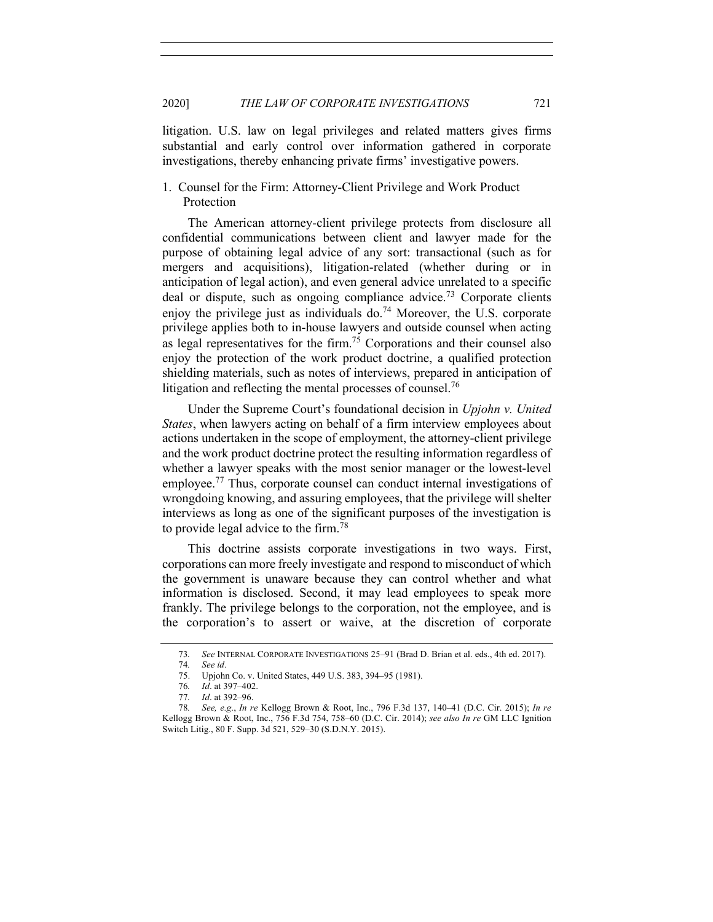litigation. U.S. law on legal privileges and related matters gives firms substantial and early control over information gathered in corporate investigations, thereby enhancing private firms' investigative powers.

### 1. Counsel for the Firm: Attorney-Client Privilege and Work Product Protection

The American attorney-client privilege protects from disclosure all confidential communications between client and lawyer made for the purpose of obtaining legal advice of any sort: transactional (such as for mergers and acquisitions), litigation-related (whether during or in anticipation of legal action), and even general advice unrelated to a specific deal or dispute, such as ongoing compliance advice.[73] Corporate clients enjoy the privilege just as individuals do.[74] Moreover, the U.S. corporate privilege applies both to in-house lawyers and outside counsel when acting as legal representatives for the firm.[75] Corporations and their counsel also enjoy the protection of the work product doctrine, a qualified protection shielding materials, such as notes of interviews, prepared in anticipation of litigation and reflecting the mental processes of counsel.[76]

Under the Supreme Court's foundational decision in *Upjohn v. United States*, when lawyers acting on behalf of a firm interview employees about actions undertaken in the scope of employment, the attorney-client privilege and the work product doctrine protect the resulting information regardless of whether a lawyer speaks with the most senior manager or the lowest-level employee.[77] Thus, corporate counsel can conduct internal investigations of wrongdoing knowing, and assuring employees, that the privilege will shelter interviews as long as one of the significant purposes of the investigation is to provide legal advice to the firm.[78]

This doctrine assists corporate investigations in two ways. First, corporations can more freely investigate and respond to misconduct of which the government is unaware because they can control whether and what information is disclosed. Second, it may lead employees to speak more frankly. The privilege belongs to the corporation, not the employee, and is the corporation's to assert or waive, at the discretion of corporate

---

73. *See* INTERNAL CORPORATE INVESTIGATIONS 25–91 (Brad D. Brian et al. eds., 4th ed. 2017).

74. *See id*.

75. Upjohn Co. v. United States, 449 U.S. 383, 394–95 (1981).

76. *Id*. at 397–402.

77. *Id*. at 392–96.

78. *See, e.g.*, *In re* Kellogg Brown & Root, Inc., 796 F.3d 137, 140–41 (D.C. Cir. 2015); *In re* Kellogg Brown & Root, Inc., 756 F.3d 754, 758–60 (D.C. Cir. 2014); *see also In re* GM LLC Ignition Switch Litig., 80 F. Supp. 3d 521, 529–30 (S.D.N.Y. 2015).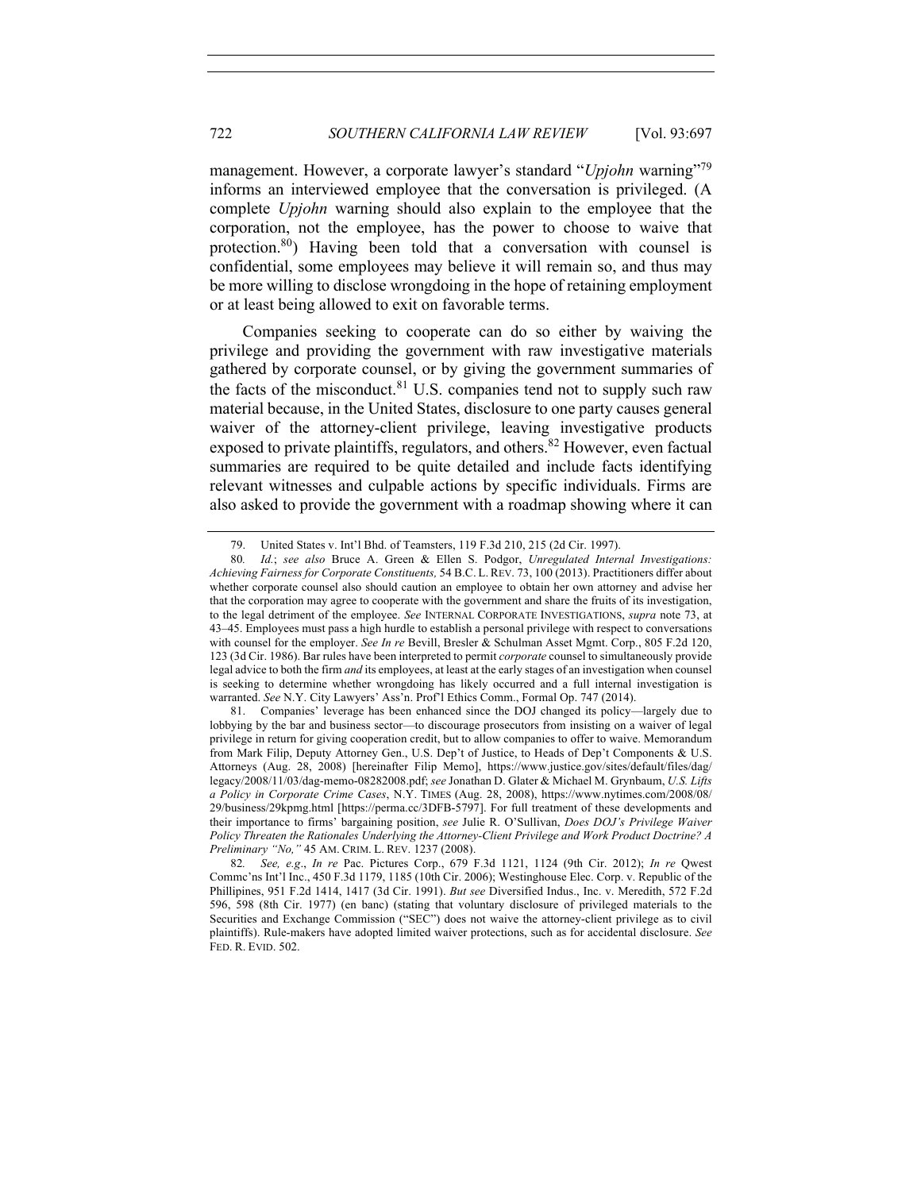management. However, a corporate lawyer's standard "*Upjohn* warning"[79] informs an interviewed employee that the conversation is privileged. (A complete *Upjohn* warning should also explain to the employee that the corporation, not the employee, has the power to choose to waive that protection.[80]) Having been told that a conversation with counsel is confidential, some employees may believe it will remain so, and thus may be more willing to disclose wrongdoing in the hope of retaining employment or at least being allowed to exit on favorable terms.

Companies seeking to cooperate can do so either by waiving the privilege and providing the government with raw investigative materials gathered by corporate counsel, or by giving the government summaries of the facts of the misconduct.[81] U.S. companies tend not to supply such raw material because, in the United States, disclosure to one party causes general waiver of the attorney-client privilege, leaving investigative products exposed to private plaintiffs, regulators, and others.[82] However, even factual summaries are required to be quite detailed and include facts identifying relevant witnesses and culpable actions by specific individuals. Firms are also asked to provide the government with a roadmap showing where it can

---

79. United States v. Int'l Bhd. of Teamsters, 119 F.3d 210, 215 (2d Cir. 1997).

80. *Id.*; *see also* Bruce A. Green & Ellen S. Podgor, *Unregulated Internal Investigations: Achieving Fairness for Corporate Constituents,* 54 B.C. L. REV. 73, 100 (2013). Practitioners differ about whether corporate counsel also should caution an employee to obtain her own attorney and advise her that the corporation may agree to cooperate with the government and share the fruits of its investigation, to the legal detriment of the employee. *See* INTERNAL CORPORATE INVESTIGATIONS, *supra* note 73, at 43–45. Employees must pass a high hurdle to establish a personal privilege with respect to conversations with counsel for the employer. *See In re* Bevill, Bresler & Schulman Asset Mgmt. Corp., 805 F.2d 120, 123 (3d Cir. 1986). Bar rules have been interpreted to permit *corporate* counsel to simultaneously provide legal advice to both the firm *and* its employees, at least at the early stages of an investigation when counsel is seeking to determine whether wrongdoing has likely occurred and a full internal investigation is warranted. *See* N.Y. City Lawyers' Ass'n. Prof'l Ethics Comm., Formal Op. 747 (2014).

81. Companies' leverage has been enhanced since the DOJ changed its policy—largely due to lobbying by the bar and business sector—to discourage prosecutors from insisting on a waiver of legal privilege in return for giving cooperation credit, but to allow companies to offer to waive. Memorandum from Mark Filip, Deputy Attorney Gen., U.S. Dep't of Justice, to Heads of Dep't Components & U.S. Attorneys (Aug. 28, 2008) [hereinafter Filip Memo], https://www.justice.gov/sites/default/files/dag/legacy/2008/11/03/dag-memo-08282008.pdf; *see* Jonathan D. Glater & Michael M. Grynbaum, *U.S. Lifts a Policy in Corporate Crime Cases*, N.Y. TIMES (Aug. 28, 2008), https://www.nytimes.com/2008/08/29/business/29kpmg.html [https://perma.cc/3DFB-5797]. For full treatment of these developments and their importance to firms' bargaining position, *see* Julie R. O'Sullivan, *Does DOJ's Privilege Waiver Policy Threaten the Rationales Underlying the Attorney-Client Privilege and Work Product Doctrine? A Preliminary "No,"* 45 AM. CRIM. L. REV. 1237 (2008).

82. *See, e.g.*, *In re* Pac. Pictures Corp., 679 F.3d 1121, 1124 (9th Cir. 2012); *In re* Qwest Commc'ns Int'l Inc., 450 F.3d 1179, 1185 (10th Cir. 2006); Westinghouse Elec. Corp. v. Republic of the Phillipines, 951 F.2d 1414, 1417 (3d Cir. 1991). *But see* Diversified Indus., Inc. v. Meredith, 572 F.2d 596, 598 (8th Cir. 1977) (en banc) (stating that voluntary disclosure of privileged materials to the Securities and Exchange Commission ("SEC") does not waive the attorney-client privilege as to civil plaintiffs). Rule-makers have adopted limited waiver protections, such as for accidental disclosure. *See* FED. R. EVID. 502.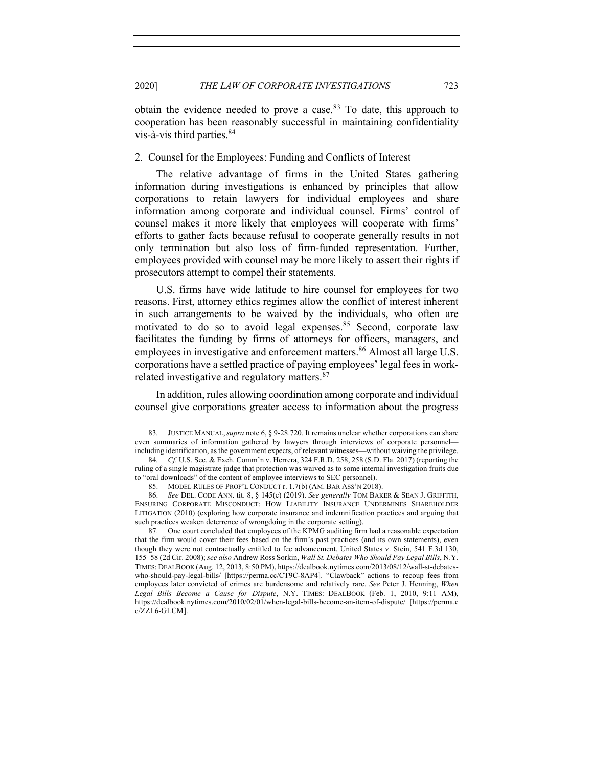obtain the evidence needed to prove a case.[83] To date, this approach to cooperation has been reasonably successful in maintaining confidentiality vis-à-vis third parties.[84]

### 2. Counsel for the Employees: Funding and Conflicts of Interest

The relative advantage of firms in the United States gathering information during investigations is enhanced by principles that allow corporations to retain lawyers for individual employees and share information among corporate and individual counsel. Firms' control of counsel makes it more likely that employees will cooperate with firms' efforts to gather facts because refusal to cooperate generally results in not only termination but also loss of firm-funded representation. Further, employees provided with counsel may be more likely to assert their rights if prosecutors attempt to compel their statements.

U.S. firms have wide latitude to hire counsel for employees for two reasons. First, attorney ethics regimes allow the conflict of interest inherent in such arrangements to be waived by the individuals, who often are motivated to do so to avoid legal expenses.[85] Second, corporate law facilitates the funding by firms of attorneys for officers, managers, and employees in investigative and enforcement matters.[86] Almost all large U.S. corporations have a settled practice of paying employees' legal fees in work-related investigative and regulatory matters.[87]

In addition, rules allowing coordination among corporate and individual counsel give corporations greater access to information about the progress

---

83. JUSTICE MANUAL, *supra* note 6, § 9-28.720. It remains unclear whether corporations can share even summaries of information gathered by lawyers through interviews of corporate personnel—including identification, as the government expects, of relevant witnesses—without waiving the privilege.

84. *Cf.* U.S. Sec. & Exch. Comm'n v. Herrera, 324 F.R.D. 258, 258 (S.D. Fla. 2017) (reporting the ruling of a single magistrate judge that protection was waived as to some internal investigation fruits due to "oral downloads" of the content of employee interviews to SEC personnel).

85. MODEL RULES OF PROF'L CONDUCT r. 1.7(b) (AM. BAR ASS'N 2018).

86. *See* DEL. CODE ANN. tit. 8, § 145(e) (2019). *See generally* TOM BAKER & SEAN J. GRIFFITH, ENSURING CORPORATE MISCONDUCT: HOW LIABILITY INSURANCE UNDERMINES SHAREHOLDER LITIGATION (2010) (exploring how corporate insurance and indemnification practices and arguing that such practices weaken deterrence of wrongdoing in the corporate setting).

87. One court concluded that employees of the KPMG auditing firm had a reasonable expectation that the firm would cover their fees based on the firm's past practices (and its own statements), even though they were not contractually entitled to fee advancement. United States v. Stein, 541 F.3d 130, 155–58 (2d Cir. 2008); *see also* Andrew Ross Sorkin, *Wall St. Debates Who Should Pay Legal Bills*, N.Y. TIMES: DEALBOOK (Aug. 12, 2013, 8:50 PM), https://dealbook.nytimes.com/2013/08/12/wall-st-debates-who-should-pay-legal-bills/ [https://perma.cc/CT9C-8AP4]. "Clawback" actions to recoup fees from employees later convicted of crimes are burdensome and relatively rare. *See* Peter J. Henning, *When Legal Bills Become a Cause for Dispute*, N.Y. TIMES: DEALBOOK (Feb. 1, 2010, 9:11 AM), https://dealbook.nytimes.com/2010/02/01/when-legal-bills-become-an-item-of-dispute/ [https://perma.cc/ZZL6-GLCM].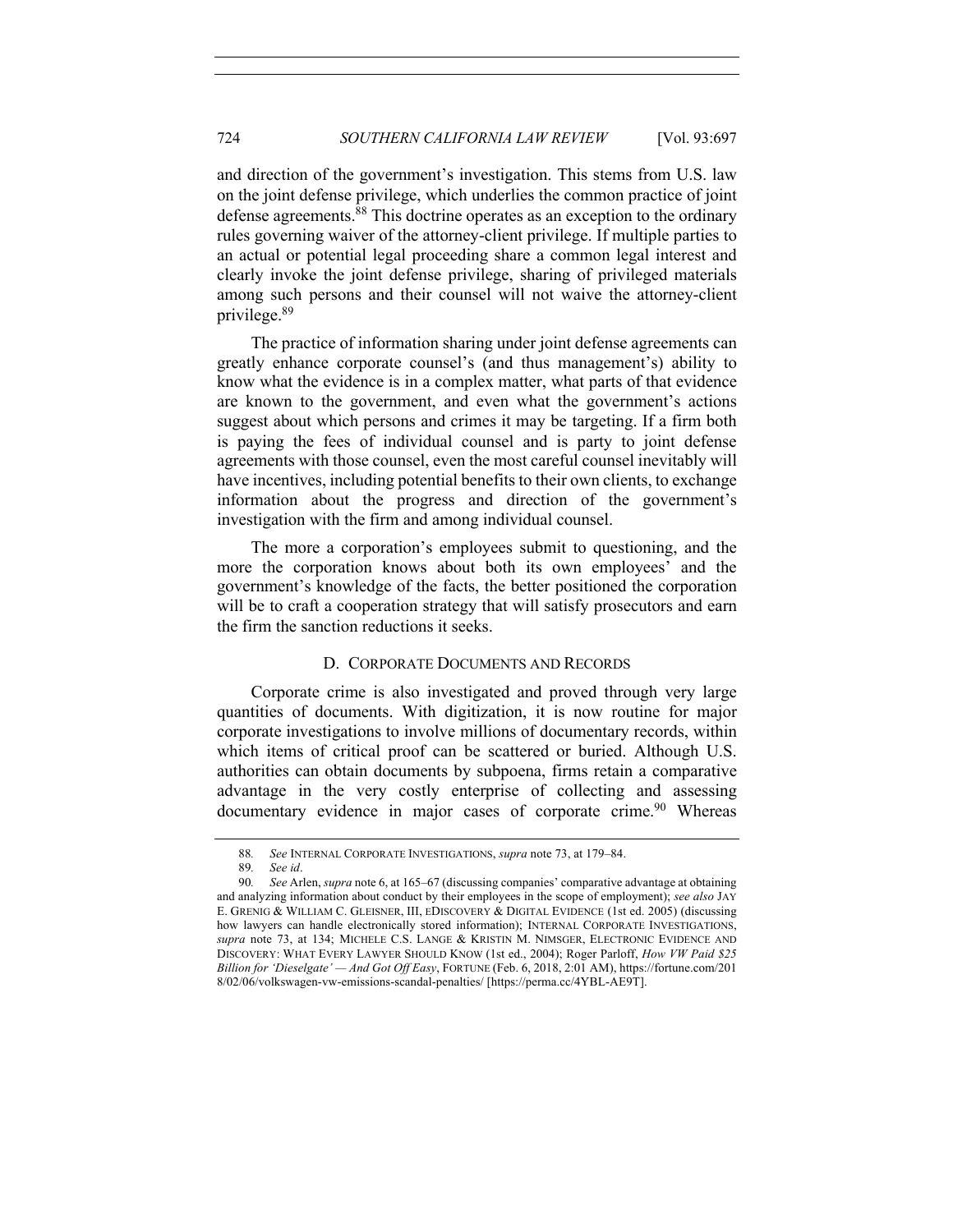and direction of the government's investigation. This stems from U.S. law on the joint defense privilege, which underlies the common practice of joint defense agreements.[88] This doctrine operates as an exception to the ordinary rules governing waiver of the attorney-client privilege. If multiple parties to an actual or potential legal proceeding share a common legal interest and clearly invoke the joint defense privilege, sharing of privileged materials among such persons and their counsel will not waive the attorney-client privilege.[89]

The practice of information sharing under joint defense agreements can greatly enhance corporate counsel's (and thus management's) ability to know what the evidence is in a complex matter, what parts of that evidence are known to the government, and even what the government's actions suggest about which persons and crimes it may be targeting. If a firm both is paying the fees of individual counsel and is party to joint defense agreements with those counsel, even the most careful counsel inevitably will have incentives, including potential benefits to their own clients, to exchange information about the progress and direction of the government's investigation with the firm and among individual counsel.

The more a corporation's employees submit to questioning, and the more the corporation knows about both its own employees' and the government's knowledge of the facts, the better positioned the corporation will be to craft a cooperation strategy that will satisfy prosecutors and earn the firm the sanction reductions it seeks.

### D. Corporate Documents and Records

Corporate crime is also investigated and proved through very large quantities of documents. With digitization, it is now routine for major corporate investigations to involve millions of documentary records, within which items of critical proof can be scattered or buried. Although U.S. authorities can obtain documents by subpoena, firms retain a comparative advantage in the very costly enterprise of collecting and assessing documentary evidence in major cases of corporate crime.[90] Whereas

---

88. *See* INTERNAL CORPORATE INVESTIGATIONS, *supra* note 73, at 179–84.

89. *See id*.

90. *See* Arlen, *supra* note 6, at 165–67 (discussing companies' comparative advantage at obtaining and analyzing information about conduct by their employees in the scope of employment); *see also* JAY E. GRENIG & WILLIAM C. GLEISNER, III, EDISCOVERY & DIGITAL EVIDENCE (1st ed. 2005) (discussing how lawyers can handle electronically stored information); INTERNAL CORPORATE INVESTIGATIONS, *supra* note 73, at 134; MICHELE C.S. LANGE & KRISTIN M. NIMSGER, ELECTRONIC EVIDENCE AND DISCOVERY: WHAT EVERY LAWYER SHOULD KNOW (1st ed., 2004); Roger Parloff, *How VW Paid $25 Billion for 'Dieselgate' — And Got Off Easy*, FORTUNE (Feb. 6, 2018, 2:01 AM), https://fortune.com/2018/02/06/volkswagen-vw-emissions-scandal-penalties/ [https://perma.cc/4YBL-AE9T].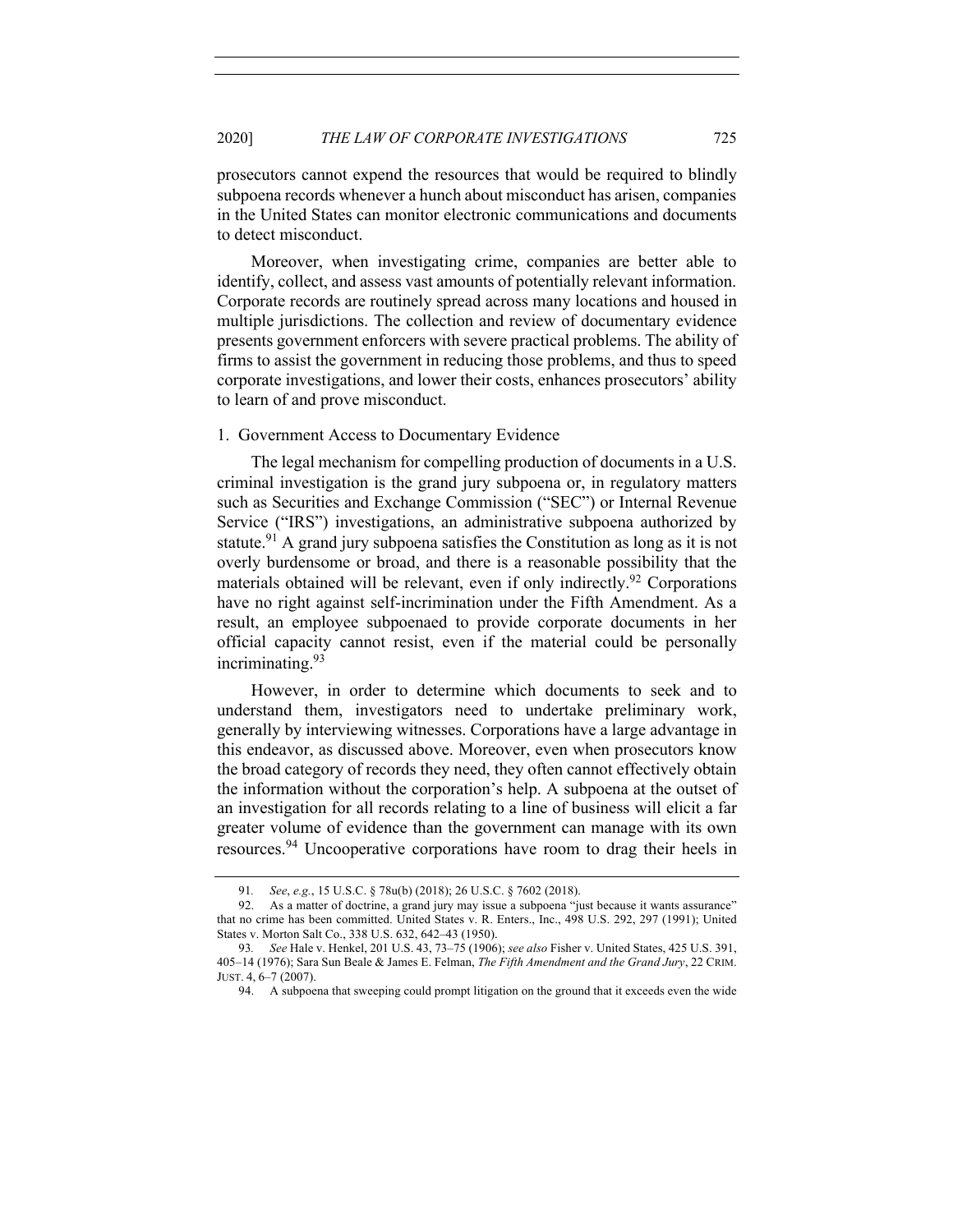prosecutors cannot expend the resources that would be required to blindly subpoena records whenever a hunch about misconduct has arisen, companies in the United States can monitor electronic communications and documents to detect misconduct.

Moreover, when investigating crime, companies are better able to identify, collect, and assess vast amounts of potentially relevant information. Corporate records are routinely spread across many locations and housed in multiple jurisdictions. The collection and review of documentary evidence presents government enforcers with severe practical problems. The ability of firms to assist the government in reducing those problems, and thus to speed corporate investigations, and lower their costs, enhances prosecutors' ability to learn of and prove misconduct.

### 1. Government Access to Documentary Evidence

The legal mechanism for compelling production of documents in a U.S. criminal investigation is the grand jury subpoena or, in regulatory matters such as Securities and Exchange Commission ("SEC") or Internal Revenue Service ("IRS") investigations, an administrative subpoena authorized by statute.[91] A grand jury subpoena satisfies the Constitution as long as it is not overly burdensome or broad, and there is a reasonable possibility that the materials obtained will be relevant, even if only indirectly.[92] Corporations have no right against self-incrimination under the Fifth Amendment. As a result, an employee subpoenaed to provide corporate documents in her official capacity cannot resist, even if the material could be personally incriminating.[93]

However, in order to determine which documents to seek and to understand them, investigators need to undertake preliminary work, generally by interviewing witnesses. Corporations have a large advantage in this endeavor, as discussed above. Moreover, even when prosecutors know the broad category of records they need, they often cannot effectively obtain the information without the corporation's help. A subpoena at the outset of an investigation for all records relating to a line of business will elicit a far greater volume of evidence than the government can manage with its own resources.[94] Uncooperative corporations have room to drag their heels in

---

91. *See*, *e.g.*, 15 U.S.C. § 78u(b) (2018); 26 U.S.C. § 7602 (2018).

92. As a matter of doctrine, a grand jury may issue a subpoena "just because it wants assurance" that no crime has been committed. United States v. R. Enters., Inc., 498 U.S. 292, 297 (1991); United States v. Morton Salt Co., 338 U.S. 632, 642–43 (1950).

93. *See* Hale v. Henkel, 201 U.S. 43, 73–75 (1906); *see also* Fisher v. United States, 425 U.S. 391, 405–14 (1976); Sara Sun Beale & James E. Felman, *The Fifth Amendment and the Grand Jury*, 22 CRIM. JUST. 4, 6–7 (2007).

94. A subpoena that sweeping could prompt litigation on the ground that it exceeds even the wide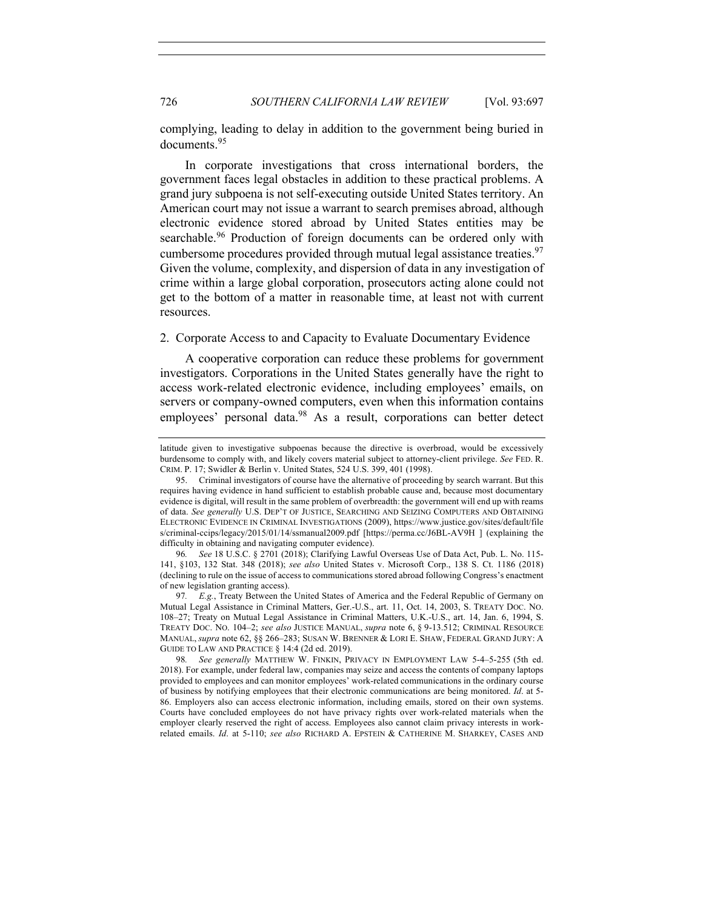complying, leading to delay in addition to the government being buried in documents.[95]

In corporate investigations that cross international borders, the government faces legal obstacles in addition to these practical problems. A grand jury subpoena is not self-executing outside United States territory. An American court may not issue a warrant to search premises abroad, although electronic evidence stored abroad by United States entities may be searchable.[96] Production of foreign documents can be ordered only with cumbersome procedures provided through mutual legal assistance treaties.[97] Given the volume, complexity, and dispersion of data in any investigation of crime within a large global corporation, prosecutors acting alone could not get to the bottom of a matter in reasonable time, at least not with current resources.

### 2. Corporate Access to and Capacity to Evaluate Documentary Evidence

A cooperative corporation can reduce these problems for government investigators. Corporations in the United States generally have the right to access work-related electronic evidence, including employees' emails, on servers or company-owned computers, even when this information contains employees' personal data.[98] As a result, corporations can better detect

---

latitude given to investigative subpoenas because the directive is overbroad, would be excessively burdensome to comply with, and likely covers material subject to attorney-client privilege. *See* FED. R. CRIM. P. 17; Swidler & Berlin v. United States, 524 U.S. 399, 401 (1998).

95. Criminal investigators of course have the alternative of proceeding by search warrant. But this requires having evidence in hand sufficient to establish probable cause and, because most documentary evidence is digital, will result in the same problem of overbreadth: the government will end up with reams of data. *See generally* U.S. DEP'T OF JUSTICE, SEARCHING AND SEIZING COMPUTERS AND OBTAINING ELECTRONIC EVIDENCE IN CRIMINAL INVESTIGATIONS (2009), https://www.justice.gov/sites/default/files/criminal-ccips/legacy/2015/01/14/ssmanual2009.pdf [https://perma.cc/J6BL-AV9H ] (explaining the difficulty in obtaining and navigating computer evidence).

96. *See* 18 U.S.C. § 2701 (2018); Clarifying Lawful Overseas Use of Data Act, Pub. L. No. 115-141, §103, 132 Stat. 348 (2018); *see also* United States v. Microsoft Corp., 138 S. Ct. 1186 (2018) (declining to rule on the issue of access to communications stored abroad following Congress's enactment of new legislation granting access).

97. *E.g.*, Treaty Between the United States of America and the Federal Republic of Germany on Mutual Legal Assistance in Criminal Matters, Ger.-U.S., art. 11, Oct. 14, 2003, S. TREATY DOC. NO. 108–27; Treaty on Mutual Legal Assistance in Criminal Matters, U.K.-U.S., art. 14, Jan. 6, 1994, S. TREATY DOC. NO. 104–2; *see also* JUSTICE MANUAL, *supra* note 6, § 9-13.512; CRIMINAL RESOURCE MANUAL, *supra* note 62, §§ 266–283; SUSAN W. BRENNER & LORI E. SHAW, FEDERAL GRAND JURY: A GUIDE TO LAW AND PRACTICE § 14:4 (2d ed. 2019).

98. *See generally* MATTHEW W. FINKIN, PRIVACY IN EMPLOYMENT LAW 5-4–5-255 (5th ed. 2018). For example, under federal law, companies may seize and access the contents of company laptops provided to employees and can monitor employees' work-related communications in the ordinary course of business by notifying employees that their electronic communications are being monitored. *Id*. at 5-86. Employers also can access electronic information, including emails, stored on their own systems. Courts have concluded employees do not have privacy rights over work-related materials when the employer clearly reserved the right of access. Employees also cannot claim privacy interests in work-related emails. *Id*. at 5-110; *see also* RICHARD A. EPSTEIN & CATHERINE M. SHARKEY, CASES AND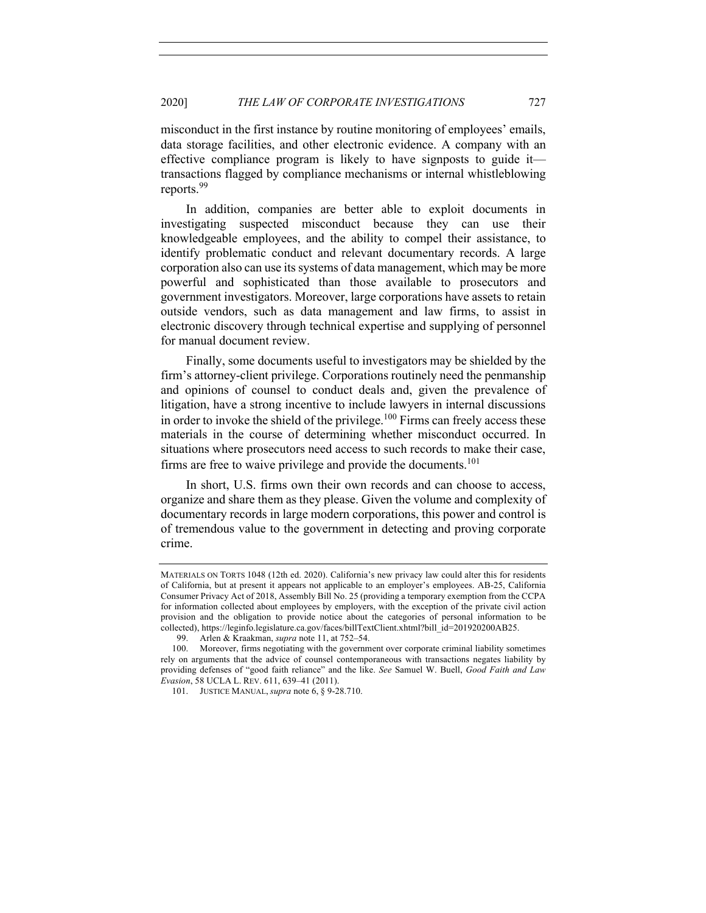misconduct in the first instance by routine monitoring of employees' emails, data storage facilities, and other electronic evidence. A company with an effective compliance program is likely to have signposts to guide it—transactions flagged by compliance mechanisms or internal whistleblowing reports.[99]

In addition, companies are better able to exploit documents in investigating suspected misconduct because they can use their knowledgeable employees, and the ability to compel their assistance, to identify problematic conduct and relevant documentary records. A large corporation also can use its systems of data management, which may be more powerful and sophisticated than those available to prosecutors and government investigators. Moreover, large corporations have assets to retain outside vendors, such as data management and law firms, to assist in electronic discovery through technical expertise and supplying of personnel for manual document review.

Finally, some documents useful to investigators may be shielded by the firm's attorney-client privilege. Corporations routinely need the penmanship and opinions of counsel to conduct deals and, given the prevalence of litigation, have a strong incentive to include lawyers in internal discussions in order to invoke the shield of the privilege.[100] Firms can freely access these materials in the course of determining whether misconduct occurred. In situations where prosecutors need access to such records to make their case, firms are free to waive privilege and provide the documents.[101]

In short, U.S. firms own their own records and can choose to access, organize and share them as they please. Given the volume and complexity of documentary records in large modern corporations, this power and control is of tremendous value to the government in detecting and proving corporate crime.

---

MATERIALS ON TORTS 1048 (12th ed. 2020). California's new privacy law could alter this for residents of California, but at present it appears not applicable to an employer's employees. AB-25, California Consumer Privacy Act of 2018, Assembly Bill No. 25 (providing a temporary exemption from the CCPA for information collected about employees by employers, with the exception of the private civil action provision and the obligation to provide notice about the categories of personal information to be collected), https://leginfo.legislature.ca.gov/faces/billTextClient.xhtml?bill_id=201920200AB25.

99. Arlen & Kraakman, *supra* note 11, at 752–54.

100. Moreover, firms negotiating with the government over corporate criminal liability sometimes rely on arguments that the advice of counsel contemporaneous with transactions negates liability by providing defenses of "good faith reliance" and the like. *See* Samuel W. Buell, *Good Faith and Law Evasion*, 58 UCLA L. REV. 611, 639–41 (2011).

101. JUSTICE MANUAL, *supra* note 6, § 9-28.710.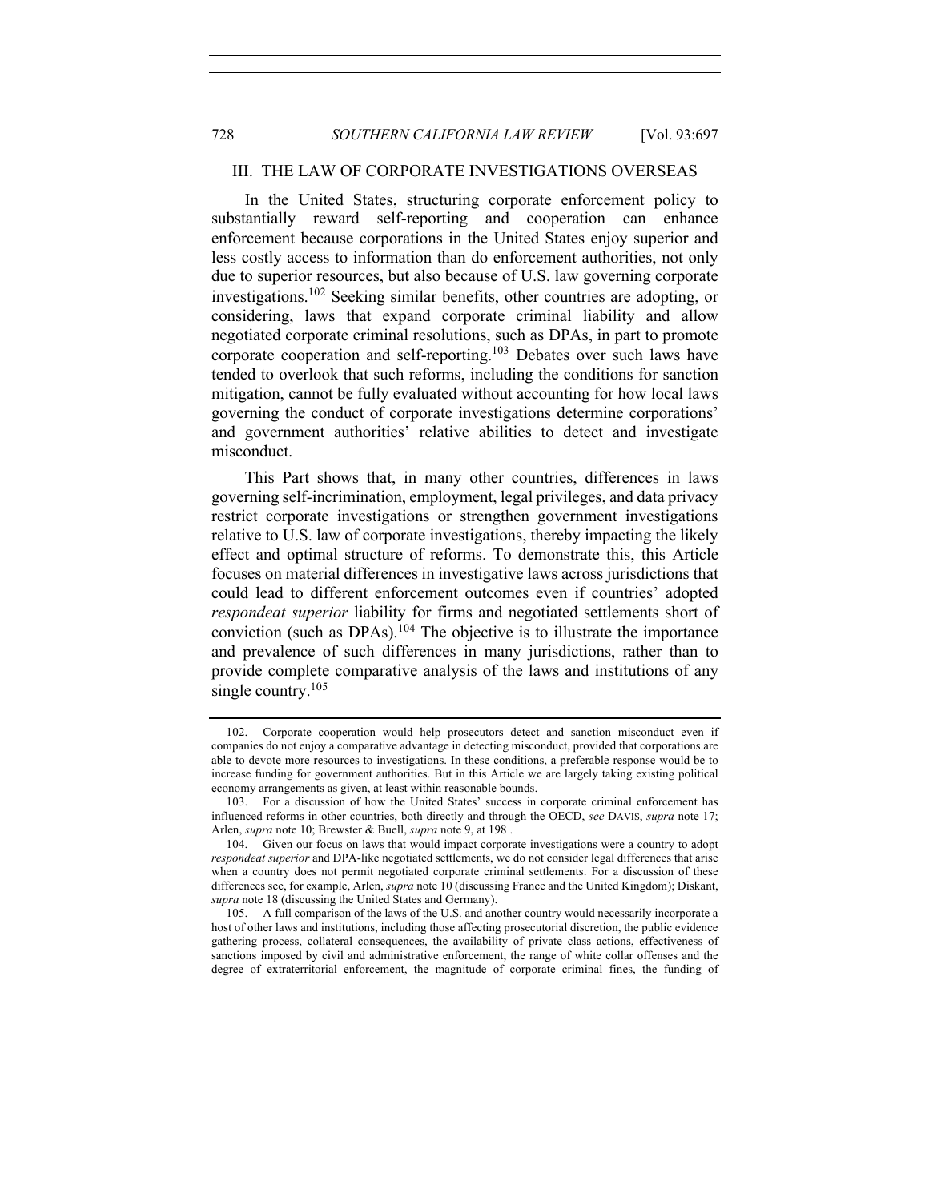## III. THE LAW OF CORPORATE INVESTIGATIONS OVERSEAS

In the United States, structuring corporate enforcement policy to substantially reward self-reporting and cooperation can enhance enforcement because corporations in the United States enjoy superior and less costly access to information than do enforcement authorities, not only due to superior resources, but also because of U.S. law governing corporate investigations.[102] Seeking similar benefits, other countries are adopting, or considering, laws that expand corporate criminal liability and allow negotiated corporate criminal resolutions, such as DPAs, in part to promote corporate cooperation and self-reporting.[103] Debates over such laws have tended to overlook that such reforms, including the conditions for sanction mitigation, cannot be fully evaluated without accounting for how local laws governing the conduct of corporate investigations determine corporations' and government authorities' relative abilities to detect and investigate misconduct.

This Part shows that, in many other countries, differences in laws governing self-incrimination, employment, legal privileges, and data privacy restrict corporate investigations or strengthen government investigations relative to U.S. law of corporate investigations, thereby impacting the likely effect and optimal structure of reforms. To demonstrate this, this Article focuses on material differences in investigative laws across jurisdictions that could lead to different enforcement outcomes even if countries' adopted *respondeat superior* liability for firms and negotiated settlements short of conviction (such as DPAs).[104] The objective is to illustrate the importance and prevalence of such differences in many jurisdictions, rather than to provide complete comparative analysis of the laws and institutions of any single country.[105]

---

102. Corporate cooperation would help prosecutors detect and sanction misconduct even if companies do not enjoy a comparative advantage in detecting misconduct, provided that corporations are able to devote more resources to investigations. In these conditions, a preferable response would be to increase funding for government authorities. But in this Article we are largely taking existing political economy arrangements as given, at least within reasonable bounds.

103. For a discussion of how the United States' success in corporate criminal enforcement has influenced reforms in other countries, both directly and through the OECD, *see* DAVIS, *supra* note 17; Arlen, *supra* note 10; Brewster & Buell, *supra* note 9, at 198 .

104. Given our focus on laws that would impact corporate investigations were a country to adopt *respondeat superior* and DPA-like negotiated settlements, we do not consider legal differences that arise when a country does not permit negotiated corporate criminal settlements. For a discussion of these differences see, for example, Arlen, *supra* note 10 (discussing France and the United Kingdom); Diskant, *supra* note 18 (discussing the United States and Germany).

105. A full comparison of the laws of the U.S. and another country would necessarily incorporate a host of other laws and institutions, including those affecting prosecutorial discretion, the public evidence gathering process, collateral consequences, the availability of private class actions, effectiveness of sanctions imposed by civil and administrative enforcement, the range of white collar offenses and the degree of extraterritorial enforcement, the magnitude of corporate criminal fines, the funding of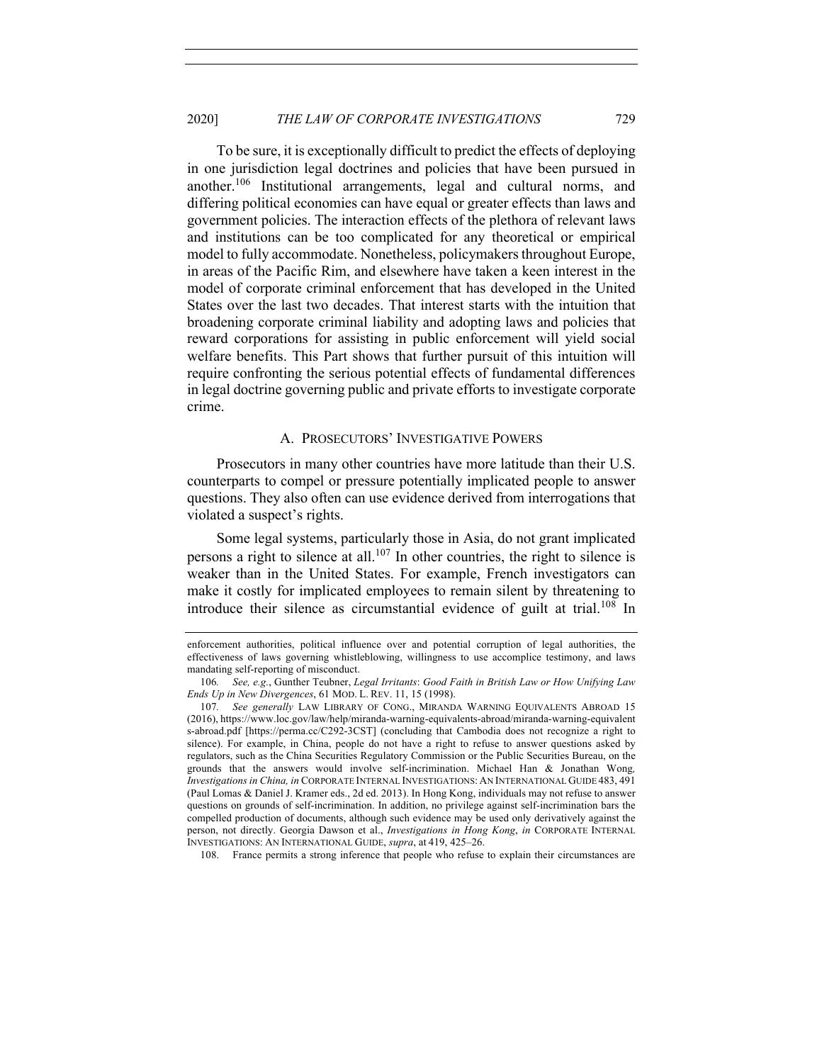To be sure, it is exceptionally difficult to predict the effects of deploying in one jurisdiction legal doctrines and policies that have been pursued in another.[106] Institutional arrangements, legal and cultural norms, and differing political economies can have equal or greater effects than laws and government policies. The interaction effects of the plethora of relevant laws and institutions can be too complicated for any theoretical or empirical model to fully accommodate. Nonetheless, policymakers throughout Europe, in areas of the Pacific Rim, and elsewhere have taken a keen interest in the model of corporate criminal enforcement that has developed in the United States over the last two decades. That interest starts with the intuition that broadening corporate criminal liability and adopting laws and policies that reward corporations for assisting in public enforcement will yield social welfare benefits. This Part shows that further pursuit of this intuition will require confronting the serious potential effects of fundamental differences in legal doctrine governing public and private efforts to investigate corporate crime.

## A. Prosecutors' Investigative Powers

Prosecutors in many other countries have more latitude than their U.S. counterparts to compel or pressure potentially implicated people to answer questions. They also often can use evidence derived from interrogations that violated a suspect's rights.

Some legal systems, particularly those in Asia, do not grant implicated persons a right to silence at all.[107] In other countries, the right to silence is weaker than in the United States. For example, French investigators can make it costly for implicated employees to remain silent by threatening to introduce their silence as circumstantial evidence of guilt at trial.[108] In

---

enforcement authorities, political influence over and potential corruption of legal authorities, the effectiveness of laws governing whistleblowing, willingness to use accomplice testimony, and laws mandating self-reporting of misconduct.

106. *See, e.g.*, Gunther Teubner, *Legal Irritants*: *Good Faith in British Law or How Unifying Law Ends Up in New Divergences*, 61 MOD. L. REV. 11, 15 (1998).

107. *See generally* LAW LIBRARY OF CONG., MIRANDA WARNING EQUIVALENTS ABROAD 15 (2016), https://www.loc.gov/law/help/miranda-warning-equivalents-abroad/miranda-warning-equivalents-abroad.pdf [https://perma.cc/C292-3CST] (concluding that Cambodia does not recognize a right to silence). For example, in China, people do not have a right to refuse to answer questions asked by regulators, such as the China Securities Regulatory Commission or the Public Securities Bureau, on the grounds that the answers would involve self-incrimination. Michael Han & Jonathan Wong, *Investigations in China, in* CORPORATE INTERNAL INVESTIGATIONS: AN INTERNATIONAL GUIDE 483, 491 (Paul Lomas & Daniel J. Kramer eds., 2d ed. 2013). In Hong Kong, individuals may not refuse to answer questions on grounds of self-incrimination. In addition, no privilege against self-incrimination bars the compelled production of documents, although such evidence may be used only derivatively against the person, not directly. Georgia Dawson et al., *Investigations in Hong Kong*, *in* CORPORATE INTERNAL INVESTIGATIONS: AN INTERNATIONAL GUIDE, *supra*, at 419, 425–26.

108. France permits a strong inference that people who refuse to explain their circumstances are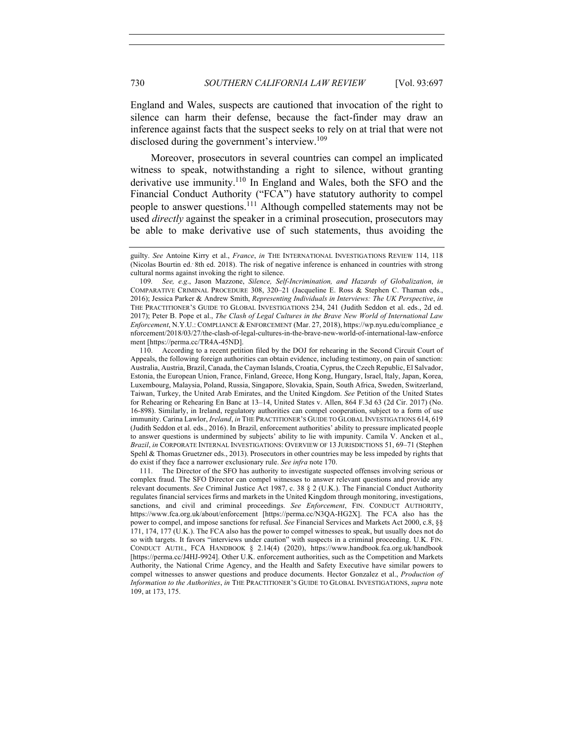England and Wales, suspects are cautioned that invocation of the right to silence can harm their defense, because the fact-finder may draw an inference against facts that the suspect seeks to rely on at trial that were not disclosed during the government's interview.[109]

Moreover, prosecutors in several countries can compel an implicated witness to speak, notwithstanding a right to silence, without granting derivative use immunity.[110] In England and Wales, both the SFO and the Financial Conduct Authority ("FCA") have statutory authority to compel people to answer questions.[111] Although compelled statements may not be used *directly* against the speaker in a criminal prosecution, prosecutors may be able to make derivative use of such statements, thus avoiding the

---

guilty. *See* Antoine Kirry et al., *France*, *in* THE INTERNATIONAL INVESTIGATIONS REVIEW 114, 118 (Nicolas Bourtin ed. 8th ed. 2018). The risk of negative inference is enhanced in countries with strong cultural norms against invoking the right to silence.

109. *See, e.g.*, Jason Mazzone, *Silence, Self-Incrimination, and Hazards of Globalization*, *in* COMPARATIVE CRIMINAL PROCEDURE 308, 320–21 (Jacqueline E. Ross & Stephen C. Thaman eds., 2016); Jessica Parker & Andrew Smith, *Representing Individuals in Interviews: The UK Perspective*, *in* THE PRACTITIONER'S GUIDE TO GLOBAL INVESTIGATIONS 234, 241 (Judith Seddon et al. eds., 2d ed. 2017); Peter B. Pope et al., *The Clash of Legal Cultures in the Brave New World of International Law Enforcement*, N.Y.U.: COMPLIANCE & ENFORCEMENT (Mar. 27, 2018), https://wp.nyu.edu/compliance_enforcement/2018/03/27/the-clash-of-legal-cultures-in-the-brave-new-world-of-international-law-enforcement [https://perma.cc/TR4A-45ND].

110. According to a recent petition filed by the DOJ for rehearing in the Second Circuit Court of Appeals, the following foreign authorities can obtain evidence, including testimony, on pain of sanction: Australia, Austria, Brazil, Canada, the Cayman Islands, Croatia, Cyprus, the Czech Republic, El Salvador, Estonia, the European Union, France, Finland, Greece, Hong Kong, Hungary, Israel, Italy, Japan, Korea, Luxembourg, Malaysia, Poland, Russia, Singapore, Slovakia, Spain, South Africa, Sweden, Switzerland, Taiwan, Turkey, the United Arab Emirates, and the United Kingdom. *See* Petition of the United States for Rehearing or Rehearing En Banc at 13–14, United States v. Allen, 864 F.3d 63 (2d Cir. 2017) (No. 16-898). Similarly, in Ireland, regulatory authorities can compel cooperation, subject to a form of use immunity. Carina Lawlor, *Ireland*, *in* THE PRACTITIONER'S GUIDE TO GLOBAL INVESTIGATIONS 614, 619 (Judith Seddon et al. eds., 2016). In Brazil, enforcement authorities' ability to pressure implicated people to answer questions is undermined by subjects' ability to lie with impunity. Camila V. Ancken et al., *Brazil*, *in* CORPORATE INTERNAL INVESTIGATIONS: OVERVIEW OF 13 JURISDICTIONS 51, 69–71 (Stephen Spehl & Thomas Gruetzner eds., 2013). Prosecutors in other countries may be less impeded by rights that do exist if they face a narrower exclusionary rule. *See infra* note 170.

111. The Director of the SFO has authority to investigate suspected offenses involving serious or complex fraud. The SFO Director can compel witnesses to answer relevant questions and provide any relevant documents. *See* Criminal Justice Act 1987, c. 38 § 2 (U.K.). The Financial Conduct Authority regulates financial services firms and markets in the United Kingdom through monitoring, investigations, sanctions, and civil and criminal proceedings. *See Enforcement*, FIN. CONDUCT AUTHORITY, https://www.fca.org.uk/about/enforcement [https://perma.cc/N3QA-HG2X]. The FCA also has the power to compel, and impose sanctions for refusal. *See* Financial Services and Markets Act 2000, c.8, §§ 171, 174, 177 (U.K.). The FCA also has the power to compel witnesses to speak, but usually does not do so with targets. It favors "interviews under caution" with suspects in a criminal proceeding. U.K. FIN. CONDUCT AUTH., FCA HANDBOOK § 2.14(4) (2020), https://www.handbook.fca.org.uk/handbook [https://perma.cc/J4HJ-9924]. Other U.K. enforcement authorities, such as the Competition and Markets Authority, the National Crime Agency, and the Health and Safety Executive have similar powers to compel witnesses to answer questions and produce documents. Hector Gonzalez et al., *Production of Information to the Authorities*, *in* THE PRACTITIONER'S GUIDE TO GLOBAL INVESTIGATIONS, *supra* note 109, at 173, 175.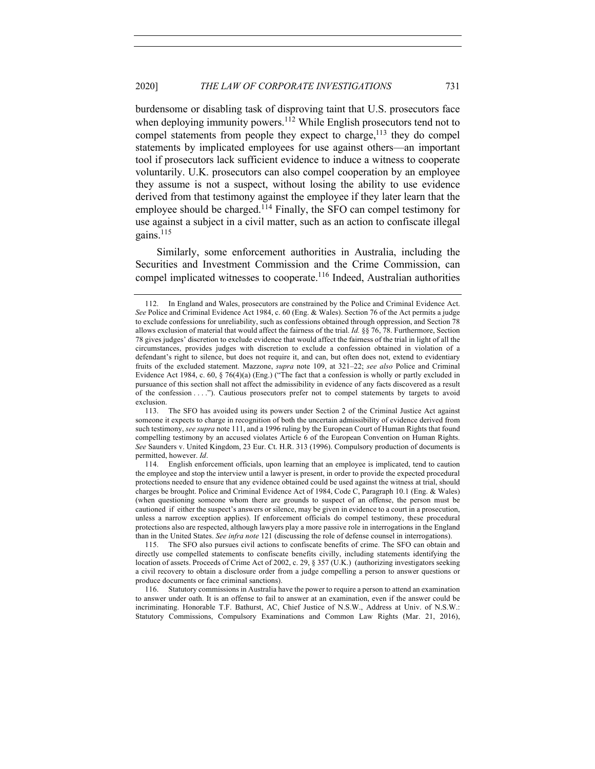burdensome or disabling task of disproving taint that U.S. prosecutors face when deploying immunity powers.[112] While English prosecutors tend not to compel statements from people they expect to charge,[113] they do compel statements by implicated employees for use against others—an important tool if prosecutors lack sufficient evidence to induce a witness to cooperate voluntarily. U.K. prosecutors can also compel cooperation by an employee they assume is not a suspect, without losing the ability to use evidence derived from that testimony against the employee if they later learn that the employee should be charged.[114] Finally, the SFO can compel testimony for use against a subject in a civil matter, such as an action to confiscate illegal gains.[115]

Similarly, some enforcement authorities in Australia, including the Securities and Investment Commission and the Crime Commission, can compel implicated witnesses to cooperate.[116] Indeed, Australian authorities

---

112. In England and Wales, prosecutors are constrained by the Police and Criminal Evidence Act. *See* Police and Criminal Evidence Act 1984, c. 60 (Eng. & Wales). Section 76 of the Act permits a judge to exclude confessions for unreliability, such as confessions obtained through oppression, and Section 78 allows exclusion of material that would affect the fairness of the trial. *Id.* §§ 76, 78. Furthermore, Section 78 gives judges' discretion to exclude evidence that would affect the fairness of the trial in light of all the circumstances, provides judges with discretion to exclude a confession obtained in violation of a defendant's right to silence, but does not require it, and can, but often does not, extend to evidentiary fruits of the excluded statement. Mazzone, *supra* note 109, at 321–22; *see also* Police and Criminal Evidence Act 1984, c. 60, § 76(4)(a) (Eng.) ("The fact that a confession is wholly or partly excluded in pursuance of this section shall not affect the admissibility in evidence of any facts discovered as a result of the confession . . . ."). Cautious prosecutors prefer not to compel statements by targets to avoid exclusion.

113. The SFO has avoided using its powers under Section 2 of the Criminal Justice Act against someone it expects to charge in recognition of both the uncertain admissibility of evidence derived from such testimony, *see supra* note 111, and a 1996 ruling by the European Court of Human Rights that found compelling testimony by an accused violates Article 6 of the European Convention on Human Rights. *See* Saunders v. United Kingdom, 23 Eur. Ct. H.R. 313 (1996). Compulsory production of documents is permitted, however. *Id*.

114. English enforcement officials, upon learning that an employee is implicated, tend to caution the employee and stop the interview until a lawyer is present, in order to provide the expected procedural protections needed to ensure that any evidence obtained could be used against the witness at trial, should charges be brought. Police and Criminal Evidence Act of 1984, Code C, Paragraph 10.1 (Eng. & Wales) (when questioning someone whom there are grounds to suspect of an offense, the person must be cautioned if either the suspect's answers or silence, may be given in evidence to a court in a prosecution, unless a narrow exception applies). If enforcement officials do compel testimony, these procedural protections also are respected, although lawyers play a more passive role in interrogations in the England than in the United States. *See infra note* 121 (discussing the role of defense counsel in interrogations).

115. The SFO also pursues civil actions to confiscate benefits of crime. The SFO can obtain and directly use compelled statements to confiscate benefits civilly, including statements identifying the location of assets. Proceeds of Crime Act of 2002, c. 29, § 357 (U.K.) (authorizing investigators seeking a civil recovery to obtain a disclosure order from a judge compelling a person to answer questions or produce documents or face criminal sanctions).

116. Statutory commissions in Australia have the power to require a person to attend an examination to answer under oath. It is an offense to fail to answer at an examination, even if the answer could be incriminating. Honorable T.F. Bathurst, AC, Chief Justice of N.S.W., Address at Univ. of N.S.W.: Statutory Commissions, Compulsory Examinations and Common Law Rights (Mar. 21, 2016),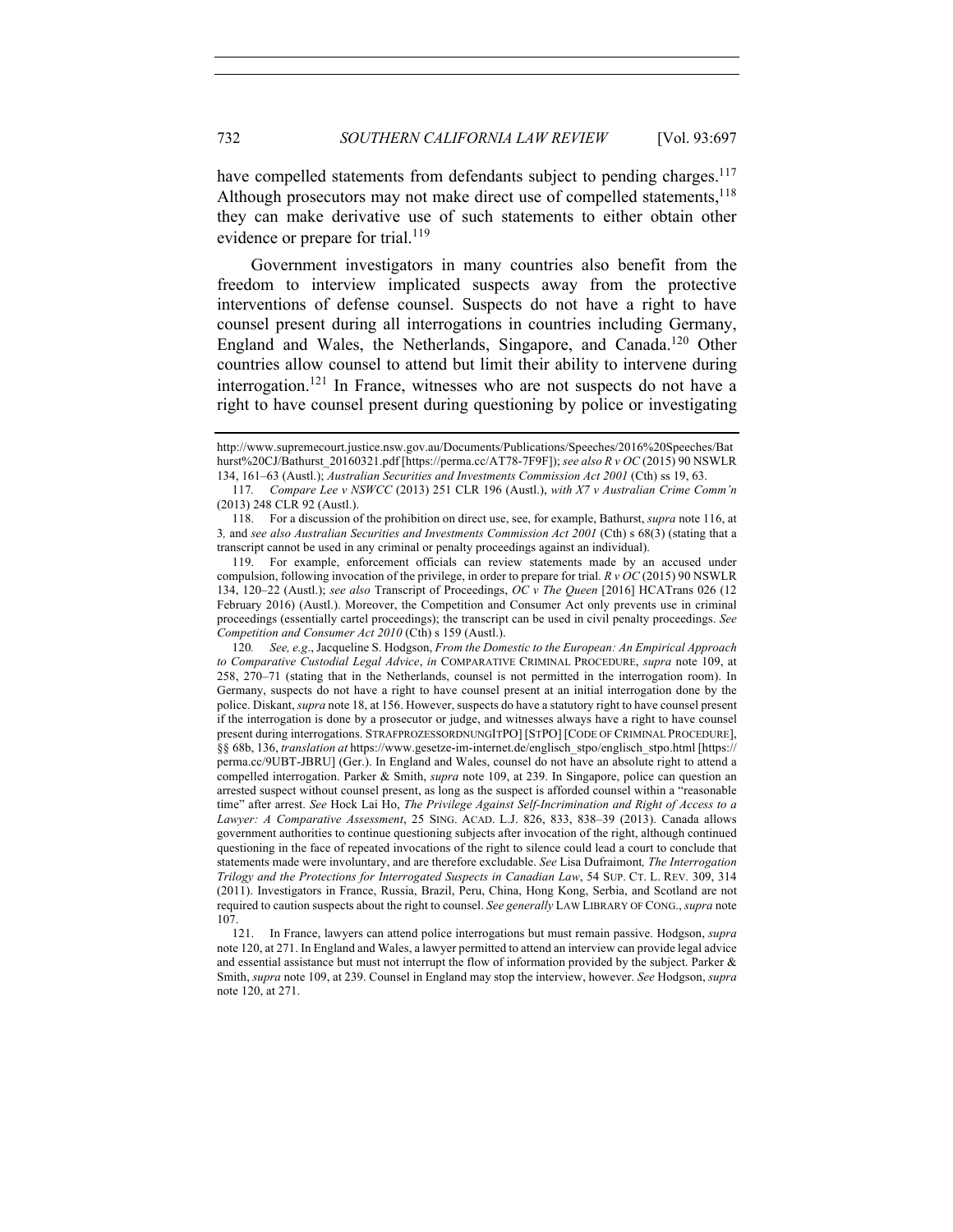have compelled statements from defendants subject to pending charges.[117] Although prosecutors may not make direct use of compelled statements,[118] they can make derivative use of such statements to either obtain other evidence or prepare for trial.[119]

Government investigators in many countries also benefit from the freedom to interview implicated suspects away from the protective interventions of defense counsel. Suspects do not have a right to have counsel present during all interrogations in countries including Germany, England and Wales, the Netherlands, Singapore, and Canada.[120] Other countries allow counsel to attend but limit their ability to intervene during interrogation.[121] In France, witnesses who are not suspects do not have a right to have counsel present during questioning by police or investigating

---

http://www.supremecourt.justice.nsw.gov.au/Documents/Publications/Speeches/2016%20Speeches/Bathurst%20CJ/Bathurst_20160321.pdf [https://perma.cc/AT78-7F9F]); *see also R v OC* (2015) 90 NSWLR 134, 161–63 (Austl.); *Australian Securities and Investments Commission Act 2001* (Cth) ss 19, 63.

117. *Compare Lee v NSWCC* (2013) 251 CLR 196 (Austl.), *with X7 v Australian Crime Comm'n* (2013) 248 CLR 92 (Austl.).

118. For a discussion of the prohibition on direct use, see, for example, Bathurst, *supra* note 116, at 3, and *see also Australian Securities and Investments Commission Act 2001* (Cth) s 68(3) (stating that a transcript cannot be used in any criminal or penalty proceedings against an individual).

119. For example, enforcement officials can review statements made by an accused under compulsion, following invocation of the privilege, in order to prepare for trial. *R v OC* (2015) 90 NSWLR 134, 120–22 (Austl.); *see also* Transcript of Proceedings, *OC v The Queen* [2016] HCATrans 026 (12 February 2016) (Austl.). Moreover, the Competition and Consumer Act only prevents use in criminal proceedings (essentially cartel proceedings); the transcript can be used in civil penalty proceedings. *See Competition and Consumer Act 2010* (Cth) s 159 (Austl.).

120. *See, e.g.*, Jacqueline S. Hodgson, *From the Domestic to the European: An Empirical Approach to Comparative Custodial Legal Advice*, *in* COMPARATIVE CRIMINAL PROCEDURE, *supra* note 109, at 258, 270–71 (stating that in the Netherlands, counsel is not permitted in the interrogation room). In Germany, suspects do not have a right to have counsel present at an initial interrogation done by the police. Diskant, *supra* note 18, at 156. However, suspects do have a statutory right to have counsel present if the interrogation is done by a prosecutor or judge, and witnesses always have a right to have counsel present during interrogations. STRAFPROZESSORDNUNG[STPO] [STPO] [CODE OF CRIMINAL PROCEDURE], §§ 68b, 136, *translation at* https://www.gesetze-im-internet.de/englisch_stpo/englisch_stpo.html [https://perma.cc/9UBT-JBRU] (Ger.). In England and Wales, counsel do not have an absolute right to attend a compelled interrogation. Parker & Smith, *supra* note 109, at 239. In Singapore, police can question an arrested suspect without counsel present, as long as the suspect is afforded counsel within a "reasonable time" after arrest. *See* Hock Lai Ho, *The Privilege Against Self-Incrimination and Right of Access to a Lawyer: A Comparative Assessment*, 25 SING. ACAD. L.J. 826, 833, 838–39 (2013). Canada allows government authorities to continue questioning subjects after invocation of the right, although continued questioning in the face of repeated invocations of the right to silence could lead a court to conclude that statements made were involuntary, and are therefore excludable. *See* Lisa Dufraimont*, The Interrogation Trilogy and the Protections for Interrogated Suspects in Canadian Law*, 54 SUP. CT. L. REV. 309, 314 (2011). Investigators in France, Russia, Brazil, Peru, China, Hong Kong, Serbia, and Scotland are not required to caution suspects about the right to counsel. *See generally* LAW LIBRARY OF CONG., *supra* note 107.

121. In France, lawyers can attend police interrogations but must remain passive. Hodgson, *supra* note 120, at 271. In England and Wales, a lawyer permitted to attend an interview can provide legal advice and essential assistance but must not interrupt the flow of information provided by the subject. Parker & Smith, *supra* note 109, at 239. Counsel in England may stop the interview, however. *See* Hodgson, *supra* note 120, at 271.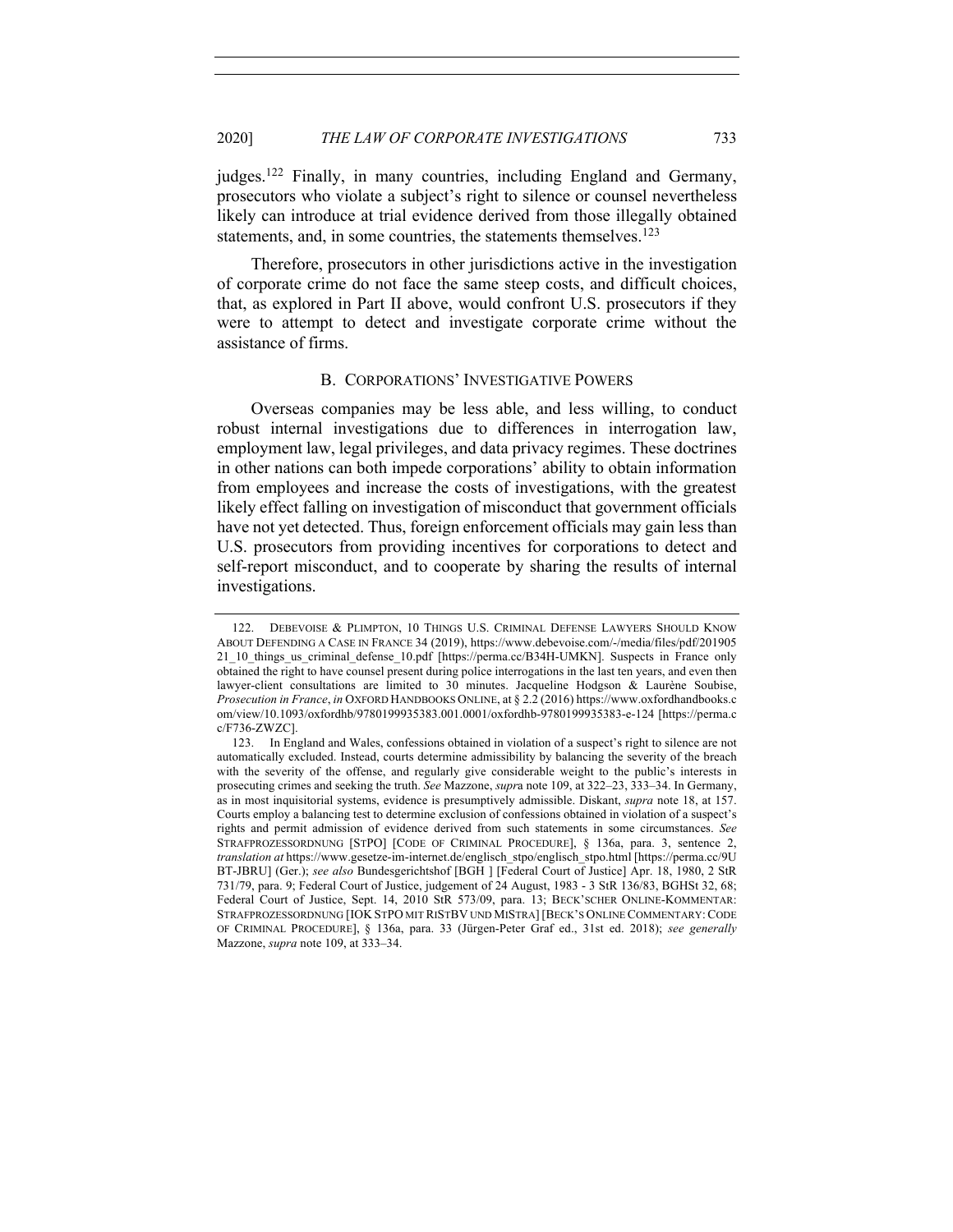judges.[122] Finally, in many countries, including England and Germany, prosecutors who violate a subject's right to silence or counsel nevertheless likely can introduce at trial evidence derived from those illegally obtained statements, and, in some countries, the statements themselves.[123]

Therefore, prosecutors in other jurisdictions active in the investigation of corporate crime do not face the same steep costs, and difficult choices, that, as explored in Part II above, would confront U.S. prosecutors if they were to attempt to detect and investigate corporate crime without the assistance of firms.

### B. CORPORATIONS' INVESTIGATIVE POWERS

Overseas companies may be less able, and less willing, to conduct robust internal investigations due to differences in interrogation law, employment law, legal privileges, and data privacy regimes. These doctrines in other nations can both impede corporations' ability to obtain information from employees and increase the costs of investigations, with the greatest likely effect falling on investigation of misconduct that government officials have not yet detected. Thus, foreign enforcement officials may gain less than U.S. prosecutors from providing incentives for corporations to detect and self-report misconduct, and to cooperate by sharing the results of internal investigations.

---

122. DEBEVOISE & PLIMPTON, 10 THINGS U.S. CRIMINAL DEFENSE LAWYERS SHOULD KNOW ABOUT DEFENDING A CASE IN FRANCE 34 (2019), https://www.debevoise.com/-/media/files/pdf/20190521_10_things_us_criminal_defense_10.pdf [https://perma.cc/B34H-UMKN]. Suspects in France only obtained the right to have counsel present during police interrogations in the last ten years, and even then lawyer-client consultations are limited to 30 minutes. Jacqueline Hodgson & Laurène Soubise, *Prosecution in France*, *in* OXFORD HANDBOOKS ONLINE, at § 2.2 (2016) https://www.oxfordhandbooks.com/view/10.1093/oxfordhb/9780199935383.001.0001/oxfordhb-9780199935383-e-124 [https://perma.cc/F736-ZWZC].

123. In England and Wales, confessions obtained in violation of a suspect's right to silence are not automatically excluded. Instead, courts determine admissibility by balancing the severity of the breach with the severity of the offense, and regularly give considerable weight to the public's interests in prosecuting crimes and seeking the truth. *See* Mazzone, *supra* note 109, at 322–23, 333–34. In Germany, as in most inquisitorial systems, evidence is presumptively admissible. Diskant, *supra* note 18, at 157. Courts employ a balancing test to determine exclusion of confessions obtained in violation of a suspect's rights and permit admission of evidence derived from such statements in some circumstances. *See* STRAFPROZESSORDNUNG [STPO] [CODE OF CRIMINAL PROCEDURE], § 136a, para. 3, sentence 2, *translation at* https://www.gesetze-im-internet.de/englisch_stpo/englisch_stpo.html [https://perma.cc/9UBT-JBRU] (Ger.); *see also* Bundesgerichtshof [BGH ] [Federal Court of Justice] Apr. 18, 1980, 2 StR 731/79, para. 9; Federal Court of Justice, judgement of 24 August, 1983 - 3 StR 136/83, BGHSt 32, 68; Federal Court of Justice, Sept. 14, 2010 StR 573/09, para. 13; BECK'SCHER ONLINE-KOMMENTAR: STRAFPROZESSORDNUNG [IOK STPO MIT RISTBV UND MISTRA] [BECK'S ONLINE COMMENTARY: CODE OF CRIMINAL PROCEDURE], § 136a, para. 33 (Jürgen-Peter Graf ed., 31st ed. 2018); *see generally* Mazzone, *supra* note 109, at 333–34.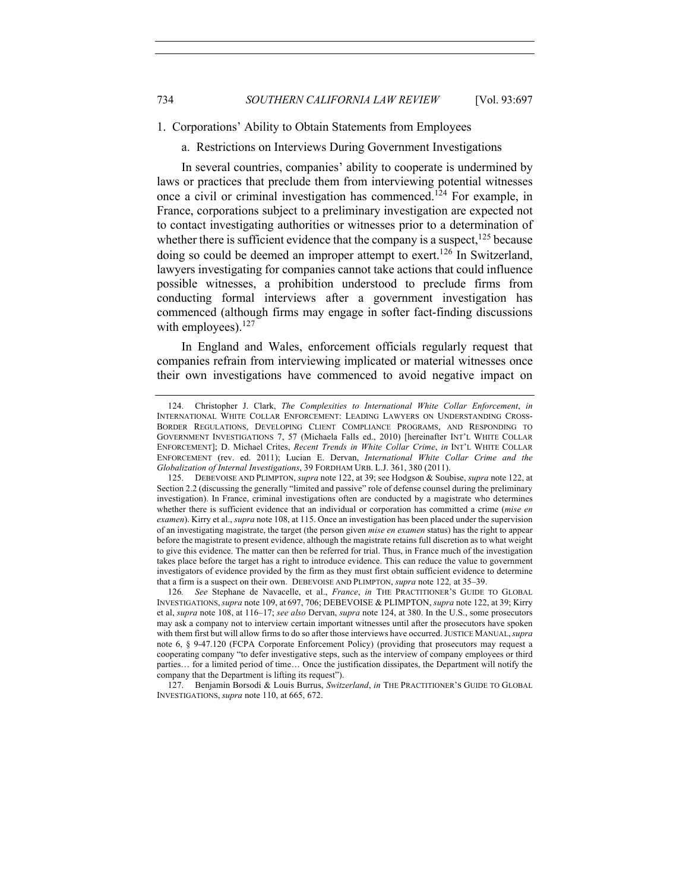1. Corporations' Ability to Obtain Statements from Employees

a. Restrictions on Interviews During Government Investigations

In several countries, companies' ability to cooperate is undermined by laws or practices that preclude them from interviewing potential witnesses once a civil or criminal investigation has commenced.[124] For example, in France, corporations subject to a preliminary investigation are expected not to contact investigating authorities or witnesses prior to a determination of whether there is sufficient evidence that the company is a suspect,[125] because doing so could be deemed an improper attempt to exert.[126] In Switzerland, lawyers investigating for companies cannot take actions that could influence possible witnesses, a prohibition understood to preclude firms from conducting formal interviews after a government investigation has commenced (although firms may engage in softer fact-finding discussions with employees).[127]

In England and Wales, enforcement officials regularly request that companies refrain from interviewing implicated or material witnesses once their own investigations have commenced to avoid negative impact on

---

124. Christopher J. Clark, *The Complexities to International White Collar Enforcement*, *in* INTERNATIONAL WHITE COLLAR ENFORCEMENT: LEADING LAWYERS ON UNDERSTANDING CROSS-BORDER REGULATIONS, DEVELOPING CLIENT COMPLIANCE PROGRAMS, AND RESPONDING TO GOVERNMENT INVESTIGATIONS 7, 57 (Michaela Falls ed., 2010) [hereinafter INT'L WHITE COLLAR ENFORCEMENT]; D. Michael Crites, *Recent Trends in White Collar Crime*, *in* INT'L WHITE COLLAR ENFORCEMENT (rev. ed. 2011); Lucian E. Dervan, *International White Collar Crime and the Globalization of Internal Investigations*, 39 FORDHAM URB. L.J. 361, 380 (2011).

125. DEBEVOISE AND PLIMPTON, *supra* note 122, at 39; see Hodgson & Soubise, *supra* note 122, at Section 2.2 (discussing the generally "limited and passive" role of defense counsel during the preliminary investigation). In France, criminal investigations often are conducted by a magistrate who determines whether there is sufficient evidence that an individual or corporation has committed a crime (*mise en examen*). Kirry et al., *supra* note 108, at 115. Once an investigation has been placed under the supervision of an investigating magistrate, the target (the person given *mise en examen* status) has the right to appear before the magistrate to present evidence, although the magistrate retains full discretion as to what weight to give this evidence. The matter can then be referred for trial. Thus, in France much of the investigation takes place before the target has a right to introduce evidence. This can reduce the value to government investigators of evidence provided by the firm as they must first obtain sufficient evidence to determine that a firm is a suspect on their own. DEBEVOISE AND PLIMPTON, *supra* note 122*,* at 35–39.

126*. See* Stephane de Navacelle, et al., *France*, *in* THE PRACTITIONER'S GUIDE TO GLOBAL INVESTIGATIONS, *supra* note 109, at 697, 706; DEBEVOISE & PLIMPTON, *supra* note 122, at 39; Kirry et al, *supra* note 108, at 116–17; *see also* Dervan, *supra* note 124, at 380. In the U.S., some prosecutors may ask a company not to interview certain important witnesses until after the prosecutors have spoken with them first but will allow firms to do so after those interviews have occurred. JUSTICE MANUAL, *supra* note 6, § 9-47.120 (FCPA Corporate Enforcement Policy) (providing that prosecutors may request a cooperating company "to defer investigative steps, such as the interview of company employees or third parties… for a limited period of time… Once the justification dissipates, the Department will notify the company that the Department is lifting its request").

127. Benjamin Borsodi & Louis Burrus, *Switzerland*, *in* THE PRACTITIONER'S GUIDE TO GLOBAL INVESTIGATIONS, *supra* note 110, at 665, 672.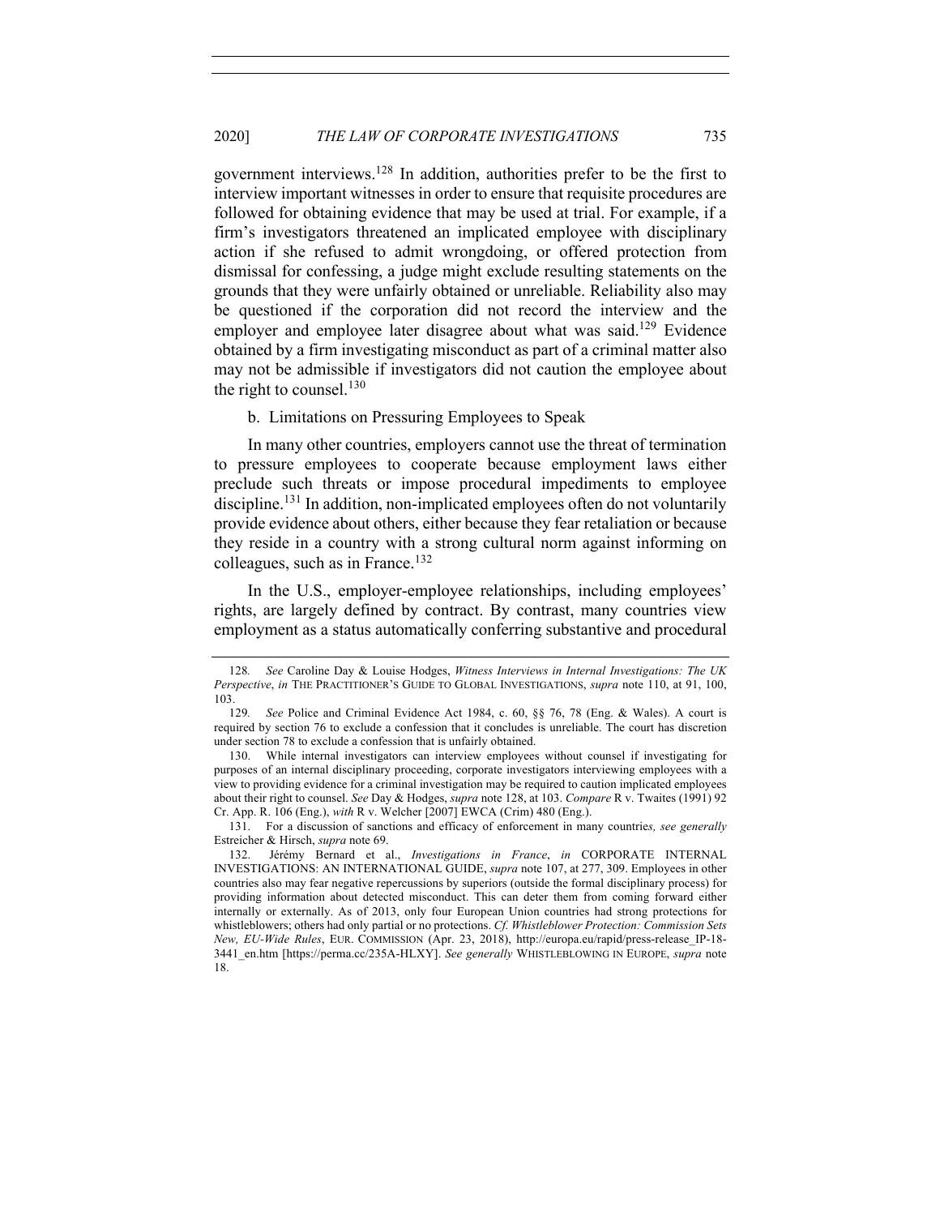government interviews.[128] In addition, authorities prefer to be the first to interview important witnesses in order to ensure that requisite procedures are followed for obtaining evidence that may be used at trial. For example, if a firm's investigators threatened an implicated employee with disciplinary action if she refused to admit wrongdoing, or offered protection from dismissal for confessing, a judge might exclude resulting statements on the grounds that they were unfairly obtained or unreliable. Reliability also may be questioned if the corporation did not record the interview and the employer and employee later disagree about what was said.[129] Evidence obtained by a firm investigating misconduct as part of a criminal matter also may not be admissible if investigators did not caution the employee about the right to counsel.[130]

b. Limitations on Pressuring Employees to Speak

In many other countries, employers cannot use the threat of termination to pressure employees to cooperate because employment laws either preclude such threats or impose procedural impediments to employee discipline.[131] In addition, non-implicated employees often do not voluntarily provide evidence about others, either because they fear retaliation or because they reside in a country with a strong cultural norm against informing on colleagues, such as in France.[132]

In the U.S., employer-employee relationships, including employees' rights, are largely defined by contract. By contrast, many countries view employment as a status automatically conferring substantive and procedural

---

128. *See* Caroline Day & Louise Hodges, *Witness Interviews in Internal Investigations: The UK Perspective*, *in* THE PRACTITIONER'S GUIDE TO GLOBAL INVESTIGATIONS, *supra* note 110, at 91, 100, 103.

129. *See* Police and Criminal Evidence Act 1984, c. 60, §§ 76, 78 (Eng. & Wales). A court is required by section 76 to exclude a confession that it concludes is unreliable. The court has discretion under section 78 to exclude a confession that is unfairly obtained.

130. While internal investigators can interview employees without counsel if investigating for purposes of an internal disciplinary proceeding, corporate investigators interviewing employees with a view to providing evidence for a criminal investigation may be required to caution implicated employees about their right to counsel. *See* Day & Hodges, *supra* note 128, at 103. *Compare* R v. Twaites (1991) 92 Cr. App. R. 106 (Eng.), *with* R v. Welcher [2007] EWCA (Crim) 480 (Eng.).

131. For a discussion of sanctions and efficacy of enforcement in many countries*, see generally* Estreicher & Hirsch, *supra* note 69.

132. Jérémy Bernard et al., *Investigations in France*, *in* CORPORATE INTERNAL INVESTIGATIONS: AN INTERNATIONAL GUIDE, *supra* note 107, at 277, 309. Employees in other countries also may fear negative repercussions by superiors (outside the formal disciplinary process) for providing information about detected misconduct. This can deter them from coming forward either internally or externally. As of 2013, only four European Union countries had strong protections for whistleblowers; others had only partial or no protections. *Cf. Whistleblower Protection: Commission Sets New, EU-Wide Rules*, EUR. COMMISSION (Apr. 23, 2018), http://europa.eu/rapid/press-release_IP-18-3441_en.htm [https://perma.cc/235A-HLXY]. *See generally* WHISTLEBLOWING IN EUROPE, *supra* note 18.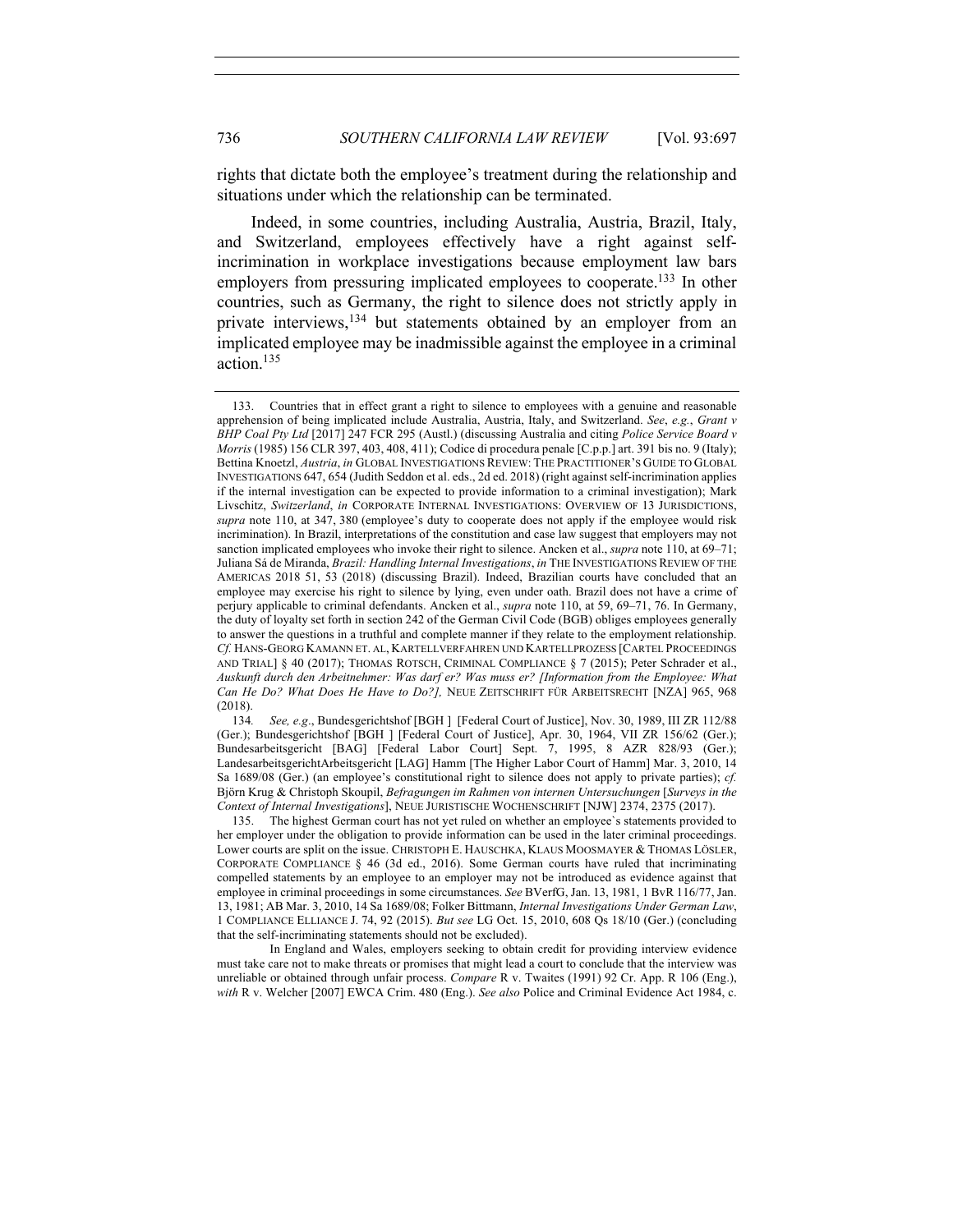rights that dictate both the employee's treatment during the relationship and situations under which the relationship can be terminated.

Indeed, in some countries, including Australia, Austria, Brazil, Italy, and Switzerland, employees effectively have a right against self-incrimination in workplace investigations because employment law bars employers from pressuring implicated employees to cooperate.[133] In other countries, such as Germany, the right to silence does not strictly apply in private interviews,[134] but statements obtained by an employer from an implicated employee may be inadmissible against the employee in a criminal action.[135]

---

133. Countries that in effect grant a right to silence to employees with a genuine and reasonable apprehension of being implicated include Australia, Austria, Italy, and Switzerland. *See*, *e.g.*, *Grant v BHP Coal Pty Ltd* [2017] 247 FCR 295 (Austl.) (discussing Australia and citing *Police Service Board v Morris* (1985) 156 CLR 397, 403, 408, 411); Codice di procedura penale [C.p.p.] art. 391 bis no. 9 (Italy); Bettina Knoetzl, *Austria*, *in* GLOBAL INVESTIGATIONS REVIEW: THE PRACTITIONER'S GUIDE TO GLOBAL INVESTIGATIONS 647, 654 (Judith Seddon et al. eds., 2d ed. 2018) (right against self-incrimination applies if the internal investigation can be expected to provide information to a criminal investigation); Mark Livschitz, *Switzerland*, *in* CORPORATE INTERNAL INVESTIGATIONS: OVERVIEW OF 13 JURISDICTIONS, *supra* note 110, at 347, 380 (employee's duty to cooperate does not apply if the employee would risk incrimination). In Brazil, interpretations of the constitution and case law suggest that employers may not sanction implicated employees who invoke their right to silence. Ancken et al., *supra* note 110, at 69–71; Juliana Sá de Miranda, *Brazil: Handling Internal Investigations*, *in* THE INVESTIGATIONS REVIEW OF THE AMERICAS 2018 51, 53 (2018) (discussing Brazil). Indeed, Brazilian courts have concluded that an employee may exercise his right to silence by lying, even under oath. Brazil does not have a crime of perjury applicable to criminal defendants. Ancken et al., *supra* note 110, at 59, 69–71, 76. In Germany, the duty of loyalty set forth in section 242 of the German Civil Code (BGB) obliges employees generally to answer the questions in a truthful and complete manner if they relate to the employment relationship. *Cf.* HANS-GEORG KAMANN ET. AL, KARTELLVERFAHREN UND KARTELLPROZESS [CARTEL PROCEEDINGS AND TRIAL] § 40 (2017); THOMAS ROTSCH, CRIMINAL COMPLIANCE § 7 (2015); Peter Schrader et al., *Auskunft durch den Arbeitnehmer: Was darf er? Was muss er? [Information from the Employee: What Can He Do? What Does He Have to Do?],* NEUE ZEITSCHRIFT FÜR ARBEITSRECHT [NZA] 965, 968 (2018).

134. *See, e.g*., Bundesgerichtshof [BGH ] [Federal Court of Justice], Nov. 30, 1989, III ZR 112/88 (Ger.); Bundesgerichtshof [BGH ] [Federal Court of Justice], Apr. 30, 1964, VII ZR 156/62 (Ger.); Bundesarbeitsgericht [BAG] [Federal Labor Court] Sept. 7, 1995, 8 AZR 828/93 (Ger.); LandesarbeitsgerichtArbeitsgericht [LAG] Hamm [The Higher Labor Court of Hamm] Mar. 3, 2010, 14 Sa 1689/08 (Ger.) (an employee's constitutional right to silence does not apply to private parties); *cf.* Björn Krug & Christoph Skoupil, *Befragungen im Rahmen von internen Untersuchungen* [*Surveys in the Context of Internal Investigations*], NEUE JURISTISCHE WOCHENSCHRIFT [NJW] 2374, 2375 (2017).

135. The highest German court has not yet ruled on whether an employee`s statements provided to her employer under the obligation to provide information can be used in the later criminal proceedings. Lower courts are split on the issue. CHRISTOPH E. HAUSCHKA, KLAUS MOOSMAYER & THOMAS LÖSLER, CORPORATE COMPLIANCE § 46 (3d ed., 2016). Some German courts have ruled that incriminating compelled statements by an employee to an employer may not be introduced as evidence against that employee in criminal proceedings in some circumstances. *See* BVerfG, Jan. 13, 1981, 1 BvR 116/77, Jan. 13, 1981; AB Mar. 3, 2010, 14 Sa 1689/08; Folker Bittmann, *Internal Investigations Under German Law*, 1 COMPLIANCE ELLIANCE J. 74, 92 (2015). *But see* LG Oct. 15, 2010, 608 Qs 18/10 (Ger.) (concluding that the self-incriminating statements should not be excluded).

In England and Wales, employers seeking to obtain credit for providing interview evidence must take care not to make threats or promises that might lead a court to conclude that the interview was unreliable or obtained through unfair process. *Compare* R v. Twaites (1991) 92 Cr. App. R 106 (Eng.), *with* R v. Welcher [2007] EWCA Crim. 480 (Eng.). *See also* Police and Criminal Evidence Act 1984, c.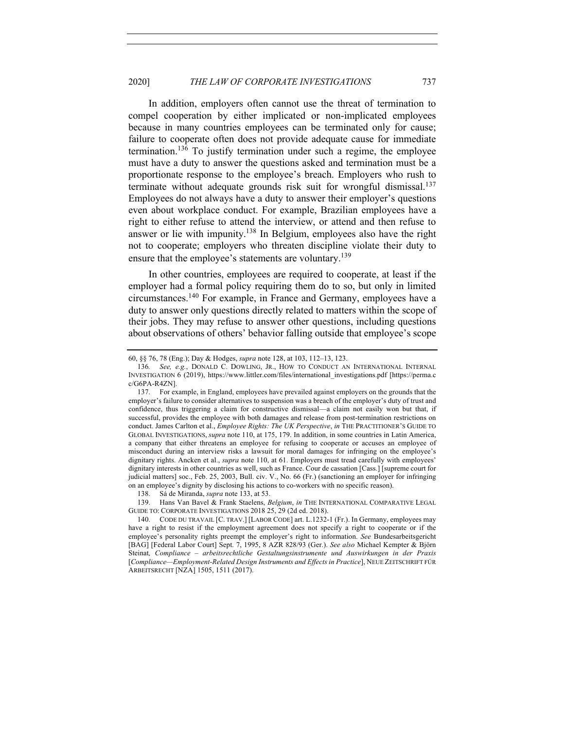In addition, employers often cannot use the threat of termination to compel cooperation by either implicated or non-implicated employees because in many countries employees can be terminated only for cause; failure to cooperate often does not provide adequate cause for immediate termination.[136] To justify termination under such a regime, the employee must have a duty to answer the questions asked and termination must be a proportionate response to the employee's breach. Employers who rush to terminate without adequate grounds risk suit for wrongful dismissal.[137] Employees do not always have a duty to answer their employer's questions even about workplace conduct. For example, Brazilian employees have a right to either refuse to attend the interview, or attend and then refuse to answer or lie with impunity.[138] In Belgium, employees also have the right not to cooperate; employers who threaten discipline violate their duty to ensure that the employee's statements are voluntary.[139]

In other countries, employees are required to cooperate, at least if the employer had a formal policy requiring them do to so, but only in limited circumstances.[140] For example, in France and Germany, employees have a duty to answer only questions directly related to matters within the scope of their jobs. They may refuse to answer other questions, including questions about observations of others' behavior falling outside that employee's scope

---

60, §§ 76, 78 (Eng.); Day & Hodges, *supra* note 128, at 103, 112–13, 123.

136. *See, e.g.*, DONALD C. DOWLING, JR., HOW TO CONDUCT AN INTERNATIONAL INTERNAL INVESTIGATION 6 (2019), https://www.littler.com/files/international_investigations.pdf [https://perma.cc/G6PA-R4ZN].

137. For example, in England, employees have prevailed against employers on the grounds that the employer's failure to consider alternatives to suspension was a breach of the employer's duty of trust and confidence, thus triggering a claim for constructive dismissal—a claim not easily won but that, if successful, provides the employee with both damages and release from post-termination restrictions on conduct. James Carlton et al., *Employee Rights: The UK Perspective*, *in* THE PRACTITIONER'S GUIDE TO GLOBAL INVESTIGATIONS, *supra* note 110, at 175, 179. In addition, in some countries in Latin America, a company that either threatens an employee for refusing to cooperate or accuses an employee of misconduct during an interview risks a lawsuit for moral damages for infringing on the employee's dignitary rights. Ancken et al., *supra* note 110, at 61. Employers must tread carefully with employees' dignitary interests in other countries as well, such as France. Cour de cassation [Cass.] [supreme court for judicial matters] soc., Feb. 25, 2003, Bull. civ. V., No. 66 (Fr.) (sanctioning an employer for infringing on an employee's dignity by disclosing his actions to co-workers with no specific reason).

138. Sá de Miranda, *supra* note 133, at 53.

139. Hans Van Bavel & Frank Staelens, *Belgium*, *in* THE INTERNATIONAL COMPARATIVE LEGAL GUIDE TO: CORPORATE INVESTIGATIONS 2018 25, 29 (2d ed. 2018).

140. CODE DU TRAVAIL [C. TRAV.] [LABOR CODE] art. L.1232-1 (Fr.). In Germany, employees may have a right to resist if the employment agreement does not specify a right to cooperate or if the employee's personality rights preempt the employer's right to information. *See* Bundesarbeitsgericht [BAG] [Federal Labor Court] Sept. 7, 1995, 8 AZR 828/93 (Ger.). *See also* Michael Kempter & Björn Steinat*, Compliance – arbeitsrechtliche Gestaltungsinstrumente und Auswirkungen in der Praxis* [*Compliance—Employment-Related Design Instruments and Effects in Practice*], NEUE ZEITSCHRIFT FÜR ARBEITSRECHT [NZA] 1505, 1511 (2017).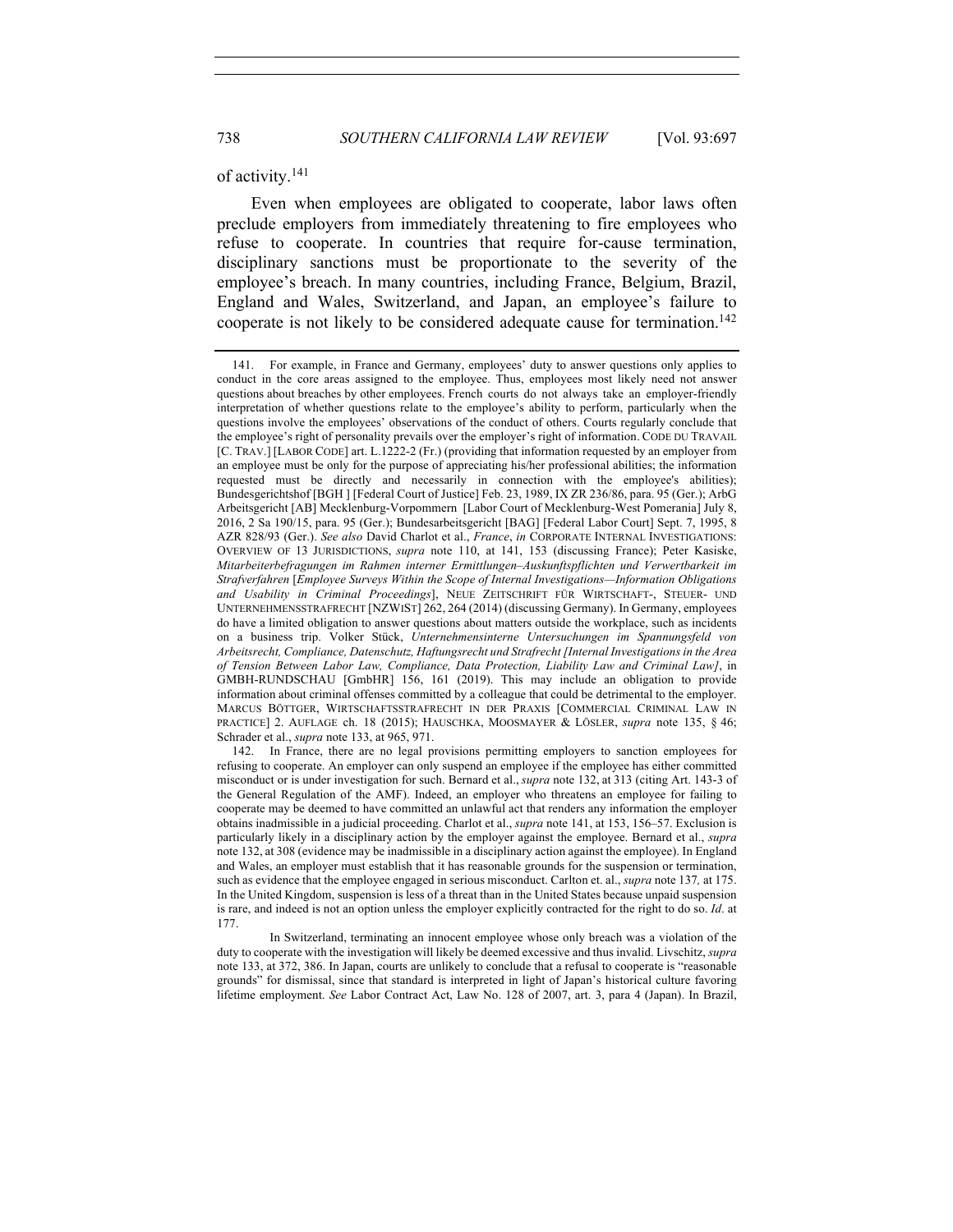of activity.[141]

Even when employees are obligated to cooperate, labor laws often preclude employers from immediately threatening to fire employees who refuse to cooperate. In countries that require for-cause termination, disciplinary sanctions must be proportionate to the severity of the employee's breach. In many countries, including France, Belgium, Brazil, England and Wales, Switzerland, and Japan, an employee's failure to cooperate is not likely to be considered adequate cause for termination.[142]

---

141. For example, in France and Germany, employees' duty to answer questions only applies to conduct in the core areas assigned to the employee. Thus, employees most likely need not answer questions about breaches by other employees. French courts do not always take an employer-friendly interpretation of whether questions relate to the employee's ability to perform, particularly when the questions involve the employees' observations of the conduct of others. Courts regularly conclude that the employee's right of personality prevails over the employer's right of information. CODE DU TRAVAIL [C. TRAV.] [LABOR CODE] art. L.1222-2 (Fr.) (providing that information requested by an employer from an employee must be only for the purpose of appreciating his/her professional abilities; the information requested must be directly and necessarily in connection with the employee's abilities); Bundesgerichtshof [BGH ] [Federal Court of Justice] Feb. 23, 1989, IX ZR 236/86, para. 95 (Ger.); ArbG Arbeitsgericht [AB] Mecklenburg-Vorpommern [Labor Court of Mecklenburg-West Pomerania] July 8, 2016, 2 Sa 190/15, para. 95 (Ger.); Bundesarbeitsgericht [BAG] [Federal Labor Court] Sept. 7, 1995, 8 AZR 828/93 (Ger.). *See also* David Charlot et al., *France*, *in* CORPORATE INTERNAL INVESTIGATIONS: OVERVIEW OF 13 JURISDICTIONS, *supra* note 110, at 141, 153 (discussing France); Peter Kasiske, *Mitarbeiterbefragungen im Rahmen interner Ermittlungen–Auskunftspflichten und Verwertbarkeit im Strafverfahren* [*Employee Surveys Within the Scope of Internal Investigations—Information Obligations and Usability in Criminal Proceedings*], NEUE ZEITSCHRIFT FÜR WIRTSCHAFT-, STEUER- UND UNTERNEHMENSSTRAFRECHT [NZWIST] 262, 264 (2014) (discussing Germany). In Germany, employees do have a limited obligation to answer questions about matters outside the workplace, such as incidents on a business trip. Volker Stück, *Unternehmensinterne Untersuchungen im Spannungsfeld von Arbeitsrecht, Compliance, Datenschutz, Haftungsrecht und Strafrecht [Internal Investigations in the Area of Tension Between Labor Law, Compliance, Data Protection, Liability Law and Criminal Law]*, in GMBH-RUNDSCHAU [GmbHR] 156, 161 (2019). This may include an obligation to provide information about criminal offenses committed by a colleague that could be detrimental to the employer. MARCUS BÖTTGER, WIRTSCHAFTSSTRAFRECHT IN DER PRAXIS [COMMERCIAL CRIMINAL LAW IN PRACTICE] 2. AUFLAGE ch. 18 (2015); HAUSCHKA, MOOSMAYER & LÖSLER, *supra* note 135, § 46; Schrader et al., *supra* note 133, at 965, 971.

142. In France, there are no legal provisions permitting employers to sanction employees for refusing to cooperate. An employer can only suspend an employee if the employee has either committed misconduct or is under investigation for such. Bernard et al., *supra* note 132, at 313 (citing Art. 143-3 of the General Regulation of the AMF). Indeed, an employer who threatens an employee for failing to cooperate may be deemed to have committed an unlawful act that renders any information the employer obtains inadmissible in a judicial proceeding. Charlot et al., *supra* note 141, at 153, 156–57. Exclusion is particularly likely in a disciplinary action by the employer against the employee. Bernard et al., *supra* note 132, at 308 (evidence may be inadmissible in a disciplinary action against the employee). In England and Wales, an employer must establish that it has reasonable grounds for the suspension or termination, such as evidence that the employee engaged in serious misconduct. Carlton et. al., *supra* note 137*,* at 175. In the United Kingdom, suspension is less of a threat than in the United States because unpaid suspension is rare, and indeed is not an option unless the employer explicitly contracted for the right to do so. *Id*. at 177.

In Switzerland, terminating an innocent employee whose only breach was a violation of the duty to cooperate with the investigation will likely be deemed excessive and thus invalid. Livschitz, *supra* note 133, at 372, 386. In Japan, courts are unlikely to conclude that a refusal to cooperate is "reasonable grounds" for dismissal, since that standard is interpreted in light of Japan's historical culture favoring lifetime employment. *See* Labor Contract Act, Law No. 128 of 2007, art. 3, para 4 (Japan). In Brazil,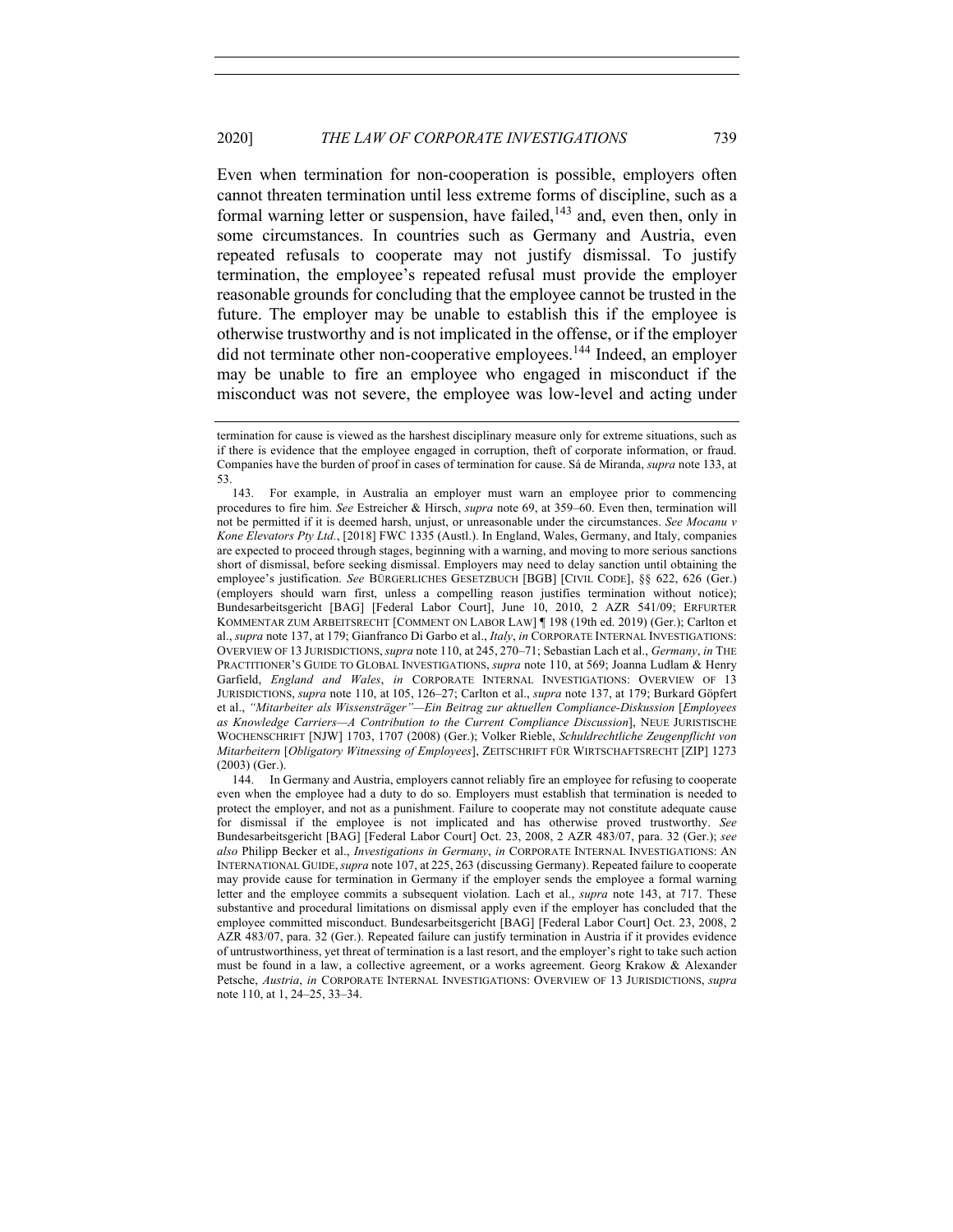Even when termination for non-cooperation is possible, employers often cannot threaten termination until less extreme forms of discipline, such as a formal warning letter or suspension, have failed,[143] and, even then, only in some circumstances. In countries such as Germany and Austria, even repeated refusals to cooperate may not justify dismissal. To justify termination, the employee's repeated refusal must provide the employer reasonable grounds for concluding that the employee cannot be trusted in the future. The employer may be unable to establish this if the employee is otherwise trustworthy and is not implicated in the offense, or if the employer did not terminate other non-cooperative employees.[144] Indeed, an employer may be unable to fire an employee who engaged in misconduct if the misconduct was not severe, the employee was low-level and acting under

termination for cause is viewed as the harshest disciplinary measure only for extreme situations, such as if there is evidence that the employee engaged in corruption, theft of corporate information, or fraud. Companies have the burden of proof in cases of termination for cause. Sá de Miranda, *supra* note 133, at 53.

143. For example, in Australia an employer must warn an employee prior to commencing procedures to fire him. *See* Estreicher & Hirsch, *supra* note 69, at 359–60. Even then, termination will not be permitted if it is deemed harsh, unjust, or unreasonable under the circumstances. *See Mocanu v Kone Elevators Pty Ltd.*, [2018] FWC 1335 (Austl.). In England, Wales, Germany, and Italy, companies are expected to proceed through stages, beginning with a warning, and moving to more serious sanctions short of dismissal, before seeking dismissal. Employers may need to delay sanction until obtaining the employee's justification. *See* BÜRGERLICHES GESETZBUCH [BGB] [CIVIL CODE], §§ 622, 626 (Ger.) (employers should warn first, unless a compelling reason justifies termination without notice); Bundesarbeitsgericht [BAG] [Federal Labor Court], June 10, 2010, 2 AZR 541/09; ERFURTER KOMMENTAR ZUM ARBEITSRECHT [COMMENT ON LABOR LAW] ¶ 198 (19th ed. 2019) (Ger.); Carlton et al., *supra* note 137, at 179; Gianfranco Di Garbo et al., *Italy*, *in* CORPORATE INTERNAL INVESTIGATIONS: OVERVIEW OF 13 JURISDICTIONS, *supra* note 110, at 245, 270–71; Sebastian Lach et al., *Germany*, *in* THE PRACTITIONER'S GUIDE TO GLOBAL INVESTIGATIONS, *supra* note 110, at 569; Joanna Ludlam & Henry Garfield, *England and Wales*, *in* CORPORATE INTERNAL INVESTIGATIONS: OVERVIEW OF 13 JURISDICTIONS, *supra* note 110, at 105, 126–27; Carlton et al., *supra* note 137, at 179; Burkard Göpfert et al., *"Mitarbeiter als Wissensträger"—Ein Beitrag zur aktuellen Compliance-Diskussion* [*Employees as Knowledge Carriers—A Contribution to the Current Compliance Discussion*], NEUE JURISTISCHE WOCHENSCHRIFT [NJW] 1703, 1707 (2008) (Ger.); Volker Rieble, *Schuldrechtliche Zeugenpflicht von Mitarbeitern* [*Obligatory Witnessing of Employees*], ZEITSCHRIFT FÜR WIRTSCHAFTSRECHT [ZIP] 1273 (2003) (Ger.).

144. In Germany and Austria, employers cannot reliably fire an employee for refusing to cooperate even when the employee had a duty to do so. Employers must establish that termination is needed to protect the employer, and not as a punishment. Failure to cooperate may not constitute adequate cause for dismissal if the employee is not implicated and has otherwise proved trustworthy. *See* Bundesarbeitsgericht [BAG] [Federal Labor Court] Oct. 23, 2008, 2 AZR 483/07, para. 32 (Ger.); *see also* Philipp Becker et al., *Investigations in Germany*, *in* CORPORATE INTERNAL INVESTIGATIONS: AN INTERNATIONAL GUIDE, *supra* note 107, at 225, 263 (discussing Germany). Repeated failure to cooperate may provide cause for termination in Germany if the employer sends the employee a formal warning letter and the employee commits a subsequent violation. Lach et al., *supra* note 143, at 717. These substantive and procedural limitations on dismissal apply even if the employer has concluded that the employee committed misconduct. Bundesarbeitsgericht [BAG] [Federal Labor Court] Oct. 23, 2008, 2 AZR 483/07, para. 32 (Ger.). Repeated failure can justify termination in Austria if it provides evidence of untrustworthiness, yet threat of termination is a last resort, and the employer's right to take such action must be found in a law, a collective agreement, or a works agreement. Georg Krakow & Alexander Petsche, *Austria*, *in* CORPORATE INTERNAL INVESTIGATIONS: OVERVIEW OF 13 JURISDICTIONS, *supra* note 110, at 1, 24–25, 33–34.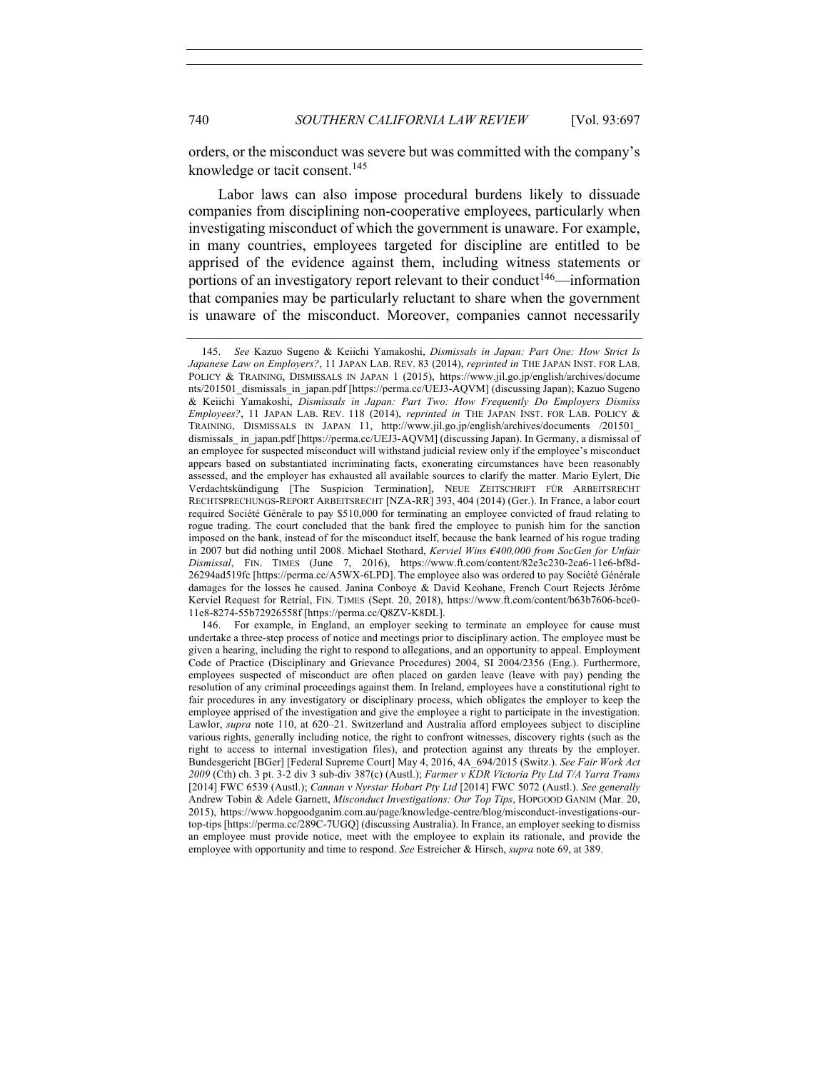orders, or the misconduct was severe but was committed with the company's knowledge or tacit consent.[145]

Labor laws can also impose procedural burdens likely to dissuade companies from disciplining non-cooperative employees, particularly when investigating misconduct of which the government is unaware. For example, in many countries, employees targeted for discipline are entitled to be apprised of the evidence against them, including witness statements or portions of an investigatory report relevant to their conduct[146]—information that companies may be particularly reluctant to share when the government is unaware of the misconduct. Moreover, companies cannot necessarily

---

145. *See* Kazuo Sugeno & Keiichi Yamakoshi, *Dismissals in Japan: Part One: How Strict Is Japanese Law on Employers?*, 11 JAPAN LAB. REV. 83 (2014), *reprinted in* THE JAPAN INST. FOR LAB. POLICY & TRAINING, DISMISSALS IN JAPAN 1 (2015), https://www.jil.go.jp/english/archives/documents/201501_dismissals_in_japan.pdf [https://perma.cc/UEJ3-AQVM] (discussing Japan); Kazuo Sugeno & Keiichi Yamakoshi, *Dismissals in Japan: Part Two: How Frequently Do Employers Dismiss Employees?*, 11 JAPAN LAB. REV. 118 (2014), *reprinted in* THE JAPAN INST. FOR LAB. POLICY & TRAINING, DISMISSALS IN JAPAN 11, http://www.jil.go.jp/english/archives/documents /201501_ dismissals_ in_japan.pdf [https://perma.cc/UEJ3-AQVM] (discussing Japan). In Germany, a dismissal of an employee for suspected misconduct will withstand judicial review only if the employee's misconduct appears based on substantiated incriminating facts, exonerating circumstances have been reasonably assessed, and the employer has exhausted all available sources to clarify the matter. Mario Eylert, Die Verdachtskündigung [The Suspicion Termination], NEUE ZEITSCHRIFT FÜR ARBEITSRECHT RECHTSPRECHUNGS-REPORT ARBEITSRECHT [NZA-RR] 393, 404 (2014) (Ger.). In France, a labor court required Société Générale to pay $510,000 for terminating an employee convicted of fraud relating to rogue trading. The court concluded that the bank fired the employee to punish him for the sanction imposed on the bank, instead of for the misconduct itself, because the bank learned of his rogue trading in 2007 but did nothing until 2008. Michael Stothard, *Kerviel Wins €400,000 from SocGen for Unfair Dismissal*, FIN. TIMES (June 7, 2016), https://www.ft.com/content/82e3c230-2ca6-11e6-bf8d-26294ad519fc [https://perma.cc/A5WX-6LPD]. The employee also was ordered to pay Société Générale damages for the losses he caused. Janina Conboye & David Keohane, French Court Rejects Jérôme Kerviel Request for Retrial, FIN. TIMES (Sept. 20, 2018), https://www.ft.com/content/b63b7606-bce0-11e8-8274-55b72926558f [https://perma.cc/Q8ZV-K8DL].

146. For example, in England, an employer seeking to terminate an employee for cause must undertake a three-step process of notice and meetings prior to disciplinary action. The employee must be given a hearing, including the right to respond to allegations, and an opportunity to appeal. Employment Code of Practice (Disciplinary and Grievance Procedures) 2004, SI 2004/2356 (Eng.). Furthermore, employees suspected of misconduct are often placed on garden leave (leave with pay) pending the resolution of any criminal proceedings against them. In Ireland, employees have a constitutional right to fair procedures in any investigatory or disciplinary process, which obligates the employer to keep the employee apprised of the investigation and give the employee a right to participate in the investigation. Lawlor, *supra* note 110, at 620–21. Switzerland and Australia afford employees subject to discipline various rights, generally including notice, the right to confront witnesses, discovery rights (such as the right to access to internal investigation files), and protection against any threats by the employer. Bundesgericht [BGer] [Federal Supreme Court] May 4, 2016, 4A_694/2015 (Switz.). *See Fair Work Act 2009* (Cth) ch. 3 pt. 3-2 div 3 sub-div 387(c) (Austl.); *Farmer v KDR Victoria Pty Ltd T/A Yarra Trams* [2014] FWC 6539 (Austl.); *Cannan v Nyrstar Hobart Pty Ltd* [2014] FWC 5072 (Austl.). *See generally* Andrew Tobin & Adele Garnett, *Misconduct Investigations: Our Top Tips*, HOPGOOD GANIM (Mar. 20, 2015), https://www.hopgoodganim.com.au/page/knowledge-centre/blog/misconduct-investigations-our-top-tips [https://perma.cc/289C-7UGQ] (discussing Australia). In France, an employer seeking to dismiss an employee must provide notice, meet with the employee to explain its rationale, and provide the employee with opportunity and time to respond. *See* Estreicher & Hirsch, *supra* note 69, at 389.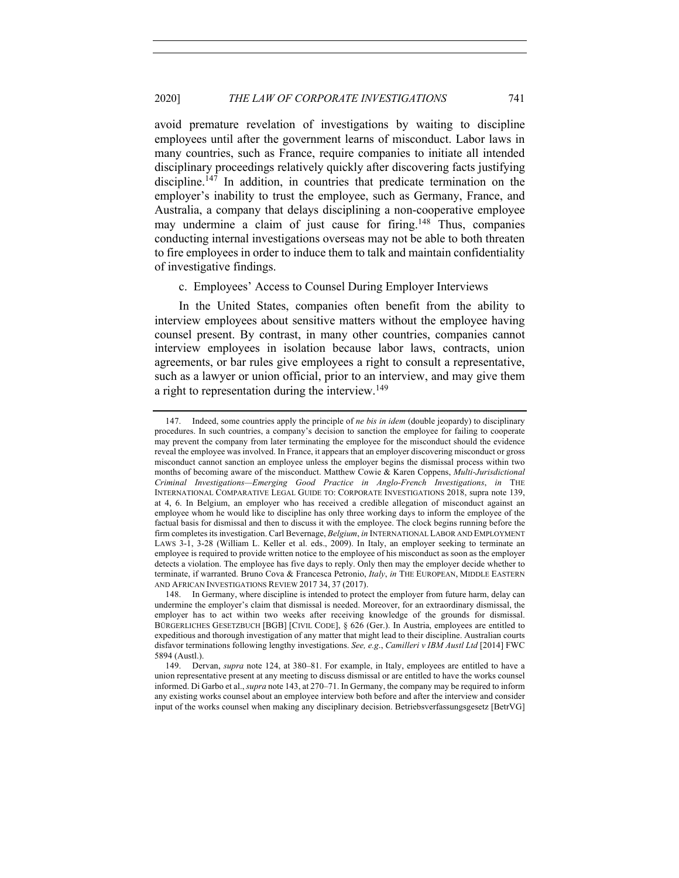avoid premature revelation of investigations by waiting to discipline employees until after the government learns of misconduct. Labor laws in many countries, such as France, require companies to initiate all intended disciplinary proceedings relatively quickly after discovering facts justifying discipline.[147] In addition, in countries that predicate termination on the employer's inability to trust the employee, such as Germany, France, and Australia, a company that delays disciplining a non-cooperative employee may undermine a claim of just cause for firing.[148] Thus, companies conducting internal investigations overseas may not be able to both threaten to fire employees in order to induce them to talk and maintain confidentiality of investigative findings.

c. Employees' Access to Counsel During Employer Interviews

In the United States, companies often benefit from the ability to interview employees about sensitive matters without the employee having counsel present. By contrast, in many other countries, companies cannot interview employees in isolation because labor laws, contracts, union agreements, or bar rules give employees a right to consult a representative, such as a lawyer or union official, prior to an interview, and may give them a right to representation during the interview.[149]

---

147. Indeed, some countries apply the principle of *ne bis in idem* (double jeopardy) to disciplinary procedures. In such countries, a company's decision to sanction the employee for failing to cooperate may prevent the company from later terminating the employee for the misconduct should the evidence reveal the employee was involved. In France, it appears that an employer discovering misconduct or gross misconduct cannot sanction an employee unless the employer begins the dismissal process within two months of becoming aware of the misconduct. Matthew Cowie & Karen Coppens, *Multi-Jurisdictional Criminal Investigations—Emerging Good Practice in Anglo-French Investigations*, *in* THE INTERNATIONAL COMPARATIVE LEGAL GUIDE TO: CORPORATE INVESTIGATIONS 2018, supra note 139, at 4, 6. In Belgium, an employer who has received a credible allegation of misconduct against an employee whom he would like to discipline has only three working days to inform the employee of the factual basis for dismissal and then to discuss it with the employee. The clock begins running before the firm completes its investigation. Carl Bevernage, *Belgium*, *in* INTERNATIONAL LABOR AND EMPLOYMENT LAWS 3-1, 3-28 (William L. Keller et al. eds., 2009). In Italy, an employer seeking to terminate an employee is required to provide written notice to the employee of his misconduct as soon as the employer detects a violation. The employee has five days to reply. Only then may the employer decide whether to terminate, if warranted. Bruno Cova & Francesca Petronio, *Italy*, *in* THE EUROPEAN, MIDDLE EASTERN AND AFRICAN INVESTIGATIONS REVIEW 2017 34, 37 (2017).

148. In Germany, where discipline is intended to protect the employer from future harm, delay can undermine the employer's claim that dismissal is needed. Moreover, for an extraordinary dismissal, the employer has to act within two weeks after receiving knowledge of the grounds for dismissal. BÜRGERLICHES GESETZBUCH [BGB] [CIVIL CODE], § 626 (Ger.). In Austria, employees are entitled to expeditious and thorough investigation of any matter that might lead to their discipline. Australian courts disfavor terminations following lengthy investigations. *See, e.g.*, *Camilleri v IBM Austl Ltd* [2014] FWC 5894 (Austl.).

149. Dervan, *supra* note 124, at 380–81. For example, in Italy, employees are entitled to have a union representative present at any meeting to discuss dismissal or are entitled to have the works counsel informed. Di Garbo et al., *supra* note 143, at 270–71. In Germany, the company may be required to inform any existing works counsel about an employee interview both before and after the interview and consider input of the works counsel when making any disciplinary decision. Betriebsverfassungsgesetz [BetrVG]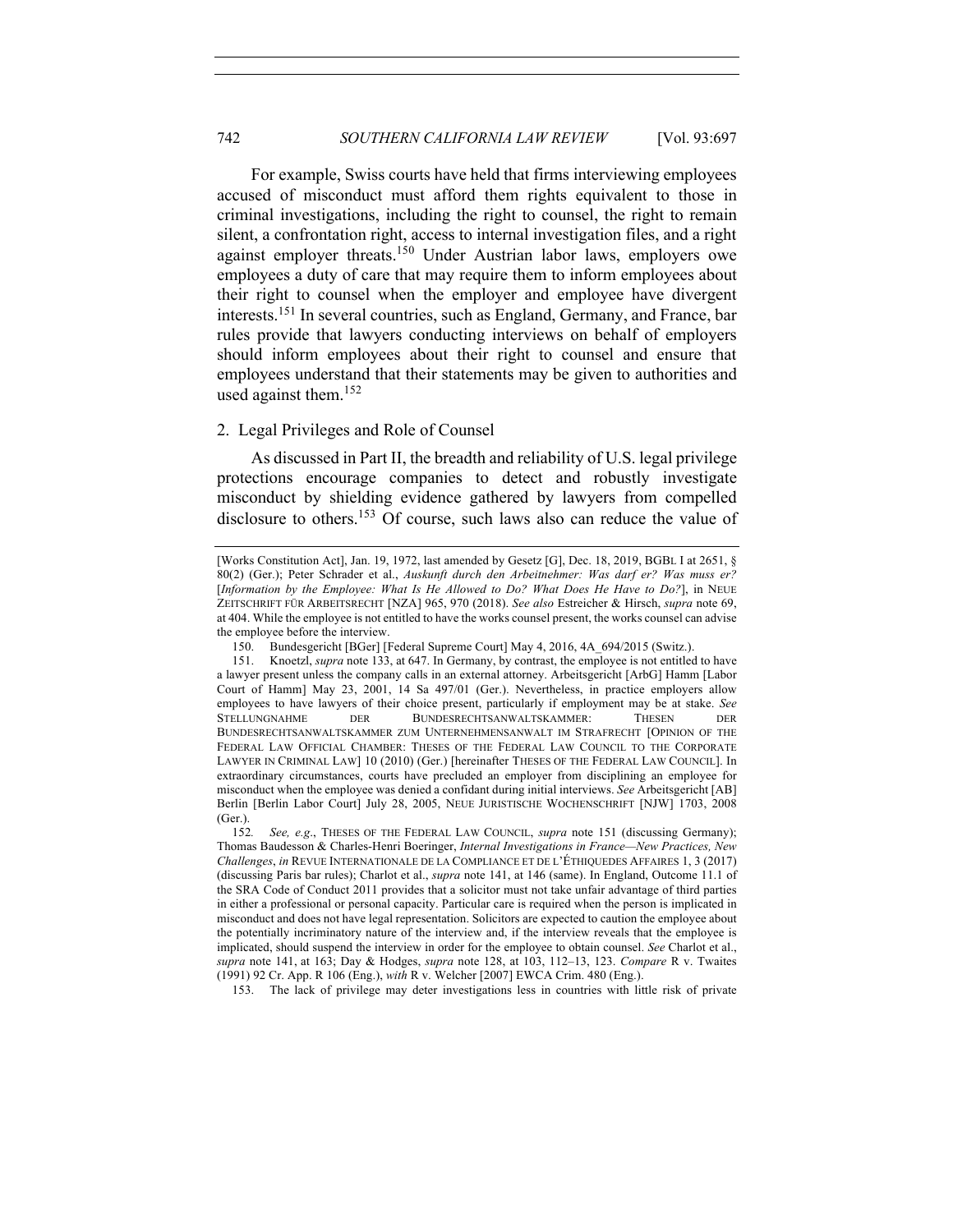For example, Swiss courts have held that firms interviewing employees accused of misconduct must afford them rights equivalent to those in criminal investigations, including the right to counsel, the right to remain silent, a confrontation right, access to internal investigation files, and a right against employer threats.[150] Under Austrian labor laws, employers owe employees a duty of care that may require them to inform employees about their right to counsel when the employer and employee have divergent interests.[151] In several countries, such as England, Germany, and France, bar rules provide that lawyers conducting interviews on behalf of employers should inform employees about their right to counsel and ensure that employees understand that their statements may be given to authorities and used against them.[152]

### 2. Legal Privileges and Role of Counsel

As discussed in Part II, the breadth and reliability of U.S. legal privilege protections encourage companies to detect and robustly investigate misconduct by shielding evidence gathered by lawyers from compelled disclosure to others.[153] Of course, such laws also can reduce the value of

---

[Works Constitution Act], Jan. 19, 1972, last amended by Gesetz [G], Dec. 18, 2019, BGBL I at 2651, § 80(2) (Ger.); Peter Schrader et al., *Auskunft durch den Arbeitnehmer: Was darf er? Was muss er?* [*Information by the Employee: What Is He Allowed to Do? What Does He Have to Do?*], in NEUE ZEITSCHRIFT FÜR ARBEITSRECHT [NZA] 965, 970 (2018). *See also* Estreicher & Hirsch, *supra* note 69, at 404. While the employee is not entitled to have the works counsel present, the works counsel can advise the employee before the interview.

150. Bundesgericht [BGer] [Federal Supreme Court] May 4, 2016, 4A_694/2015 (Switz.).

151. Knoetzl, *supra* note 133, at 647. In Germany, by contrast, the employee is not entitled to have a lawyer present unless the company calls in an external attorney. Arbeitsgericht [ArbG] Hamm [Labor Court of Hamm] May 23, 2001, 14 Sa 497/01 (Ger.). Nevertheless, in practice employers allow employees to have lawyers of their choice present, particularly if employment may be at stake. *See* STELLUNGNAHME DER BUNDESRECHTSANWALTSKAMMER: THESEN DER BUNDESRECHTSANWALTSKAMMER ZUM UNTERNEHMENSANWALT IM STRAFRECHT [OPINION OF THE FEDERAL LAW OFFICIAL CHAMBER: THESES OF THE FEDERAL LAW COUNCIL TO THE CORPORATE LAWYER IN CRIMINAL LAW] 10 (2010) (Ger.) [hereinafter THESES OF THE FEDERAL LAW COUNCIL]. In extraordinary circumstances, courts have precluded an employer from disciplining an employee for misconduct when the employee was denied a confidant during initial interviews. *See* Arbeitsgericht [AB] Berlin [Berlin Labor Court] July 28, 2005, NEUE JURISTISCHE WOCHENSCHRIFT [NJW] 1703, 2008 (Ger.).

152. *See, e.g.*, THESES OF THE FEDERAL LAW COUNCIL, *supra* note 151 (discussing Germany); Thomas Baudesson & Charles-Henri Boeringer, *Internal Investigations in France—New Practices, New Challenges*, *in* REVUE INTERNATIONALE DE LA COMPLIANCE ET DE L'ÉTHIQUEDES AFFAIRES 1, 3 (2017) (discussing Paris bar rules); Charlot et al., *supra* note 141, at 146 (same). In England, Outcome 11.1 of the SRA Code of Conduct 2011 provides that a solicitor must not take unfair advantage of third parties in either a professional or personal capacity. Particular care is required when the person is implicated in misconduct and does not have legal representation. Solicitors are expected to caution the employee about the potentially incriminatory nature of the interview and, if the interview reveals that the employee is implicated, should suspend the interview in order for the employee to obtain counsel. *See* Charlot et al., *supra* note 141, at 163; Day & Hodges, *supra* note 128, at 103, 112–13, 123. *Compare* R v. Twaites (1991) 92 Cr. App. R 106 (Eng.), *with* R v. Welcher [2007] EWCA Crim. 480 (Eng.).

153. The lack of privilege may deter investigations less in countries with little risk of private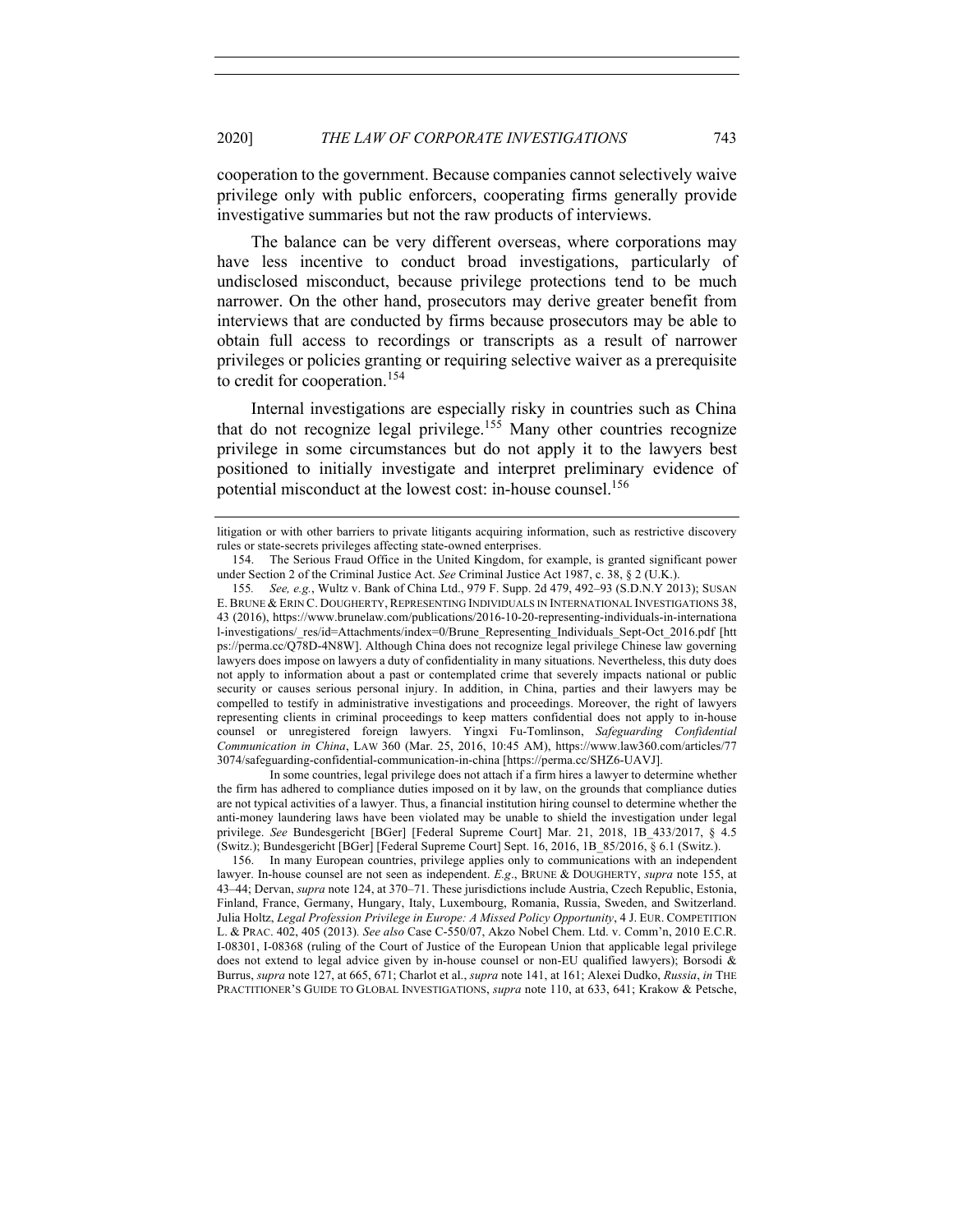cooperation to the government. Because companies cannot selectively waive privilege only with public enforcers, cooperating firms generally provide investigative summaries but not the raw products of interviews.

The balance can be very different overseas, where corporations may have less incentive to conduct broad investigations, particularly of undisclosed misconduct, because privilege protections tend to be much narrower. On the other hand, prosecutors may derive greater benefit from interviews that are conducted by firms because prosecutors may be able to obtain full access to recordings or transcripts as a result of narrower privileges or policies granting or requiring selective waiver as a prerequisite to credit for cooperation.[154]

Internal investigations are especially risky in countries such as China that do not recognize legal privilege.[155] Many other countries recognize privilege in some circumstances but do not apply it to the lawyers best positioned to initially investigate and interpret preliminary evidence of potential misconduct at the lowest cost: in-house counsel.[156]

---

litigation or with other barriers to private litigants acquiring information, such as restrictive discovery rules or state-secrets privileges affecting state-owned enterprises.

154. The Serious Fraud Office in the United Kingdom, for example, is granted significant power under Section 2 of the Criminal Justice Act. *See* Criminal Justice Act 1987, c. 38, § 2 (U.K.).

155. *See, e.g.*, Wultz v. Bank of China Ltd., 979 F. Supp. 2d 479, 492–93 (S.D.N.Y 2013); SUSAN E. BRUNE & ERIN C. DOUGHERTY, REPRESENTING INDIVIDUALS IN INTERNATIONAL INVESTIGATIONS 38, 43 (2016), https://www.brunelaw.com/publications/2016-10-20-representing-individuals-in-international-investigations/_res/id=Attachments/index=0/Brune_Representing_Individuals_Sept-Oct_2016.pdf [https://perma.cc/Q78D-4N8W]. Although China does not recognize legal privilege Chinese law governing lawyers does impose on lawyers a duty of confidentiality in many situations. Nevertheless, this duty does not apply to information about a past or contemplated crime that severely impacts national or public security or causes serious personal injury. In addition, in China, parties and their lawyers may be compelled to testify in administrative investigations and proceedings. Moreover, the right of lawyers representing clients in criminal proceedings to keep matters confidential does not apply to in-house counsel or unregistered foreign lawyers. Yingxi Fu-Tomlinson, *Safeguarding Confidential Communication in China*, LAW 360 (Mar. 25, 2016, 10:45 AM), https://www.law360.com/articles/773074/safeguarding-confidential-communication-in-china [https://perma.cc/SHZ6-UAVJ].

In some countries, legal privilege does not attach if a firm hires a lawyer to determine whether the firm has adhered to compliance duties imposed on it by law, on the grounds that compliance duties are not typical activities of a lawyer. Thus, a financial institution hiring counsel to determine whether the anti-money laundering laws have been violated may be unable to shield the investigation under legal privilege. *See* Bundesgericht [BGer] [Federal Supreme Court] Mar. 21, 2018, 1B_433/2017, § 4.5 (Switz.); Bundesgericht [BGer] [Federal Supreme Court] Sept. 16, 2016, 1B_85/2016, § 6.1 (Switz.).

156. In many European countries, privilege applies only to communications with an independent lawyer. In-house counsel are not seen as independent. *E.g.*, BRUNE & DOUGHERTY, *supra* note 155, at 43–44; Dervan, *supra* note 124, at 370–71. These jurisdictions include Austria, Czech Republic, Estonia, Finland, France, Germany, Hungary, Italy, Luxembourg, Romania, Russia, Sweden, and Switzerland. Julia Holtz, *Legal Profession Privilege in Europe: A Missed Policy Opportunity*, 4 J. EUR. COMPETITION L. & PRAC. 402, 405 (2013). *See also* Case C-550/07, Akzo Nobel Chem. Ltd. v. Comm'n, 2010 E.C.R. I-08301, I-08368 (ruling of the Court of Justice of the European Union that applicable legal privilege does not extend to legal advice given by in-house counsel or non-EU qualified lawyers); Borsodi & Burrus, *supra* note 127, at 665, 671; Charlot et al., *supra* note 141, at 161; Alexei Dudko, *Russia*, *in* THE PRACTITIONER'S GUIDE TO GLOBAL INVESTIGATIONS, *supra* note 110, at 633, 641; Krakow & Petsche,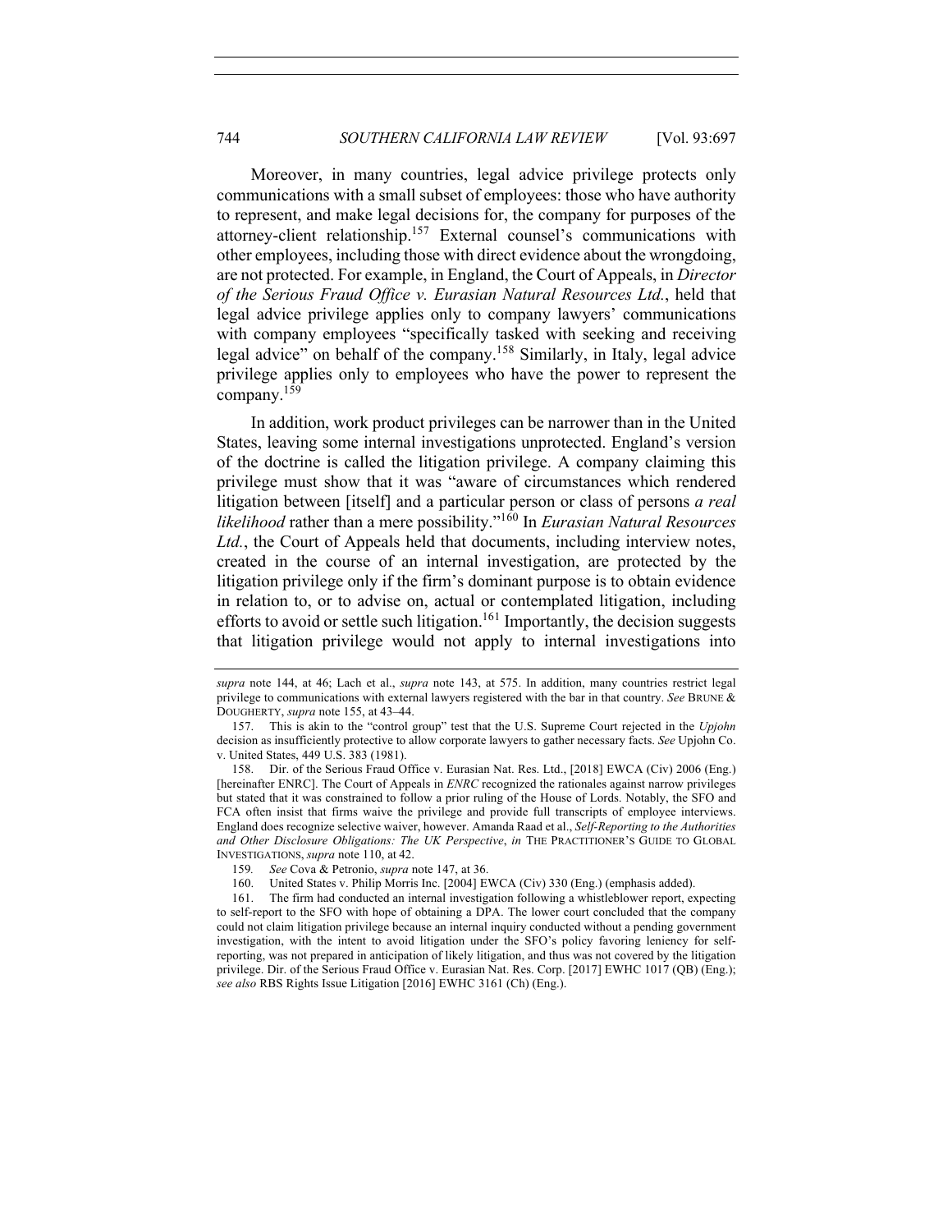Moreover, in many countries, legal advice privilege protects only communications with a small subset of employees: those who have authority to represent, and make legal decisions for, the company for purposes of the attorney-client relationship.[157] External counsel's communications with other employees, including those with direct evidence about the wrongdoing, are not protected. For example, in England, the Court of Appeals, in *Director of the Serious Fraud Office v. Eurasian Natural Resources Ltd.*, held that legal advice privilege applies only to company lawyers' communications with company employees "specifically tasked with seeking and receiving legal advice" on behalf of the company.[158] Similarly, in Italy, legal advice privilege applies only to employees who have the power to represent the company.[159]

In addition, work product privileges can be narrower than in the United States, leaving some internal investigations unprotected. England's version of the doctrine is called the litigation privilege. A company claiming this privilege must show that it was "aware of circumstances which rendered litigation between [itself] and a particular person or class of persons *a real likelihood* rather than a mere possibility."[160] In *Eurasian Natural Resources Ltd.*, the Court of Appeals held that documents, including interview notes, created in the course of an internal investigation, are protected by the litigation privilege only if the firm's dominant purpose is to obtain evidence in relation to, or to advise on, actual or contemplated litigation, including efforts to avoid or settle such litigation.[161] Importantly, the decision suggests that litigation privilege would not apply to internal investigations into

---

*supra* note 144, at 46; Lach et al., *supra* note 143, at 575. In addition, many countries restrict legal privilege to communications with external lawyers registered with the bar in that country. *See* BRUNE & DOUGHERTY, *supra* note 155, at 43–44.

157. This is akin to the "control group" test that the U.S. Supreme Court rejected in the *Upjohn* decision as insufficiently protective to allow corporate lawyers to gather necessary facts. *See* Upjohn Co. v. United States, 449 U.S. 383 (1981).

158. Dir. of the Serious Fraud Office v. Eurasian Nat. Res. Ltd., [2018] EWCA (Civ) 2006 (Eng.) [hereinafter ENRC]. The Court of Appeals in *ENRC* recognized the rationales against narrow privileges but stated that it was constrained to follow a prior ruling of the House of Lords. Notably, the SFO and FCA often insist that firms waive the privilege and provide full transcripts of employee interviews. England does recognize selective waiver, however. Amanda Raad et al., *Self-Reporting to the Authorities and Other Disclosure Obligations: The UK Perspective*, *in* THE PRACTITIONER'S GUIDE TO GLOBAL INVESTIGATIONS, *supra* note 110, at 42.

159. *See* Cova & Petronio, *supra* note 147, at 36.

160. United States v. Philip Morris Inc. [2004] EWCA (Civ) 330 (Eng.) (emphasis added).

161. The firm had conducted an internal investigation following a whistleblower report, expecting to self-report to the SFO with hope of obtaining a DPA. The lower court concluded that the company could not claim litigation privilege because an internal inquiry conducted without a pending government investigation, with the intent to avoid litigation under the SFO's policy favoring leniency for self-reporting, was not prepared in anticipation of likely litigation, and thus was not covered by the litigation privilege. Dir. of the Serious Fraud Office v. Eurasian Nat. Res. Corp. [2017] EWHC 1017 (QB) (Eng.); *see also* RBS Rights Issue Litigation [2016] EWHC 3161 (Ch) (Eng.).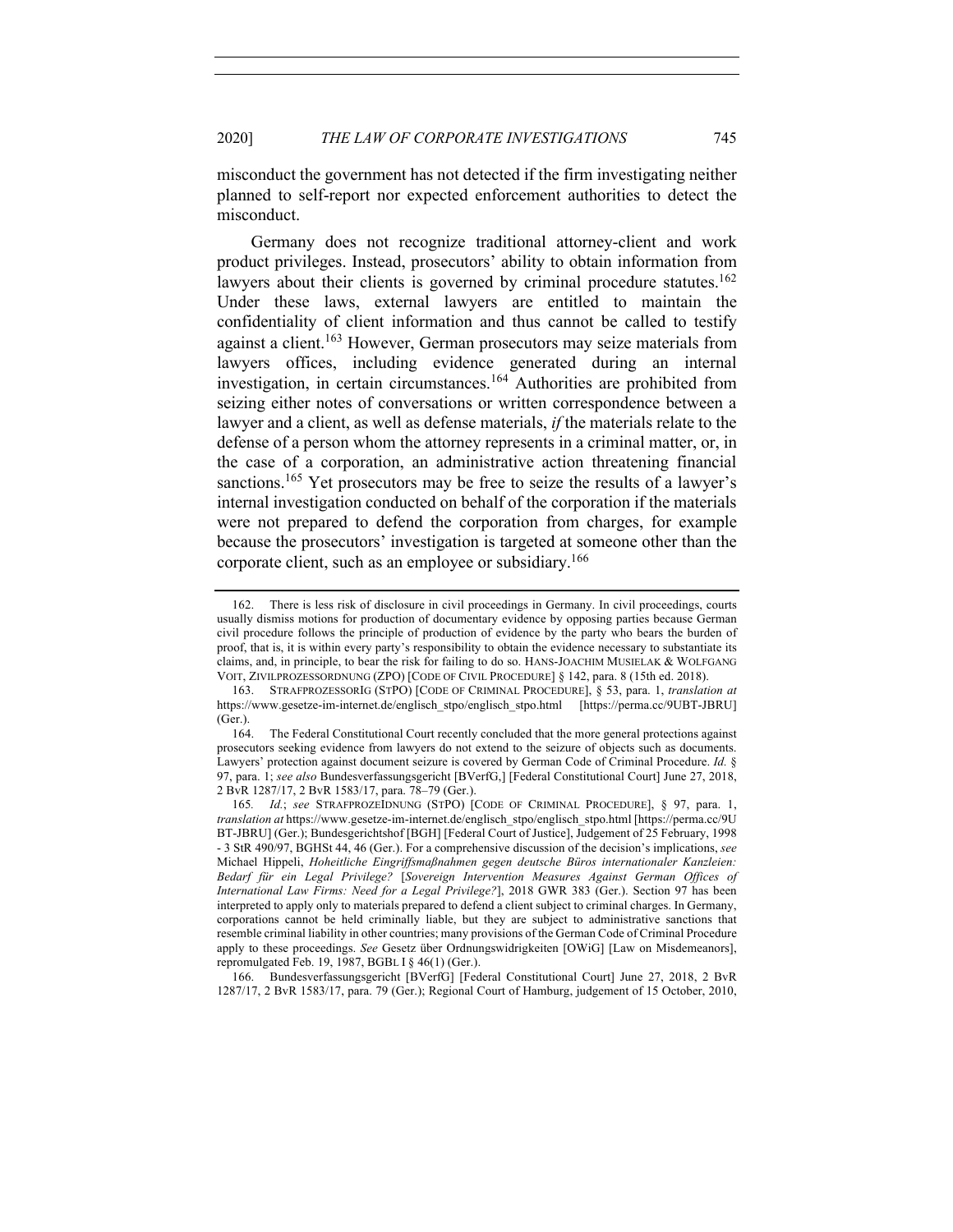misconduct the government has not detected if the firm investigating neither planned to self-report nor expected enforcement authorities to detect the misconduct.

Germany does not recognize traditional attorney-client and work product privileges. Instead, prosecutors' ability to obtain information from lawyers about their clients is governed by criminal procedure statutes.[162] Under these laws, external lawyers are entitled to maintain the confidentiality of client information and thus cannot be called to testify against a client.[163] However, German prosecutors may seize materials from lawyers offices, including evidence generated during an internal investigation, in certain circumstances.[164] Authorities are prohibited from seizing either notes of conversations or written correspondence between a lawyer and a client, as well as defense materials, *if* the materials relate to the defense of a person whom the attorney represents in a criminal matter, or, in the case of a corporation, an administrative action threatening financial sanctions.[165] Yet prosecutors may be free to seize the results of a lawyer's internal investigation conducted on behalf of the corporation if the materials were not prepared to defend the corporation from charges, for example because the prosecutors' investigation is targeted at someone other than the corporate client, such as an employee or subsidiary.[166]

---

162. There is less risk of disclosure in civil proceedings in Germany. In civil proceedings, courts usually dismiss motions for production of documentary evidence by opposing parties because German civil procedure follows the principle of production of evidence by the party who bears the burden of proof, that is, it is within every party's responsibility to obtain the evidence necessary to substantiate its claims, and, in principle, to bear the risk for failing to do so. HANS-JOACHIM MUSIELAK & WOLFGANG VOIT, ZIVILPROZESSORDNUNG (ZPO) [CODE OF CIVIL PROCEDURE] § 142, para. 8 (15th ed. 2018).

163. STRAFPROZESSORIG (STPO) [CODE OF CRIMINAL PROCEDURE], § 53, para. 1, *translation at* https://www.gesetze-im-internet.de/englisch_stpo/englisch_stpo.html [https://perma.cc/9UBT-JBRU] (Ger.).

164. The Federal Constitutional Court recently concluded that the more general protections against prosecutors seeking evidence from lawyers do not extend to the seizure of objects such as documents. Lawyers' protection against document seizure is covered by German Code of Criminal Procedure. *Id.* § 97, para. 1; *see also* Bundesverfassungsgericht [BVerfG,] [Federal Constitutional Court] June 27, 2018, 2 BvR 1287/17, 2 BvR 1583/17, para. 78–79 (Ger.).

165. *Id.*; *see* STRAFPROZEIDNUNG (STPO) [CODE OF CRIMINAL PROCEDURE], § 97, para. 1, *translation at* https://www.gesetze-im-internet.de/englisch_stpo/englisch_stpo.html [https://perma.cc/9UBT-JBRU] (Ger.); Bundesgerichtshof [BGH] [Federal Court of Justice], Judgement of 25 February, 1998 - 3 StR 490/97, BGHSt 44, 46 (Ger.). For a comprehensive discussion of the decision's implications, *see* Michael Hippeli, *Hoheitliche Eingriffsmaßnahmen gegen deutsche Büros internationaler Kanzleien: Bedarf für ein Legal Privilege?* [*Sovereign Intervention Measures Against German Offices of International Law Firms: Need for a Legal Privilege?*], 2018 GWR 383 (Ger.). Section 97 has been interpreted to apply only to materials prepared to defend a client subject to criminal charges. In Germany, corporations cannot be held criminally liable, but they are subject to administrative sanctions that resemble criminal liability in other countries; many provisions of the German Code of Criminal Procedure apply to these proceedings. *See* Gesetz über Ordnungswidrigkeiten [OWiG] [Law on Misdemeanors], repromulgated Feb. 19, 1987, BGBL I § 46(1) (Ger.).

166. Bundesverfassungsgericht [BVerfG] [Federal Constitutional Court] June 27, 2018, 2 BvR 1287/17, 2 BvR 1583/17, para. 79 (Ger.); Regional Court of Hamburg, judgement of 15 October, 2010,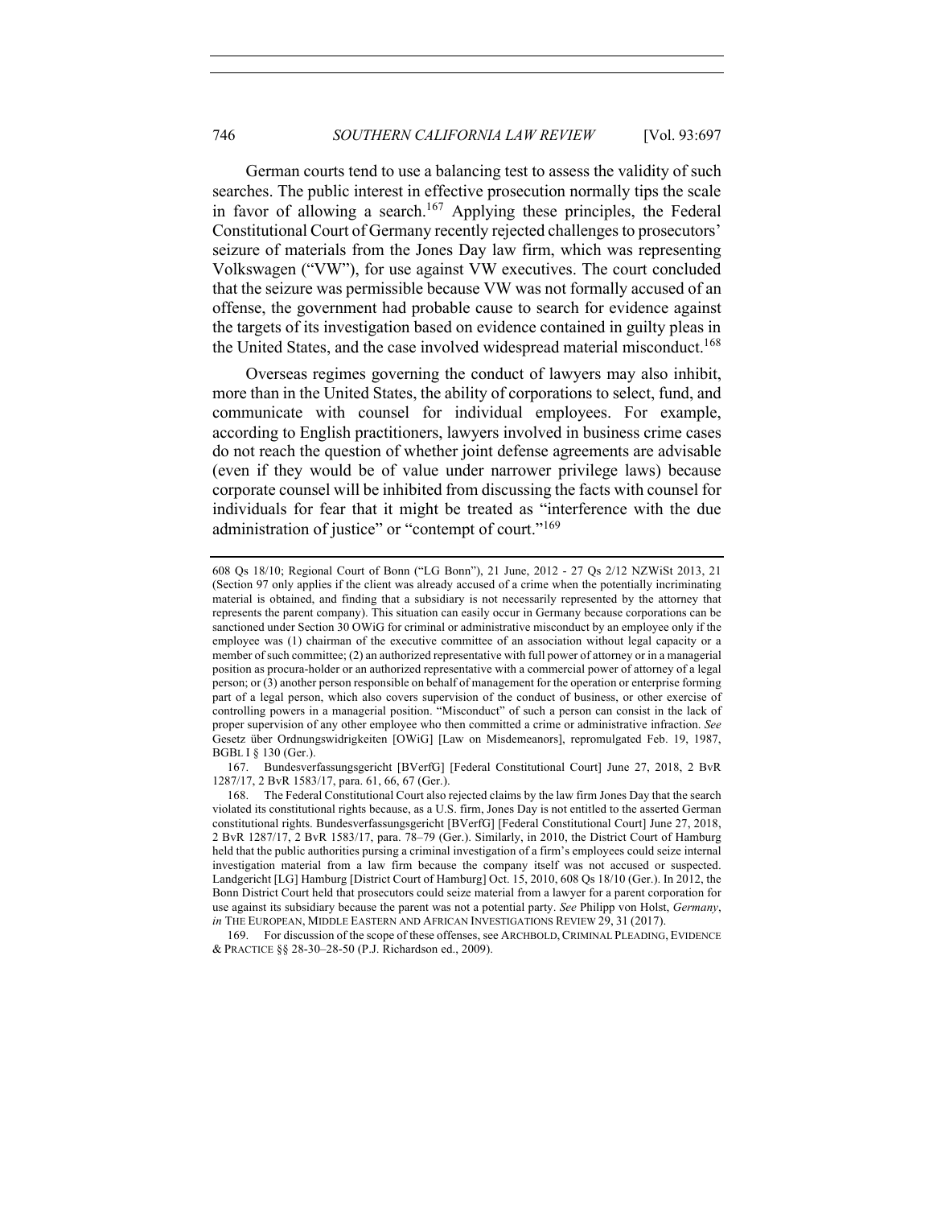German courts tend to use a balancing test to assess the validity of such searches. The public interest in effective prosecution normally tips the scale in favor of allowing a search.[167] Applying these principles, the Federal Constitutional Court of Germany recently rejected challenges to prosecutors' seizure of materials from the Jones Day law firm, which was representing Volkswagen ("VW"), for use against VW executives. The court concluded that the seizure was permissible because VW was not formally accused of an offense, the government had probable cause to search for evidence against the targets of its investigation based on evidence contained in guilty pleas in the United States, and the case involved widespread material misconduct.[168]

Overseas regimes governing the conduct of lawyers may also inhibit, more than in the United States, the ability of corporations to select, fund, and communicate with counsel for individual employees. For example, according to English practitioners, lawyers involved in business crime cases do not reach the question of whether joint defense agreements are advisable (even if they would be of value under narrower privilege laws) because corporate counsel will be inhibited from discussing the facts with counsel for individuals for fear that it might be treated as "interference with the due administration of justice" or "contempt of court."[169]

---

608 Qs 18/10; Regional Court of Bonn ("LG Bonn"), 21 June, 2012 - 27 Qs 2/12 NZWiSt 2013, 21 (Section 97 only applies if the client was already accused of a crime when the potentially incriminating material is obtained, and finding that a subsidiary is not necessarily represented by the attorney that represents the parent company). This situation can easily occur in Germany because corporations can be sanctioned under Section 30 OWiG for criminal or administrative misconduct by an employee only if the employee was (1) chairman of the executive committee of an association without legal capacity or a member of such committee; (2) an authorized representative with full power of attorney or in a managerial position as procura-holder or an authorized representative with a commercial power of attorney of a legal person; or (3) another person responsible on behalf of management for the operation or enterprise forming part of a legal person, which also covers supervision of the conduct of business, or other exercise of controlling powers in a managerial position. "Misconduct" of such a person can consist in the lack of proper supervision of any other employee who then committed a crime or administrative infraction. *See* Gesetz über Ordnungswidrigkeiten [OWiG] [Law on Misdemeanors], repromulgated Feb. 19, 1987, BGBL I § 130 (Ger.).

167. Bundesverfassungsgericht [BVerfG] [Federal Constitutional Court] June 27, 2018, 2 BvR 1287/17, 2 BvR 1583/17, para. 61, 66, 67 (Ger.).

168. The Federal Constitutional Court also rejected claims by the law firm Jones Day that the search violated its constitutional rights because, as a U.S. firm, Jones Day is not entitled to the asserted German constitutional rights. Bundesverfassungsgericht [BVerfG] [Federal Constitutional Court] June 27, 2018, 2 BvR 1287/17, 2 BvR 1583/17, para. 78–79 (Ger.). Similarly, in 2010, the District Court of Hamburg held that the public authorities pursuing a criminal investigation of a firm's employees could seize internal investigation material from a law firm because the company itself was not accused or suspected. Landgericht [LG] Hamburg [District Court of Hamburg] Oct. 15, 2010, 608 Qs 18/10 (Ger.). In 2012, the Bonn District Court held that prosecutors could seize material from a lawyer for a parent corporation for use against its subsidiary because the parent was not a potential party. *See* Philipp von Holst, *Germany*, *in* THE EUROPEAN, MIDDLE EASTERN AND AFRICAN INVESTIGATIONS REVIEW 29, 31 (2017).

169. For discussion of the scope of these offenses, see ARCHBOLD, CRIMINAL PLEADING, EVIDENCE & PRACTICE §§ 28-30–28-50 (P.J. Richardson ed., 2009).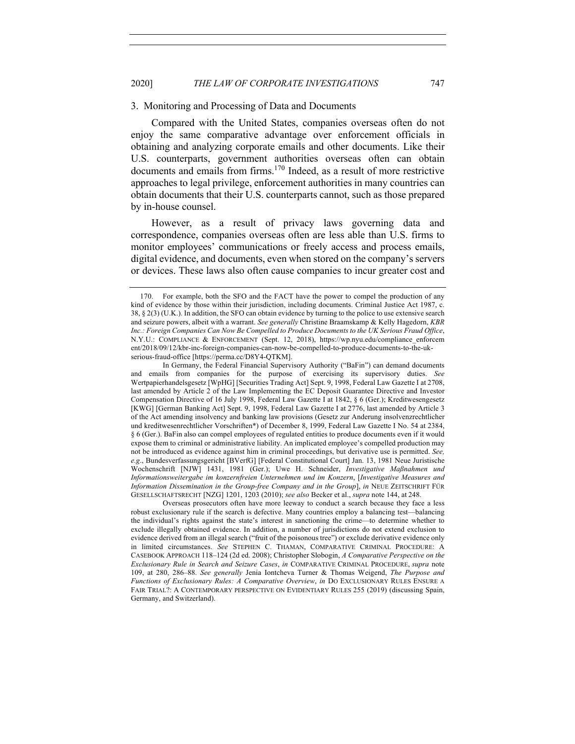### 3. Monitoring and Processing of Data and Documents

Compared with the United States, companies overseas often do not enjoy the same comparative advantage over enforcement officials in obtaining and analyzing corporate emails and other documents. Like their U.S. counterparts, government authorities overseas often can obtain documents and emails from firms.[170] Indeed, as a result of more restrictive approaches to legal privilege, enforcement authorities in many countries can obtain documents that their U.S. counterparts cannot, such as those prepared by in-house counsel.

However, as a result of privacy laws governing data and correspondence, companies overseas often are less able than U.S. firms to monitor employees' communications or freely access and process emails, digital evidence, and documents, even when stored on the company's servers or devices. These laws also often cause companies to incur greater cost and

---

170. For example, both the SFO and the FACT have the power to compel the production of any kind of evidence by those within their jurisdiction, including documents. Criminal Justice Act 1987, c. 38, § 2(3) (U.K.). In addition, the SFO can obtain evidence by turning to the police to use extensive search and seizure powers, albeit with a warrant. *See generally* Christine Braamskamp & Kelly Hagedorn, *KBR Inc.: Foreign Companies Can Now Be Compelled to Produce Documents to the UK Serious Fraud Office*, N.Y.U.: COMPLIANCE & ENFORCEMENT (Sept. 12, 2018), https://wp.nyu.edu/compliance_enforcement/2018/09/12/kbr-inc-foreign-companies-can-now-be-compelled-to-produce-documents-to-the-uk-serious-fraud-office [https://perma.cc/D8Y4-QTKM].

In Germany, the Federal Financial Supervisory Authority ("BaFin") can demand documents and emails from companies for the purpose of exercising its supervisory duties. *See* Wertpapierhandelsgesetz [WpHG] [Securities Trading Act] Sept. 9, 1998, Federal Law Gazette I at 2708, last amended by Article 2 of the Law Implementing the EC Deposit Guarantee Directive and Investor Compensation Directive of 16 July 1998, Federal Law Gazette I at 1842, § 6 (Ger.); Kreditwesengesetz [KWG] [German Banking Act] Sept. 9, 1998, Federal Law Gazette I at 2776, last amended by Article 3 of the Act amending insolvency and banking law provisions (Gesetz zur Anderung insolvenzrechtlicher und kreditwesenrechtlicher Vorschriften*) of December 8, 1999, Federal Law Gazette I No. 54 at 2384, § 6 (Ger.). BaFin also can compel employees of regulated entities to produce documents even if it would expose them to criminal or administrative liability. An implicated employee's compelled production may not be introduced as evidence against him in criminal proceedings, but derivative use is permitted. *See, e.g.*, Bundesverfassungsgericht [BVerfG] [Federal Constitutional Court] Jan. 13, 1981 Neue Juristische Wochenschrift [NJW] 1431, 1981 (Ger.); Uwe H. Schneider, *Investigative Maßnahmen und Informationsweitergabe im konzernfreien Unternehmen und im Konzern*, [*Investigative Measures and Information Dissemination in the Group-free Company and in the Group*], *in* NEUE ZEITSCHRIFT FÜR GESELLSCHAFTSRECHT [NZG] 1201, 1203 (2010); *see also* Becker et al., *supra* note 144, at 248.

Overseas prosecutors often have more leeway to conduct a search because they face a less robust exclusionary rule if the search is defective. Many countries employ a balancing test—balancing the individual's rights against the state's interest in sanctioning the crime—to determine whether to exclude illegally obtained evidence. In addition, a number of jurisdictions do not extend exclusion to evidence derived from an illegal search ("fruit of the poisonous tree") or exclude derivative evidence only in limited circumstances. *See* STEPHEN C. THAMAN, COMPARATIVE CRIMINAL PROCEDURE: A CASEBOOK APPROACH 118–124 (2d ed. 2008); Christopher Slobogin, *A Comparative Perspective on the Exclusionary Rule in Search and Seizure Cases*, *in* COMPARATIVE CRIMINAL PROCEDURE, *supra* note 109, at 280, 286–88. *See generally* Jenia Iontcheva Turner & Thomas Weigend, *The Purpose and Functions of Exclusionary Rules: A Comparative Overview*, *in* DO EXCLUSIONARY RULES ENSURE A FAIR TRIAL?: A CONTEMPORARY PERSPECTIVE ON EVIDENTIARY RULES 255 (2019) (discussing Spain, Germany, and Switzerland).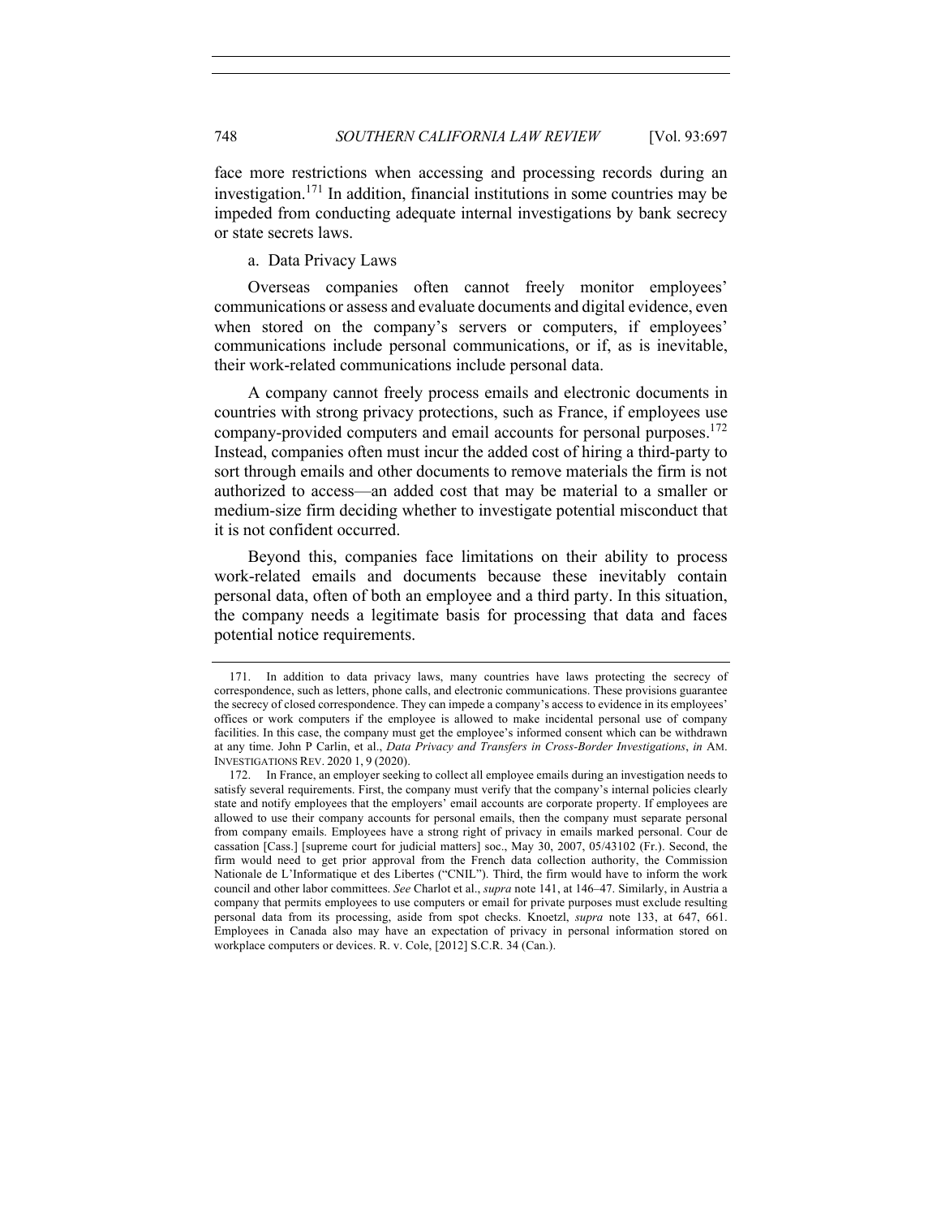face more restrictions when accessing and processing records during an investigation.[171] In addition, financial institutions in some countries may be impeded from conducting adequate internal investigations by bank secrecy or state secrets laws.

#### a. Data Privacy Laws

Overseas companies often cannot freely monitor employees' communications or assess and evaluate documents and digital evidence, even when stored on the company's servers or computers, if employees' communications include personal communications, or if, as is inevitable, their work-related communications include personal data.

A company cannot freely process emails and electronic documents in countries with strong privacy protections, such as France, if employees use company-provided computers and email accounts for personal purposes.[172] Instead, companies often must incur the added cost of hiring a third-party to sort through emails and other documents to remove materials the firm is not authorized to access—an added cost that may be material to a smaller or medium-size firm deciding whether to investigate potential misconduct that it is not confident occurred.

Beyond this, companies face limitations on their ability to process work-related emails and documents because these inevitably contain personal data, often of both an employee and a third party. In this situation, the company needs a legitimate basis for processing that data and faces potential notice requirements.

---

171. In addition to data privacy laws, many countries have laws protecting the secrecy of correspondence, such as letters, phone calls, and electronic communications. These provisions guarantee the secrecy of closed correspondence. They can impede a company's access to evidence in its employees' offices or work computers if the employee is allowed to make incidental personal use of company facilities. In this case, the company must get the employee's informed consent which can be withdrawn at any time. John P Carlin, et al., *Data Privacy and Transfers in Cross-Border Investigations*, *in* AM. INVESTIGATIONS REV. 2020 1, 9 (2020).

172. In France, an employer seeking to collect all employee emails during an investigation needs to satisfy several requirements. First, the company must verify that the company's internal policies clearly state and notify employees that the employers' email accounts are corporate property. If employees are allowed to use their company accounts for personal emails, then the company must separate personal from company emails. Employees have a strong right of privacy in emails marked personal. Cour de cassation [Cass.] [supreme court for judicial matters] soc., May 30, 2007, 05/43102 (Fr.). Second, the firm would need to get prior approval from the French data collection authority, the Commission Nationale de L'Informatique et des Libertes ("CNIL"). Third, the firm would have to inform the work council and other labor committees. *See* Charlot et al., *supra* note 141, at 146–47. Similarly, in Austria a company that permits employees to use computers or email for private purposes must exclude resulting personal data from its processing, aside from spot checks. Knoetzl, *supra* note 133, at 647, 661. Employees in Canada also may have an expectation of privacy in personal information stored on workplace computers or devices. R. v. Cole, [2012] S.C.R. 34 (Can.).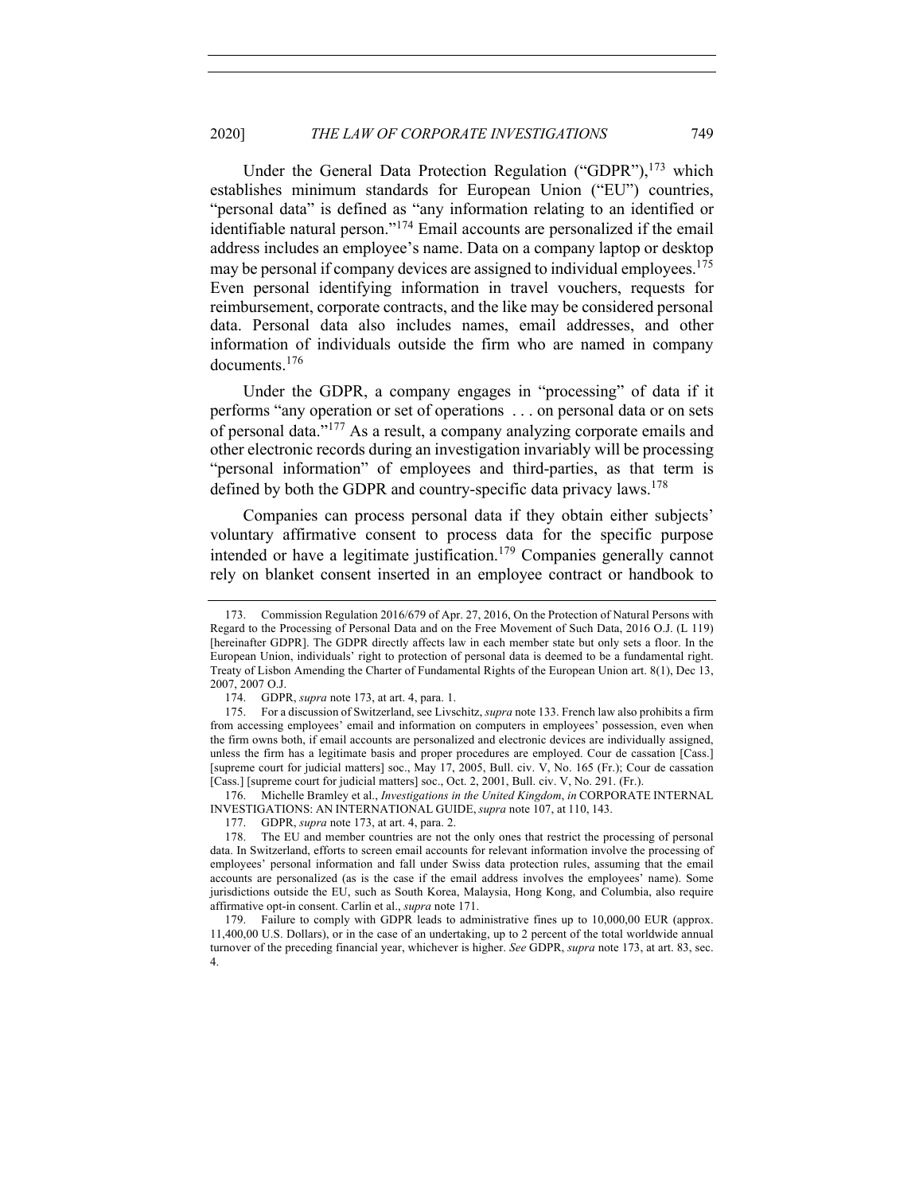Under the General Data Protection Regulation ("GDPR"),[173] which establishes minimum standards for European Union ("EU") countries, "personal data" is defined as "any information relating to an identified or identifiable natural person."[174] Email accounts are personalized if the email address includes an employee's name. Data on a company laptop or desktop may be personal if company devices are assigned to individual employees.[175] Even personal identifying information in travel vouchers, requests for reimbursement, corporate contracts, and the like may be considered personal data. Personal data also includes names, email addresses, and other information of individuals outside the firm who are named in company documents.[176]

Under the GDPR, a company engages in "processing" of data if it performs "any operation or set of operations . . . on personal data or on sets of personal data."[177] As a result, a company analyzing corporate emails and other electronic records during an investigation invariably will be processing "personal information" of employees and third-parties, as that term is defined by both the GDPR and country-specific data privacy laws.[178]

Companies can process personal data if they obtain either subjects' voluntary affirmative consent to process data for the specific purpose intended or have a legitimate justification.[179] Companies generally cannot rely on blanket consent inserted in an employee contract or handbook to

---

173. Commission Regulation 2016/679 of Apr. 27, 2016, On the Protection of Natural Persons with Regard to the Processing of Personal Data and on the Free Movement of Such Data, 2016 O.J. (L 119) [hereinafter GDPR]. The GDPR directly affects law in each member state but only sets a floor. In the European Union, individuals' right to protection of personal data is deemed to be a fundamental right. Treaty of Lisbon Amending the Charter of Fundamental Rights of the European Union art. 8(1), Dec 13, 2007, 2007 O.J.

174. GDPR, *supra* note 173, at art. 4, para. 1.

175. For a discussion of Switzerland, see Livschitz, *supra* note 133. French law also prohibits a firm from accessing employees' email and information on computers in employees' possession, even when the firm owns both, if email accounts are personalized and electronic devices are individually assigned, unless the firm has a legitimate basis and proper procedures are employed. Cour de cassation [Cass.] [supreme court for judicial matters] soc., May 17, 2005, Bull. civ. V, No. 165 (Fr.); Cour de cassation [Cass.] [supreme court for judicial matters] soc., Oct. 2, 2001, Bull. civ. V, No. 291. (Fr.).

176. Michelle Bramley et al., *Investigations in the United Kingdom*, *in* CORPORATE INTERNAL INVESTIGATIONS: AN INTERNATIONAL GUIDE, *supra* note 107, at 110, 143.

177. GDPR, *supra* note 173, at art. 4, para. 2.

178. The EU and member countries are not the only ones that restrict the processing of personal data. In Switzerland, efforts to screen email accounts for relevant information involve the processing of employees' personal information and fall under Swiss data protection rules, assuming that the email accounts are personalized (as is the case if the email address involves the employees' name). Some jurisdictions outside the EU, such as South Korea, Malaysia, Hong Kong, and Columbia, also require affirmative opt-in consent. Carlin et al., *supra* note 171.

179. Failure to comply with GDPR leads to administrative fines up to 10,000,00 EUR (approx. 11,400,00 U.S. Dollars), or in the case of an undertaking, up to 2 percent of the total worldwide annual turnover of the preceding financial year, whichever is higher. *See* GDPR, *supra* note 173, at art. 83, sec. 4.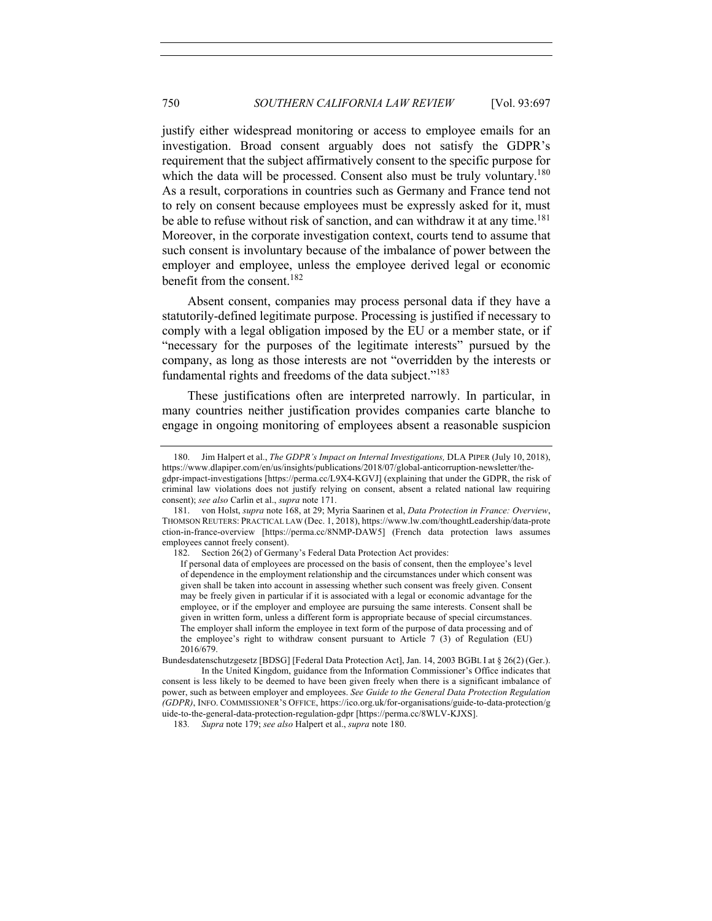justify either widespread monitoring or access to employee emails for an investigation. Broad consent arguably does not satisfy the GDPR's requirement that the subject affirmatively consent to the specific purpose for which the data will be processed. Consent also must be truly voluntary.[180] As a result, corporations in countries such as Germany and France tend not to rely on consent because employees must be expressly asked for it, must be able to refuse without risk of sanction, and can withdraw it at any time.[181] Moreover, in the corporate investigation context, courts tend to assume that such consent is involuntary because of the imbalance of power between the employer and employee, unless the employee derived legal or economic benefit from the consent.[182]

Absent consent, companies may process personal data if they have a statutorily-defined legitimate purpose. Processing is justified if necessary to comply with a legal obligation imposed by the EU or a member state, or if "necessary for the purposes of the legitimate interests" pursued by the company, as long as those interests are not "overridden by the interests or fundamental rights and freedoms of the data subject."[183]

These justifications often are interpreted narrowly. In particular, in many countries neither justification provides companies carte blanche to engage in ongoing monitoring of employees absent a reasonable suspicion

---

180. Jim Halpert et al., *The GDPR's Impact on Internal Investigations,* DLA PIPER (July 10, 2018), https://www.dlapiper.com/en/us/insights/publications/2018/07/global-anticorruption-newsletter/the-gdpr-impact-investigations [https://perma.cc/L9X4-KGVJ] (explaining that under the GDPR, the risk of criminal law violations does not justify relying on consent, absent a related national law requiring consent); *see also* Carlin et al., *supra* note 171.

181. von Holst, *supra* note 168, at 29; Myria Saarinen et al, *Data Protection in France: Overview*, THOMSON REUTERS: PRACTICAL LAW (Dec. 1, 2018), https://www.lw.com/thoughtLeadership/data-protection-in-france-overview [https://perma.cc/8NMP-DAW5] (French data protection laws assumes employees cannot freely consent).

182. Section 26(2) of Germany's Federal Data Protection Act provides:

> If personal data of employees are processed on the basis of consent, then the employee's level of dependence in the employment relationship and the circumstances under which consent was given shall be taken into account in assessing whether such consent was freely given. Consent may be freely given in particular if it is associated with a legal or economic advantage for the employee, or if the employer and employee are pursuing the same interests. Consent shall be given in written form, unless a different form is appropriate because of special circumstances. The employer shall inform the employee in text form of the purpose of data processing and of the employee's right to withdraw consent pursuant to Article 7 (3) of Regulation (EU) 2016/679.

Bundesdatenschutzgesetz [BDSG] [Federal Data Protection Act], Jan. 14, 2003 BGBL I at § 26(2) (Ger.).

In the United Kingdom, guidance from the Information Commissioner's Office indicates that consent is less likely to be deemed to have been given freely when there is a significant imbalance of power, such as between employer and employees. *See Guide to the General Data Protection Regulation (GDPR)*, INFO. COMMISSIONER'S OFFICE, https://ico.org.uk/for-organisations/guide-to-data-protection/guide-to-the-general-data-protection-regulation-gdpr [https://perma.cc/8WLV-KJXS].

183. *Supra* note 179; *see also* Halpert et al., *supra* note 180.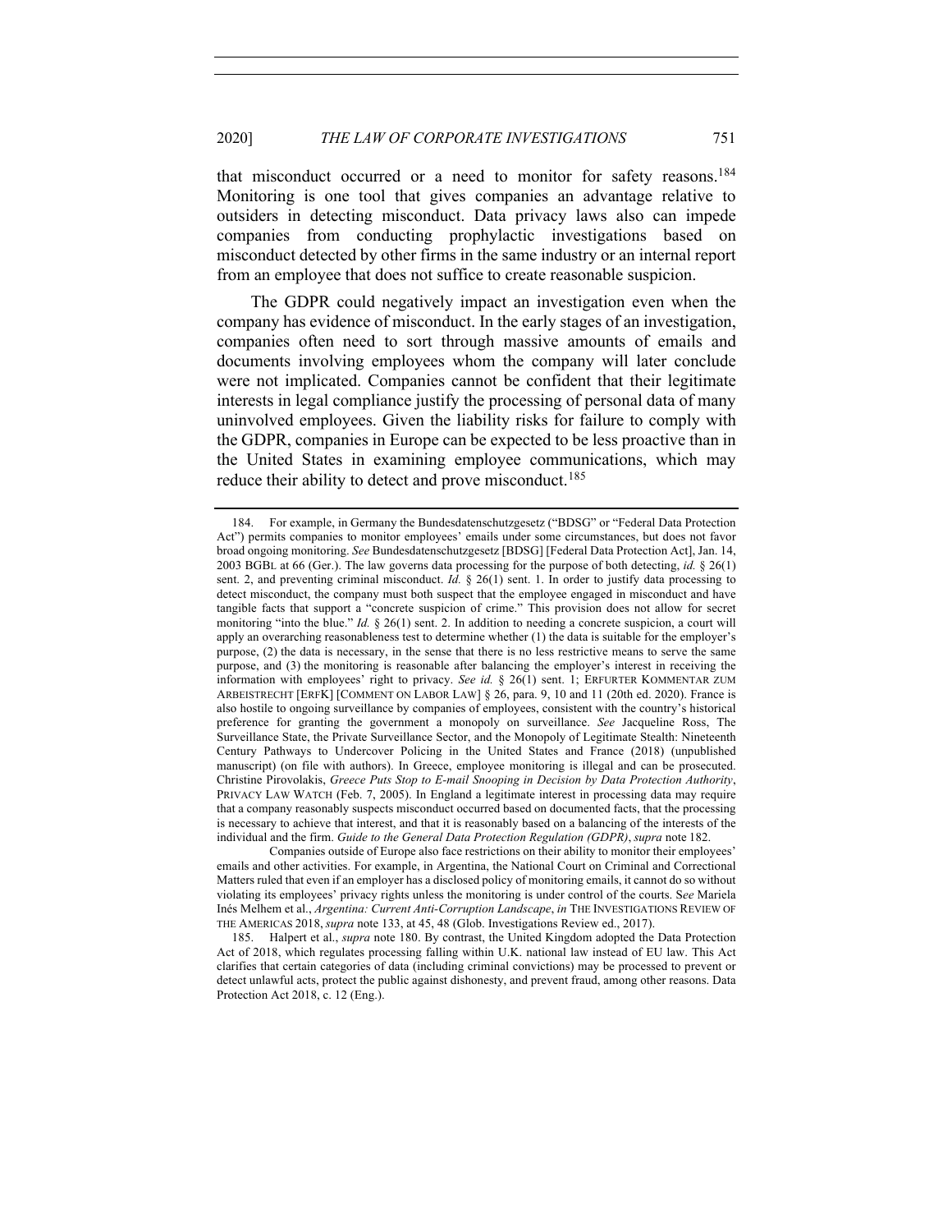that misconduct occurred or a need to monitor for safety reasons.[184] Monitoring is one tool that gives companies an advantage relative to outsiders in detecting misconduct. Data privacy laws also can impede companies from conducting prophylactic investigations based on misconduct detected by other firms in the same industry or an internal report from an employee that does not suffice to create reasonable suspicion.

The GDPR could negatively impact an investigation even when the company has evidence of misconduct. In the early stages of an investigation, companies often need to sort through massive amounts of emails and documents involving employees whom the company will later conclude were not implicated. Companies cannot be confident that their legitimate interests in legal compliance justify the processing of personal data of many uninvolved employees. Given the liability risks for failure to comply with the GDPR, companies in Europe can be expected to be less proactive than in the United States in examining employee communications, which may reduce their ability to detect and prove misconduct.[185]

---

184. For example, in Germany the Bundesdatenschutzgesetz ("BDSG" or "Federal Data Protection Act") permits companies to monitor employees' emails under some circumstances, but does not favor broad ongoing monitoring. *See* Bundesdatenschutzgesetz [BDSG] [Federal Data Protection Act], Jan. 14, 2003 BGBL at 66 (Ger.). The law governs data processing for the purpose of both detecting, *id.* § 26(1) sent. 2, and preventing criminal misconduct. *Id.* § 26(1) sent. 1. In order to justify data processing to detect misconduct, the company must both suspect that the employee engaged in misconduct and have tangible facts that support a "concrete suspicion of crime." This provision does not allow for secret monitoring "into the blue." *Id.* § 26(1) sent. 2. In addition to needing a concrete suspicion, a court will apply an overarching reasonableness test to determine whether (1) the data is suitable for the employer's purpose, (2) the data is necessary, in the sense that there is no less restrictive means to serve the same purpose, and (3) the monitoring is reasonable after balancing the employer's interest in receiving the information with employees' right to privacy. *See id.* § 26(1) sent. 1; ERFURTER KOMMENTAR ZUM ARBEISTRECHT [ERFK] [COMMENT ON LABOR LAW] § 26, para. 9, 10 and 11 (20th ed. 2020). France is also hostile to ongoing surveillance by companies of employees, consistent with the country's historical preference for granting the government a monopoly on surveillance. *See* Jacqueline Ross, The Surveillance State, the Private Surveillance Sector, and the Monopoly of Legitimate Stealth: Nineteenth Century Pathways to Undercover Policing in the United States and France (2018) (unpublished manuscript) (on file with authors). In Greece, employee monitoring is illegal and can be prosecuted. Christine Pirovolakis, *Greece Puts Stop to E-mail Snooping in Decision by Data Protection Authority*, PRIVACY LAW WATCH (Feb. 7, 2005). In England a legitimate interest in processing data may require that a company reasonably suspects misconduct occurred based on documented facts, that the processing is necessary to achieve that interest, and that it is reasonably based on a balancing of the interests of the individual and the firm. *Guide to the General Data Protection Regulation (GDPR)*, *supra* note 182.

Companies outside of Europe also face restrictions on their ability to monitor their employees' emails and other activities. For example, in Argentina, the National Court on Criminal and Correctional Matters ruled that even if an employer has a disclosed policy of monitoring emails, it cannot do so without violating its employees' privacy rights unless the monitoring is under control of the courts. *See* Mariela Inés Melhem et al., *Argentina: Current Anti-Corruption Landscape*, *in* THE INVESTIGATIONS REVIEW OF THE AMERICAS 2018, *supra* note 133, at 45, 48 (Glob. Investigations Review ed., 2017).

185. Halpert et al., *supra* note 180. By contrast, the United Kingdom adopted the Data Protection Act of 2018, which regulates processing falling within U.K. national law instead of EU law. This Act clarifies that certain categories of data (including criminal convictions) may be processed to prevent or detect unlawful acts, protect the public against dishonesty, and prevent fraud, among other reasons. Data Protection Act 2018, c. 12 (Eng.).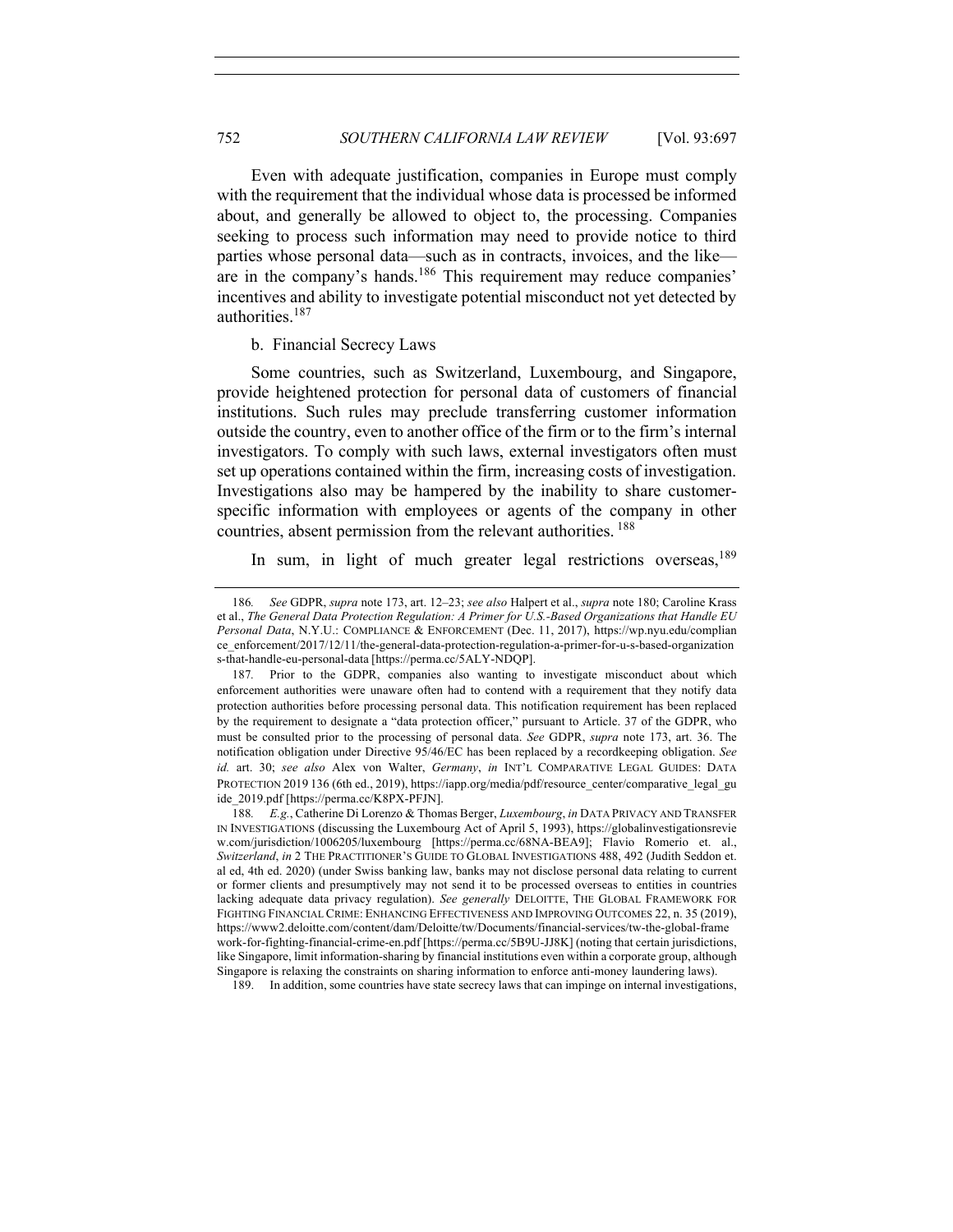Even with adequate justification, companies in Europe must comply with the requirement that the individual whose data is processed be informed about, and generally be allowed to object to, the processing. Companies seeking to process such information may need to provide notice to third parties whose personal data—such as in contracts, invoices, and the like—are in the company's hands.[186] This requirement may reduce companies' incentives and ability to investigate potential misconduct not yet detected by authorities.[187]

b. Financial Secrecy Laws

Some countries, such as Switzerland, Luxembourg, and Singapore, provide heightened protection for personal data of customers of financial institutions. Such rules may preclude transferring customer information outside the country, even to another office of the firm or to the firm's internal investigators. To comply with such laws, external investigators often must set up operations contained within the firm, increasing costs of investigation. Investigations also may be hampered by the inability to share customer-specific information with employees or agents of the company in other countries, absent permission from the relevant authorities.[188]

In sum, in light of much greater legal restrictions overseas,[189]

---

186. *See* GDPR, *supra* note 173, art. 12–23; *see also* Halpert et al., *supra* note 180; Caroline Krass et al., *The General Data Protection Regulation: A Primer for U.S.-Based Organizations that Handle EU Personal Data*, N.Y.U.: COMPLIANCE & ENFORCEMENT (Dec. 11, 2017), https://wp.nyu.edu/compliance_enforcement/2017/12/11/the-general-data-protection-regulation-a-primer-for-u-s-based-organizations-that-handle-eu-personal-data [https://perma.cc/5ALY-NDQP].

187. Prior to the GDPR, companies also wanting to investigate misconduct about which enforcement authorities were unaware often had to contend with a requirement that they notify data protection authorities before processing personal data. This notification requirement has been replaced by the requirement to designate a "data protection officer," pursuant to Article. 37 of the GDPR, who must be consulted prior to the processing of personal data. *See* GDPR, *supra* note 173, art. 36. The notification obligation under Directive 95/46/EC has been replaced by a recordkeeping obligation. *See id.* art. 30; *see also* Alex von Walter, *Germany*, *in* INT'L COMPARATIVE LEGAL GUIDES: DATA PROTECTION 2019 136 (6th ed., 2019), https://iapp.org/media/pdf/resource_center/comparative_legal_guide_2019.pdf [https://perma.cc/K8PX-PFJN].

188. *E.g.*, Catherine Di Lorenzo & Thomas Berger, *Luxembourg*, *in* DATA PRIVACY AND TRANSFER IN INVESTIGATIONS (discussing the Luxembourg Act of April 5, 1993), https://globalinvestigationsreview.com/jurisdiction/1006205/luxembourg [https://perma.cc/68NA-BEA9]; Flavio Romerio et. al., *Switzerland*, *in* 2 THE PRACTITIONER'S GUIDE TO GLOBAL INVESTIGATIONS 488, 492 (Judith Seddon et. al ed, 4th ed. 2020) (under Swiss banking law, banks may not disclose personal data relating to current or former clients and presumptively may not send it to be processed overseas to entities in countries lacking adequate data privacy regulation). *See generally* DELOITTE, THE GLOBAL FRAMEWORK FOR FIGHTING FINANCIAL CRIME: ENHANCING EFFECTIVENESS AND IMPROVING OUTCOMES 22, n. 35 (2019), https://www2.deloitte.com/content/dam/Deloitte/tw/Documents/financial-services/tw-the-global-framework-for-fighting-financial-crime-en.pdf [https://perma.cc/5B9U-JJ8K] (noting that certain jurisdictions, like Singapore, limit information-sharing by financial institutions even within a corporate group, although Singapore is relaxing the constraints on sharing information to enforce anti-money laundering laws).

189. In addition, some countries have state secrecy laws that can impinge on internal investigations,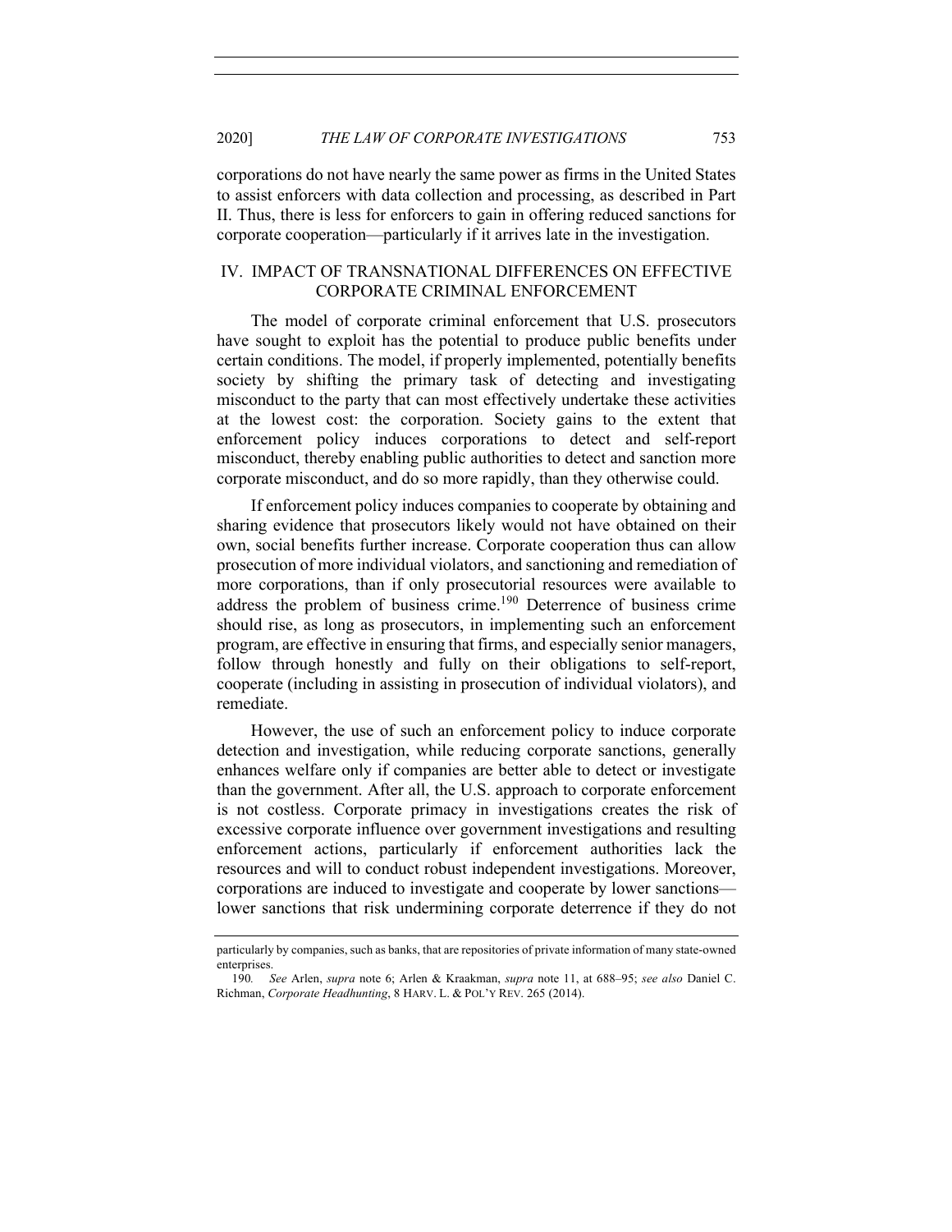corporations do not have nearly the same power as firms in the United States to assist enforcers with data collection and processing, as described in Part II. Thus, there is less for enforcers to gain in offering reduced sanctions for corporate cooperation—particularly if it arrives late in the investigation.

## IV. IMPACT OF TRANSNATIONAL DIFFERENCES ON EFFECTIVE CORPORATE CRIMINAL ENFORCEMENT

The model of corporate criminal enforcement that U.S. prosecutors have sought to exploit has the potential to produce public benefits under certain conditions. The model, if properly implemented, potentially benefits society by shifting the primary task of detecting and investigating misconduct to the party that can most effectively undertake these activities at the lowest cost: the corporation. Society gains to the extent that enforcement policy induces corporations to detect and self-report misconduct, thereby enabling public authorities to detect and sanction more corporate misconduct, and do so more rapidly, than they otherwise could.

If enforcement policy induces companies to cooperate by obtaining and sharing evidence that prosecutors likely would not have obtained on their own, social benefits further increase. Corporate cooperation thus can allow prosecution of more individual violators, and sanctioning and remediation of more corporations, than if only prosecutorial resources were available to address the problem of business crime.[190] Deterrence of business crime should rise, as long as prosecutors, in implementing such an enforcement program, are effective in ensuring that firms, and especially senior managers, follow through honestly and fully on their obligations to self-report, cooperate (including in assisting in prosecution of individual violators), and remediate.

However, the use of such an enforcement policy to induce corporate detection and investigation, while reducing corporate sanctions, generally enhances welfare only if companies are better able to detect or investigate than the government. After all, the U.S. approach to corporate enforcement is not costless. Corporate primacy in investigations creates the risk of excessive corporate influence over government investigations and resulting enforcement actions, particularly if enforcement authorities lack the resources and will to conduct robust independent investigations. Moreover, corporations are induced to investigate and cooperate by lower sanctions—lower sanctions that risk undermining corporate deterrence if they do not

---

particularly by companies, such as banks, that are repositories of private information of many state-owned enterprises.

190. *See* Arlen, *supra* note 6; Arlen & Kraakman, *supra* note 11, at 688–95; *see also* Daniel C. Richman, *Corporate Headhunting*, 8 HARV. L. & POL'Y REV. 265 (2014).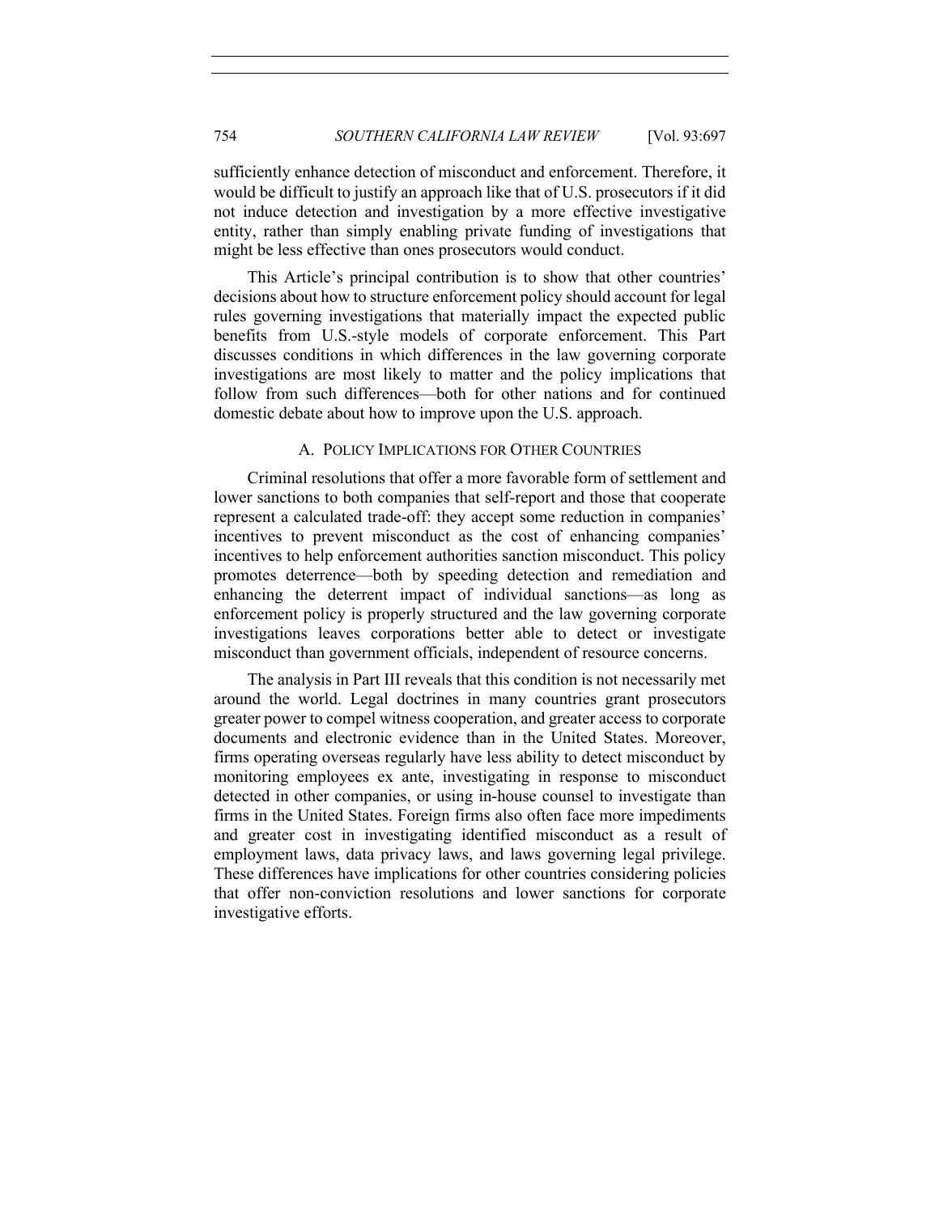sufficiently enhance detection of misconduct and enforcement. Therefore, it would be difficult to justify an approach like that of U.S. prosecutors if it did not induce detection and investigation by a more effective investigative entity, rather than simply enabling private funding of investigations that might be less effective than ones prosecutors would conduct.

This Article's principal contribution is to show that other countries' decisions about how to structure enforcement policy should account for legal rules governing investigations that materially impact the expected public benefits from U.S.-style models of corporate enforcement. This Part discusses conditions in which differences in the law governing corporate investigations are most likely to matter and the policy implications that follow from such differences—both for other nations and for continued domestic debate about how to improve upon the U.S. approach.

### A. POLICY IMPLICATIONS FOR OTHER COUNTRIES

Criminal resolutions that offer a more favorable form of settlement and lower sanctions to both companies that self-report and those that cooperate represent a calculated trade-off: they accept some reduction in companies' incentives to prevent misconduct as the cost of enhancing companies' incentives to help enforcement authorities sanction misconduct. This policy promotes deterrence—both by speeding detection and remediation and enhancing the deterrent impact of individual sanctions—as long as enforcement policy is properly structured and the law governing corporate investigations leaves corporations better able to detect or investigate misconduct than government officials, independent of resource concerns.

The analysis in Part III reveals that this condition is not necessarily met around the world. Legal doctrines in many countries grant prosecutors greater power to compel witness cooperation, and greater access to corporate documents and electronic evidence than in the United States. Moreover, firms operating overseas regularly have less ability to detect misconduct by monitoring employees ex ante, investigating in response to misconduct detected in other companies, or using in-house counsel to investigate than firms in the United States. Foreign firms also often face more impediments and greater cost in investigating identified misconduct as a result of employment laws, data privacy laws, and laws governing legal privilege. These differences have implications for other countries considering policies that offer non-conviction resolutions and lower sanctions for corporate investigative efforts.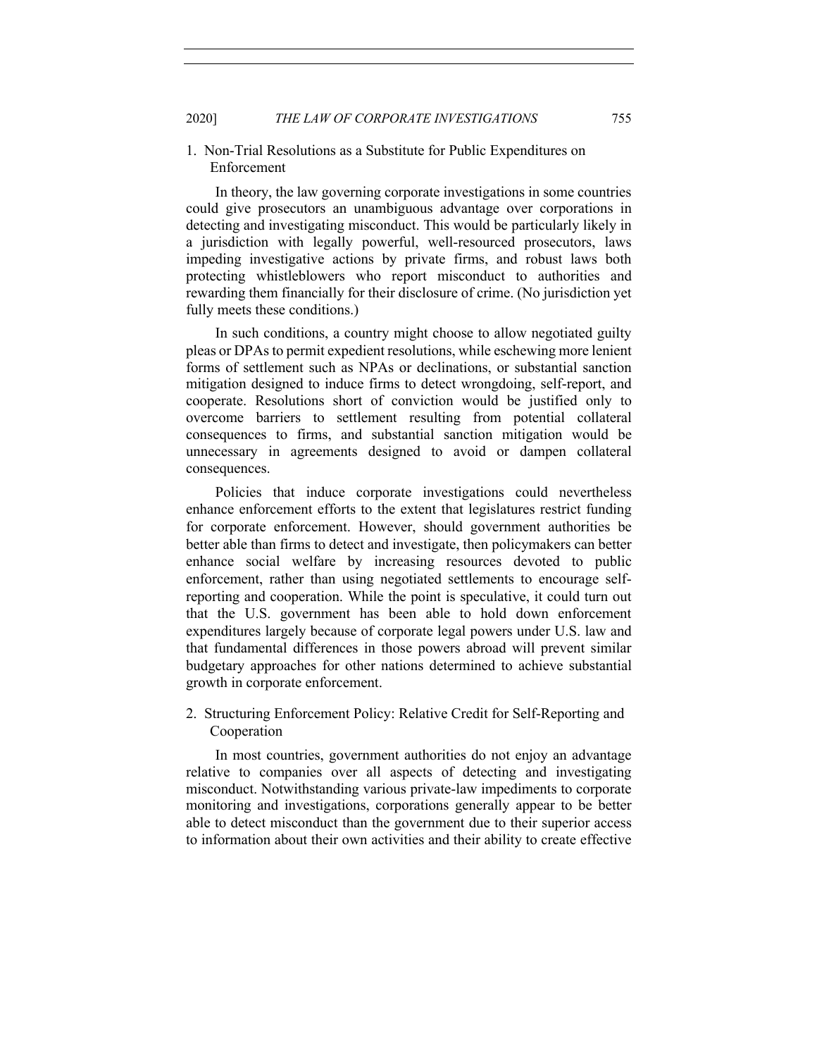1. Non-Trial Resolutions as a Substitute for Public Expenditures on Enforcement

In theory, the law governing corporate investigations in some countries could give prosecutors an unambiguous advantage over corporations in detecting and investigating misconduct. This would be particularly likely in a jurisdiction with legally powerful, well-resourced prosecutors, laws impeding investigative actions by private firms, and robust laws both protecting whistleblowers who report misconduct to authorities and rewarding them financially for their disclosure of crime. (No jurisdiction yet fully meets these conditions.)

In such conditions, a country might choose to allow negotiated guilty pleas or DPAs to permit expedient resolutions, while eschewing more lenient forms of settlement such as NPAs or declinations, or substantial sanction mitigation designed to induce firms to detect wrongdoing, self-report, and cooperate. Resolutions short of conviction would be justified only to overcome barriers to settlement resulting from potential collateral consequences to firms, and substantial sanction mitigation would be unnecessary in agreements designed to avoid or dampen collateral consequences.

Policies that induce corporate investigations could nevertheless enhance enforcement efforts to the extent that legislatures restrict funding for corporate enforcement. However, should government authorities be better able than firms to detect and investigate, then policymakers can better enhance social welfare by increasing resources devoted to public enforcement, rather than using negotiated settlements to encourage self-reporting and cooperation. While the point is speculative, it could turn out that the U.S. government has been able to hold down enforcement expenditures largely because of corporate legal powers under U.S. law and that fundamental differences in those powers abroad will prevent similar budgetary approaches for other nations determined to achieve substantial growth in corporate enforcement.

2. Structuring Enforcement Policy: Relative Credit for Self-Reporting and Cooperation

In most countries, government authorities do not enjoy an advantage relative to companies over all aspects of detecting and investigating misconduct. Notwithstanding various private-law impediments to corporate monitoring and investigations, corporations generally appear to be better able to detect misconduct than the government due to their superior access to information about their own activities and their ability to create effective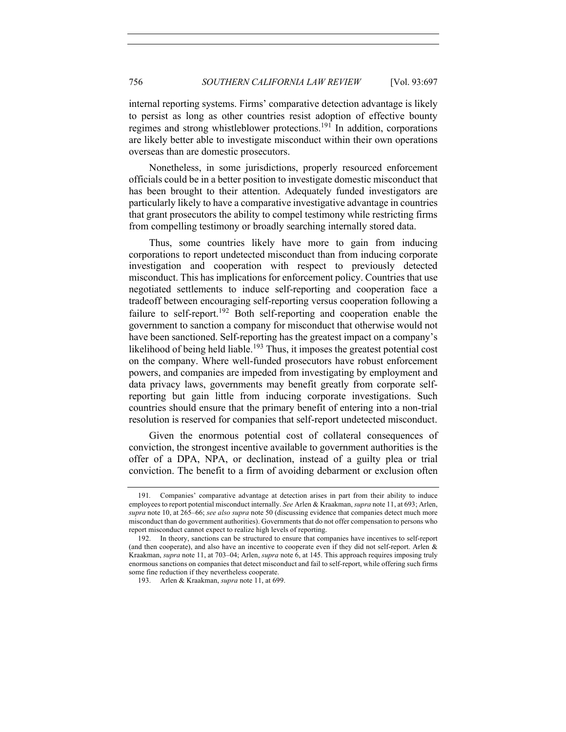internal reporting systems. Firms' comparative detection advantage is likely to persist as long as other countries resist adoption of effective bounty regimes and strong whistleblower protections.[191] In addition, corporations are likely better able to investigate misconduct within their own operations overseas than are domestic prosecutors.

Nonetheless, in some jurisdictions, properly resourced enforcement officials could be in a better position to investigate domestic misconduct that has been brought to their attention. Adequately funded investigators are particularly likely to have a comparative investigative advantage in countries that grant prosecutors the ability to compel testimony while restricting firms from compelling testimony or broadly searching internally stored data.

Thus, some countries likely have more to gain from inducing corporations to report undetected misconduct than from inducing corporate investigation and cooperation with respect to previously detected misconduct. This has implications for enforcement policy. Countries that use negotiated settlements to induce self-reporting and cooperation face a tradeoff between encouraging self-reporting versus cooperation following a failure to self-report.[192] Both self-reporting and cooperation enable the government to sanction a company for misconduct that otherwise would not have been sanctioned. Self-reporting has the greatest impact on a company's likelihood of being held liable.[193] Thus, it imposes the greatest potential cost on the company. Where well-funded prosecutors have robust enforcement powers, and companies are impeded from investigating by employment and data privacy laws, governments may benefit greatly from corporate self-reporting but gain little from inducing corporate investigations. Such countries should ensure that the primary benefit of entering into a non-trial resolution is reserved for companies that self-report undetected misconduct.

Given the enormous potential cost of collateral consequences of conviction, the strongest incentive available to government authorities is the offer of a DPA, NPA, or declination, instead of a guilty plea or trial conviction. The benefit to a firm of avoiding debarment or exclusion often

---

191. Companies' comparative advantage at detection arises in part from their ability to induce employees to report potential misconduct internally. *See* Arlen & Kraakman, *supra* note 11, at 693; Arlen, *supra* note 10, at 265–66; *see also supra* note 50 (discussing evidence that companies detect much more misconduct than do government authorities). Governments that do not offer compensation to persons who report misconduct cannot expect to realize high levels of reporting.

192. In theory, sanctions can be structured to ensure that companies have incentives to self-report (and then cooperate), and also have an incentive to cooperate even if they did not self-report. Arlen & Kraakman, *supra* note 11, at 703–04; Arlen, *supra* note 6, at 145. This approach requires imposing truly enormous sanctions on companies that detect misconduct and fail to self-report, while offering such firms some fine reduction if they nevertheless cooperate.

193. Arlen & Kraakman, *supra* note 11, at 699.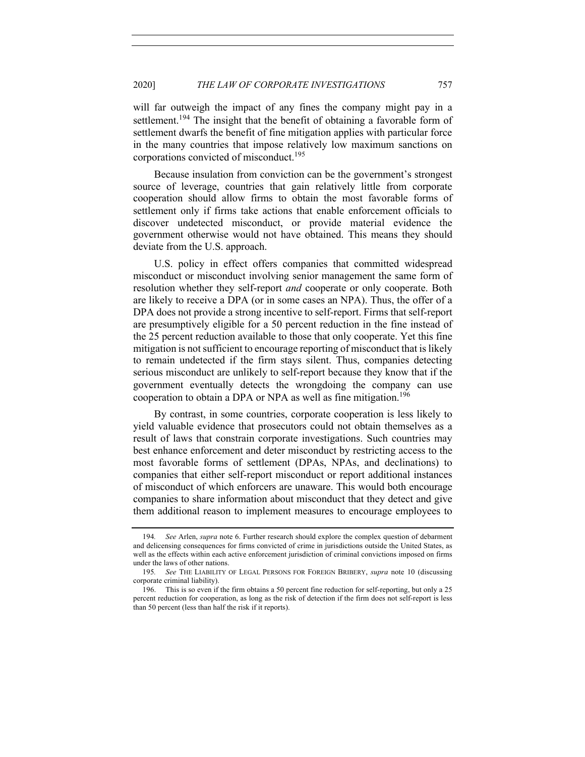will far outweigh the impact of any fines the company might pay in a settlement.[194] The insight that the benefit of obtaining a favorable form of settlement dwarfs the benefit of fine mitigation applies with particular force in the many countries that impose relatively low maximum sanctions on corporations convicted of misconduct.[195]

Because insulation from conviction can be the government's strongest source of leverage, countries that gain relatively little from corporate cooperation should allow firms to obtain the most favorable forms of settlement only if firms take actions that enable enforcement officials to discover undetected misconduct, or provide material evidence the government otherwise would not have obtained. This means they should deviate from the U.S. approach.

U.S. policy in effect offers companies that committed widespread misconduct or misconduct involving senior management the same form of resolution whether they self-report *and* cooperate or only cooperate. Both are likely to receive a DPA (or in some cases an NPA). Thus, the offer of a DPA does not provide a strong incentive to self-report. Firms that self-report are presumptively eligible for a 50 percent reduction in the fine instead of the 25 percent reduction available to those that only cooperate. Yet this fine mitigation is not sufficient to encourage reporting of misconduct that is likely to remain undetected if the firm stays silent. Thus, companies detecting serious misconduct are unlikely to self-report because they know that if the government eventually detects the wrongdoing the company can use cooperation to obtain a DPA or NPA as well as fine mitigation.[196]

By contrast, in some countries, corporate cooperation is less likely to yield valuable evidence that prosecutors could not obtain themselves as a result of laws that constrain corporate investigations. Such countries may best enhance enforcement and deter misconduct by restricting access to the most favorable forms of settlement (DPAs, NPAs, and declinations) to companies that either self-report misconduct or report additional instances of misconduct of which enforcers are unaware. This would both encourage companies to share information about misconduct that they detect and give them additional reason to implement measures to encourage employees to

---

194. *See* Arlen, *supra* note 6. Further research should explore the complex question of debarment and delicensing consequences for firms convicted of crime in jurisdictions outside the United States, as well as the effects within each active enforcement jurisdiction of criminal convictions imposed on firms under the laws of other nations.

195. *See* THE LIABILITY OF LEGAL PERSONS FOR FOREIGN BRIBERY, *supra* note 10 (discussing corporate criminal liability).

196. This is so even if the firm obtains a 50 percent fine reduction for self-reporting, but only a 25 percent reduction for cooperation, as long as the risk of detection if the firm does not self-report is less than 50 percent (less than half the risk if it reports).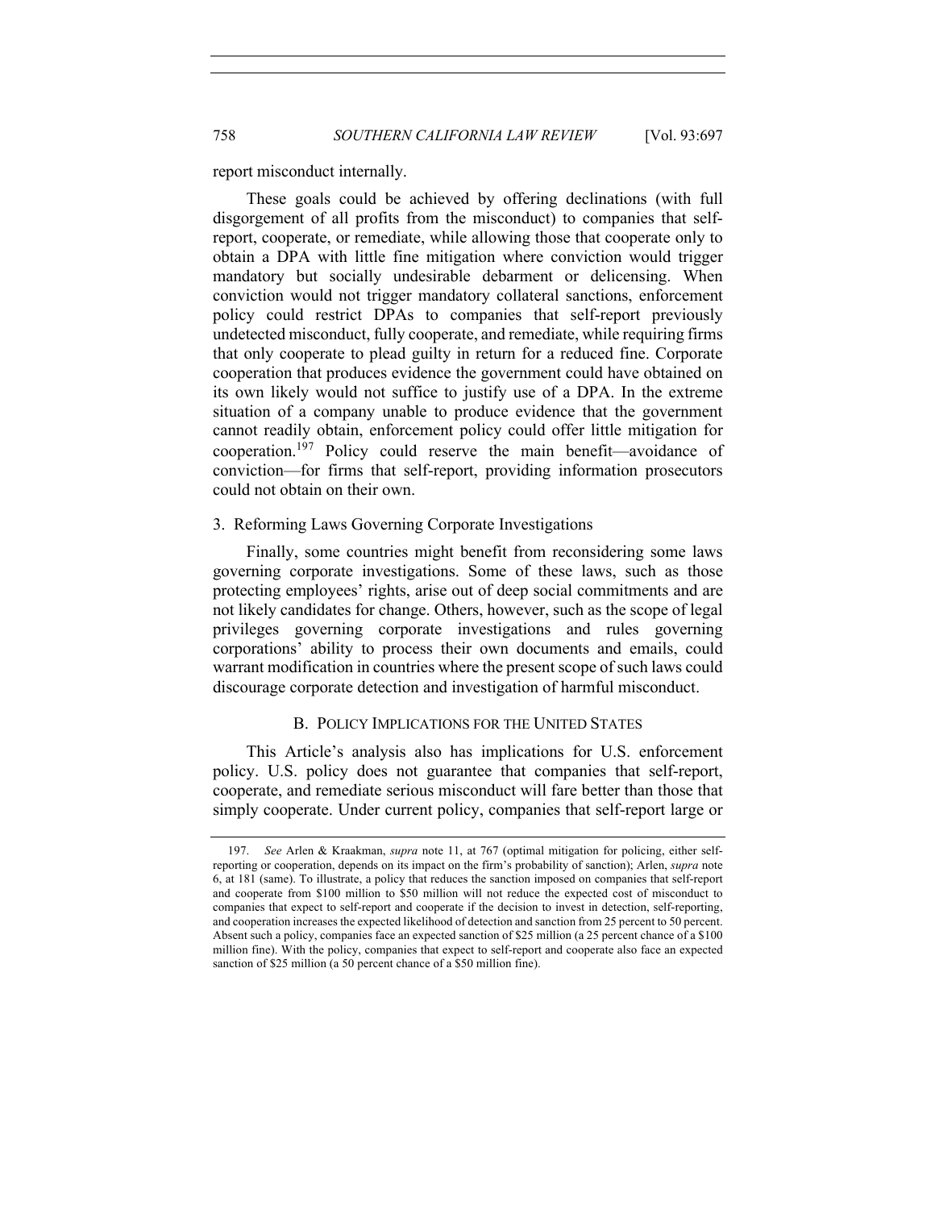report misconduct internally.

These goals could be achieved by offering declinations (with full disgorgement of all profits from the misconduct) to companies that self-report, cooperate, or remediate, while allowing those that cooperate only to obtain a DPA with little fine mitigation where conviction would trigger mandatory but socially undesirable debarment or delicensing. When conviction would not trigger mandatory collateral sanctions, enforcement policy could restrict DPAs to companies that self-report previously undetected misconduct, fully cooperate, and remediate, while requiring firms that only cooperate to plead guilty in return for a reduced fine. Corporate cooperation that produces evidence the government could have obtained on its own likely would not suffice to justify use of a DPA. In the extreme situation of a company unable to produce evidence that the government cannot readily obtain, enforcement policy could offer little mitigation for cooperation.[197] Policy could reserve the main benefit—avoidance of conviction—for firms that self-report, providing information prosecutors could not obtain on their own.

### 3. Reforming Laws Governing Corporate Investigations

Finally, some countries might benefit from reconsidering some laws governing corporate investigations. Some of these laws, such as those protecting employees' rights, arise out of deep social commitments and are not likely candidates for change. Others, however, such as the scope of legal privileges governing corporate investigations and rules governing corporations' ability to process their own documents and emails, could warrant modification in countries where the present scope of such laws could discourage corporate detection and investigation of harmful misconduct.

## B. Policy Implications for the United States

This Article's analysis also has implications for U.S. enforcement policy. U.S. policy does not guarantee that companies that self-report, cooperate, and remediate serious misconduct will fare better than those that simply cooperate. Under current policy, companies that self-report large or

---

197. *See* Arlen & Kraakman, *supra* note 11, at 767 (optimal mitigation for policing, either self-reporting or cooperation, depends on its impact on the firm's probability of sanction); Arlen, *supra* note 6, at 181 (same). To illustrate, a policy that reduces the sanction imposed on companies that self-report and cooperate from \$100 million to \$50 million will not reduce the expected cost of misconduct to companies that expect to self-report and cooperate if the decision to invest in detection, self-reporting, and cooperation increases the expected likelihood of detection and sanction from 25 percent to 50 percent. Absent such a policy, companies face an expected sanction of \$25 million (a 25 percent chance of a \$100 million fine). With the policy, companies that expect to self-report and cooperate also face an expected sanction of \$25 million (a 50 percent chance of a \$50 million fine).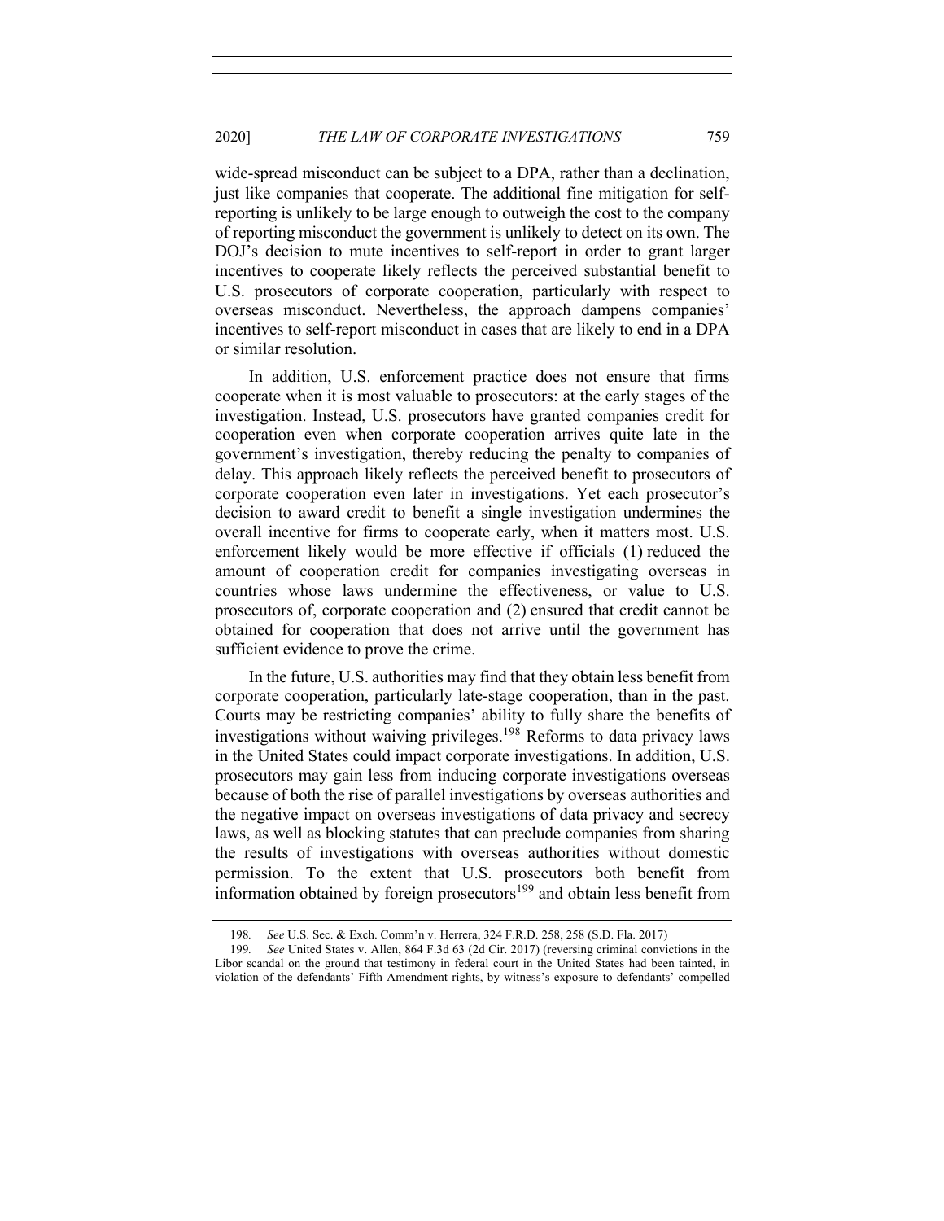wide-spread misconduct can be subject to a DPA, rather than a declination, just like companies that cooperate. The additional fine mitigation for self-reporting is unlikely to be large enough to outweigh the cost to the company of reporting misconduct the government is unlikely to detect on its own. The DOJ's decision to mute incentives to self-report in order to grant larger incentives to cooperate likely reflects the perceived substantial benefit to U.S. prosecutors of corporate cooperation, particularly with respect to overseas misconduct. Nevertheless, the approach dampens companies' incentives to self-report misconduct in cases that are likely to end in a DPA or similar resolution.

In addition, U.S. enforcement practice does not ensure that firms cooperate when it is most valuable to prosecutors: at the early stages of the investigation. Instead, U.S. prosecutors have granted companies credit for cooperation even when corporate cooperation arrives quite late in the government's investigation, thereby reducing the penalty to companies of delay. This approach likely reflects the perceived benefit to prosecutors of corporate cooperation even later in investigations. Yet each prosecutor's decision to award credit to benefit a single investigation undermines the overall incentive for firms to cooperate early, when it matters most. U.S. enforcement likely would be more effective if officials (1) reduced the amount of cooperation credit for companies investigating overseas in countries whose laws undermine the effectiveness, or value to U.S. prosecutors of, corporate cooperation and (2) ensured that credit cannot be obtained for cooperation that does not arrive until the government has sufficient evidence to prove the crime.

In the future, U.S. authorities may find that they obtain less benefit from corporate cooperation, particularly late-stage cooperation, than in the past. Courts may be restricting companies' ability to fully share the benefits of investigations without waiving privileges.[198] Reforms to data privacy laws in the United States could impact corporate investigations. In addition, U.S. prosecutors may gain less from inducing corporate investigations overseas because of both the rise of parallel investigations by overseas authorities and the negative impact on overseas investigations of data privacy and secrecy laws, as well as blocking statutes that can preclude companies from sharing the results of investigations with overseas authorities without domestic permission. To the extent that U.S. prosecutors both benefit from information obtained by foreign prosecutors[199] and obtain less benefit from

198. *See* U.S. Sec. & Exch. Comm'n v. Herrera, 324 F.R.D. 258, 258 (S.D. Fla. 2017)

199. *See* United States v. Allen, 864 F.3d 63 (2d Cir. 2017) (reversing criminal convictions in the Libor scandal on the ground that testimony in federal court in the United States had been tainted, in violation of the defendants' Fifth Amendment rights, by witness's exposure to defendants' compelled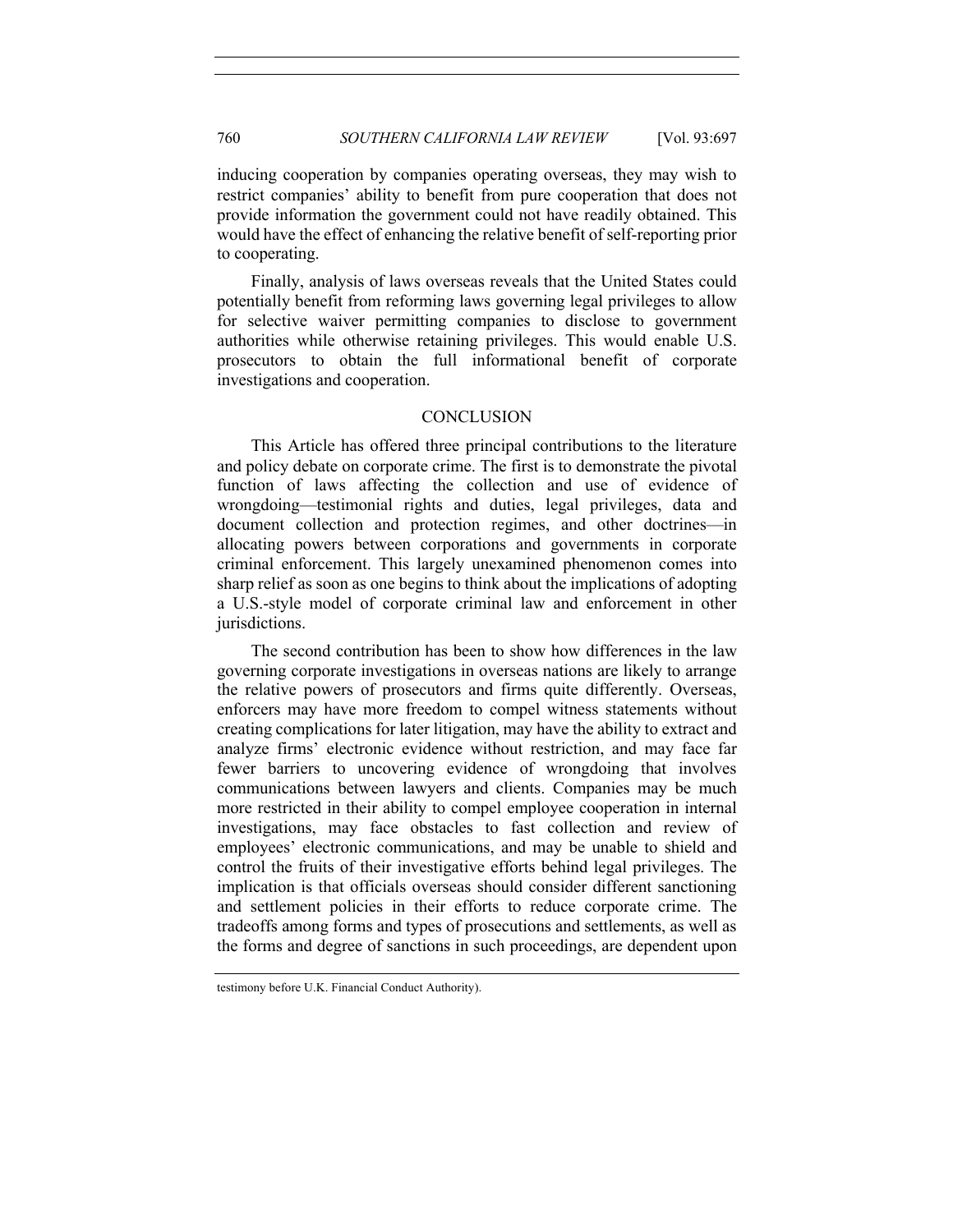inducing cooperation by companies operating overseas, they may wish to restrict companies' ability to benefit from pure cooperation that does not provide information the government could not have readily obtained. This would have the effect of enhancing the relative benefit of self-reporting prior to cooperating.

Finally, analysis of laws overseas reveals that the United States could potentially benefit from reforming laws governing legal privileges to allow for selective waiver permitting companies to disclose to government authorities while otherwise retaining privileges. This would enable U.S. prosecutors to obtain the full informational benefit of corporate investigations and cooperation.

## CONCLUSION

This Article has offered three principal contributions to the literature and policy debate on corporate crime. The first is to demonstrate the pivotal function of laws affecting the collection and use of evidence of wrongdoing—testimonial rights and duties, legal privileges, data and document collection and protection regimes, and other doctrines—in allocating powers between corporations and governments in corporate criminal enforcement. This largely unexamined phenomenon comes into sharp relief as soon as one begins to think about the implications of adopting a U.S.-style model of corporate criminal law and enforcement in other jurisdictions.

The second contribution has been to show how differences in the law governing corporate investigations in overseas nations are likely to arrange the relative powers of prosecutors and firms quite differently. Overseas, enforcers may have more freedom to compel witness statements without creating complications for later litigation, may have the ability to extract and analyze firms' electronic evidence without restriction, and may face far fewer barriers to uncovering evidence of wrongdoing that involves communications between lawyers and clients. Companies may be much more restricted in their ability to compel employee cooperation in internal investigations, may face obstacles to fast collection and review of employees' electronic communications, and may be unable to shield and control the fruits of their investigative efforts behind legal privileges. The implication is that officials overseas should consider different sanctioning and settlement policies in their efforts to reduce corporate crime. The tradeoffs among forms and types of prosecutions and settlements, as well as the forms and degree of sanctions in such proceedings, are dependent upon

testimony before U.K. Financial Conduct Authority).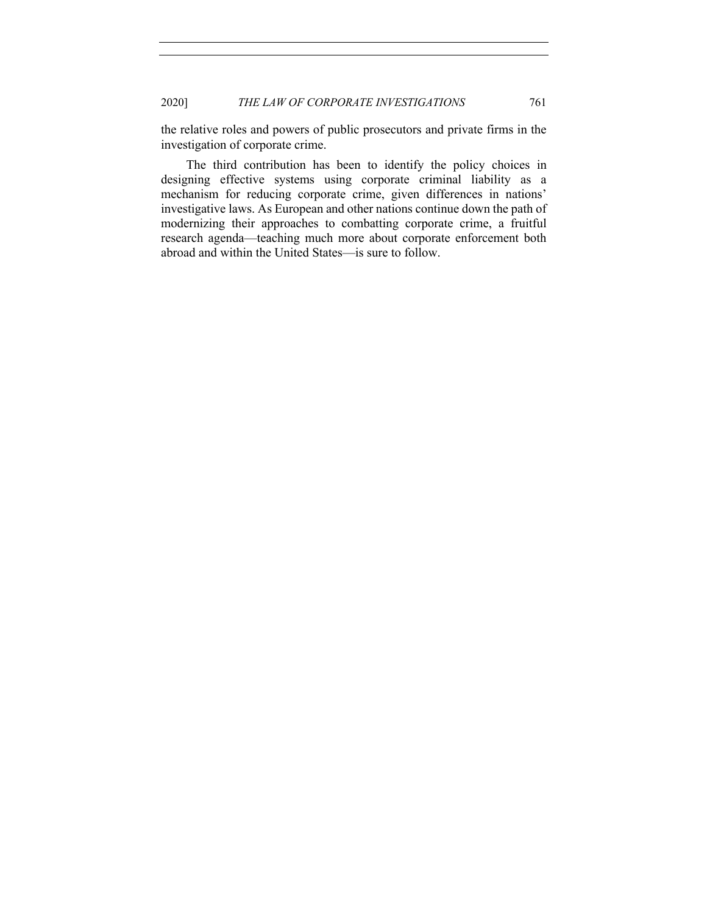the relative roles and powers of public prosecutors and private firms in the investigation of corporate crime.

The third contribution has been to identify the policy choices in designing effective systems using corporate criminal liability as a mechanism for reducing corporate crime, given differences in nations' investigative laws. As European and other nations continue down the path of modernizing their approaches to combatting corporate crime, a fruitful research agenda—teaching much more about corporate enforcement both abroad and within the United States—is sure to follow.